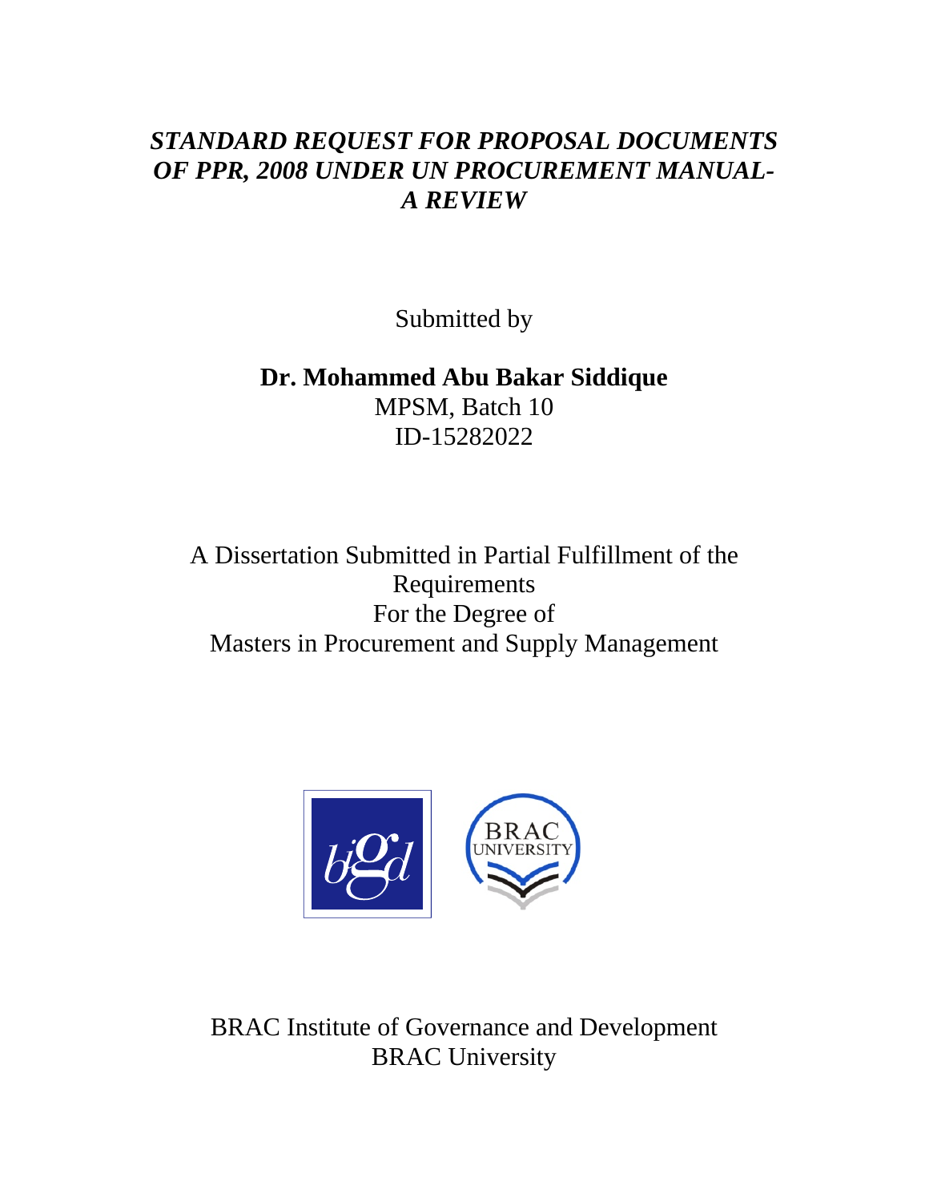# *STANDARD REQUEST FOR PROPOSAL DOCUMENTS OF PPR, 2008 UNDER UN PROCUREMENT MANUAL- A REVIEW*

Submitted by

**Dr. Mohammed Abu Bakar Siddique**
MPSM, Batch 10
ID-15282022

A Dissertation Submitted in Partial Fulfillment of the Requirements
For the Degree of
Masters in Procurement and Supply Management

BRAC Institute of Governance and Development
BRAC University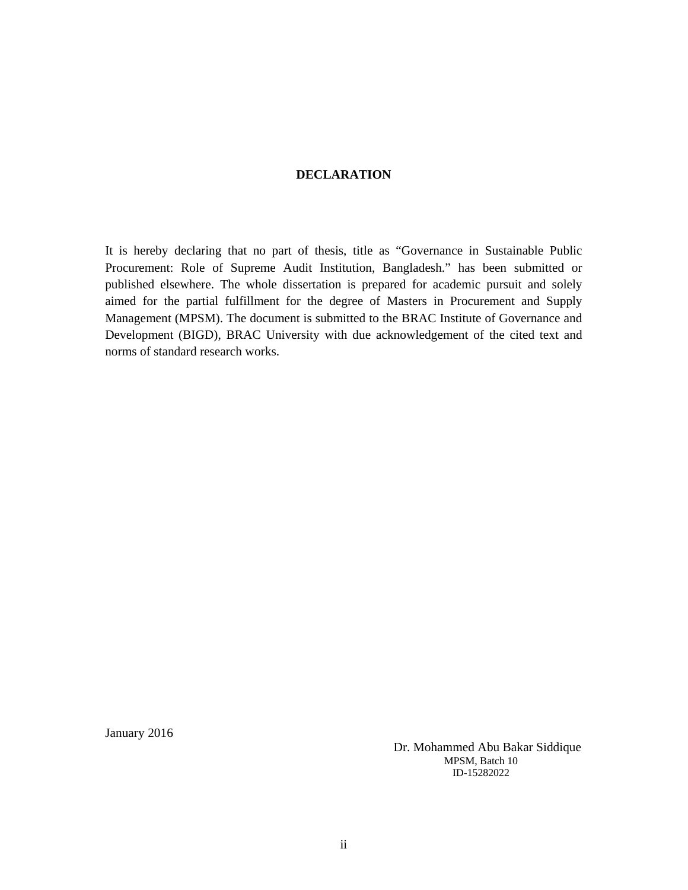# DECLARATION

It is hereby declaring that no part of thesis, title as "Governance in Sustainable Public Procurement: Role of Supreme Audit Institution, Bangladesh." has been submitted or published elsewhere. The whole dissertation is prepared for academic pursuit and solely aimed for the partial fulfillment for the degree of Masters in Procurement and Supply Management (MPSM). The document is submitted to the BRAC Institute of Governance and Development (BIGD), BRAC University with due acknowledgement of the cited text and norms of standard research works.

January 2016

Dr. Mohammed Abu Bakar Siddique
MPSM, Batch 10
ID-15282022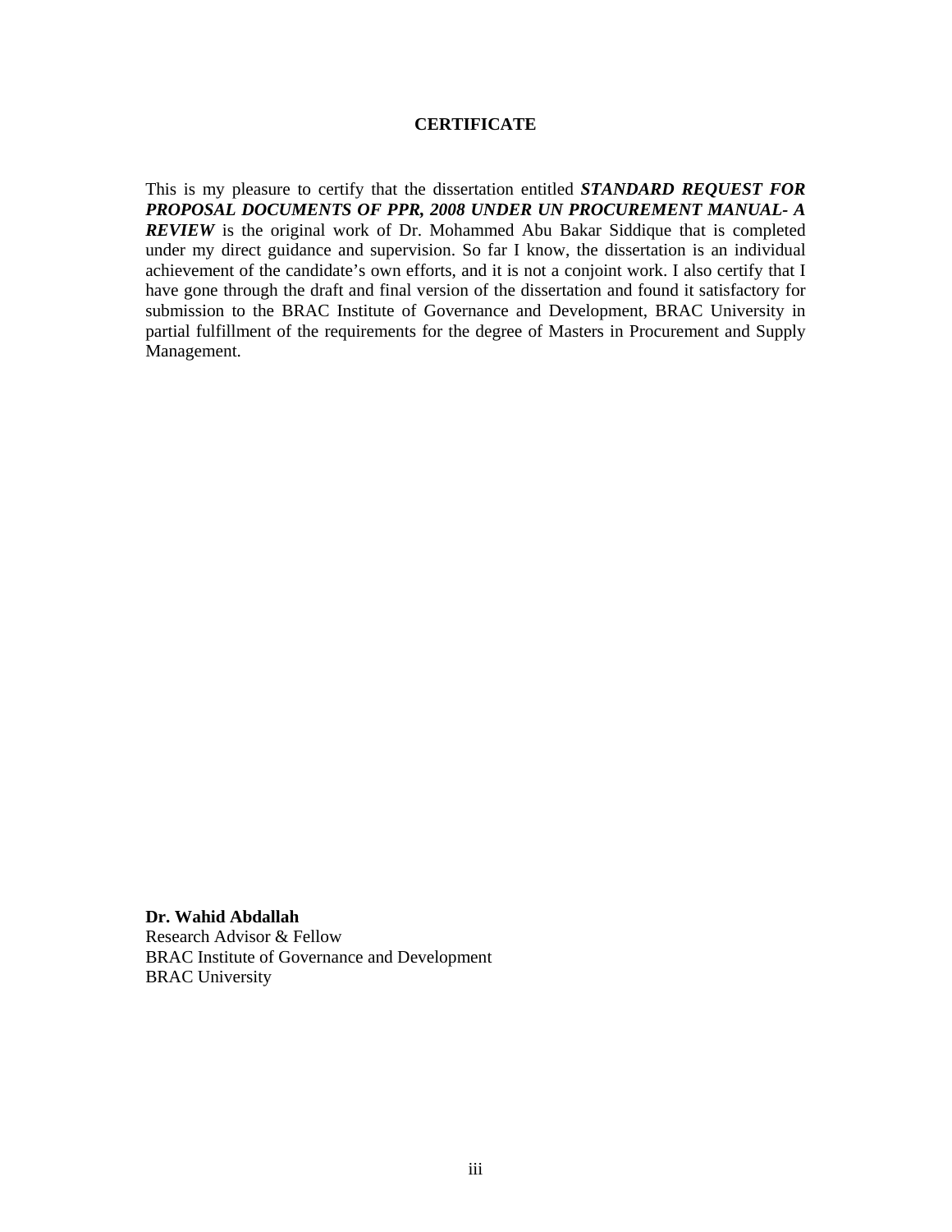# CERTIFICATE

This is my pleasure to certify that the dissertation entitled ***STANDARD REQUEST FOR PROPOSAL DOCUMENTS OF PPR, 2008 UNDER UN PROCUREMENT MANUAL- A REVIEW*** is the original work of Dr. Mohammed Abu Bakar Siddique that is completed under my direct guidance and supervision. So far I know, the dissertation is an individual achievement of the candidate's own efforts, and it is not a conjoint work. I also certify that I have gone through the draft and final version of the dissertation and found it satisfactory for submission to the BRAC Institute of Governance and Development, BRAC University in partial fulfillment of the requirements for the degree of Masters in Procurement and Supply Management.

**Dr. Wahid Abdallah**
Research Advisor & Fellow
BRAC Institute of Governance and Development
BRAC University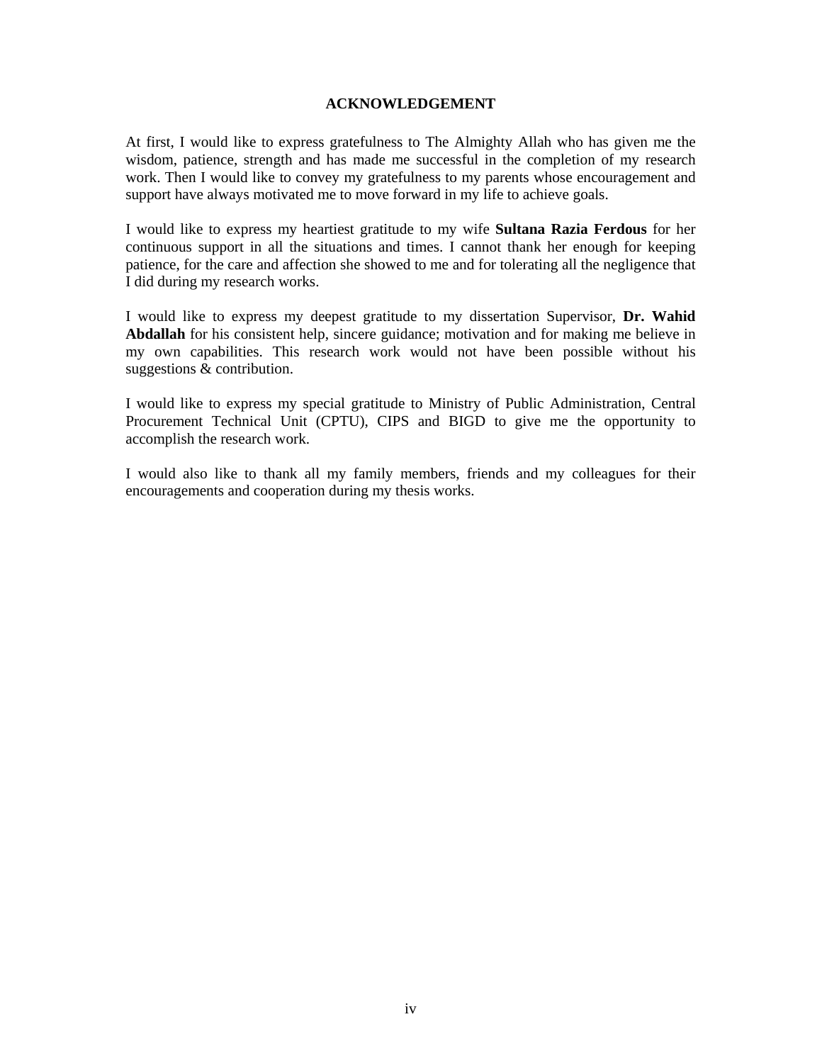# ACKNOWLEDGEMENT

At first, I would like to express gratefulness to The Almighty Allah who has given me the wisdom, patience, strength and has made me successful in the completion of my research work. Then I would like to convey my gratefulness to my parents whose encouragement and support have always motivated me to move forward in my life to achieve goals.

I would like to express my heartiest gratitude to my wife **Sultana Razia Ferdous** for her continuous support in all the situations and times. I cannot thank her enough for keeping patience, for the care and affection she showed to me and for tolerating all the negligence that I did during my research works.

I would like to express my deepest gratitude to my dissertation Supervisor, **Dr. Wahid Abdallah** for his consistent help, sincere guidance; motivation and for making me believe in my own capabilities. This research work would not have been possible without his suggestions & contribution.

I would like to express my special gratitude to Ministry of Public Administration, Central Procurement Technical Unit (CPTU), CIPS and BIGD to give me the opportunity to accomplish the research work.

I would also like to thank all my family members, friends and my colleagues for their encouragements and cooperation during my thesis works.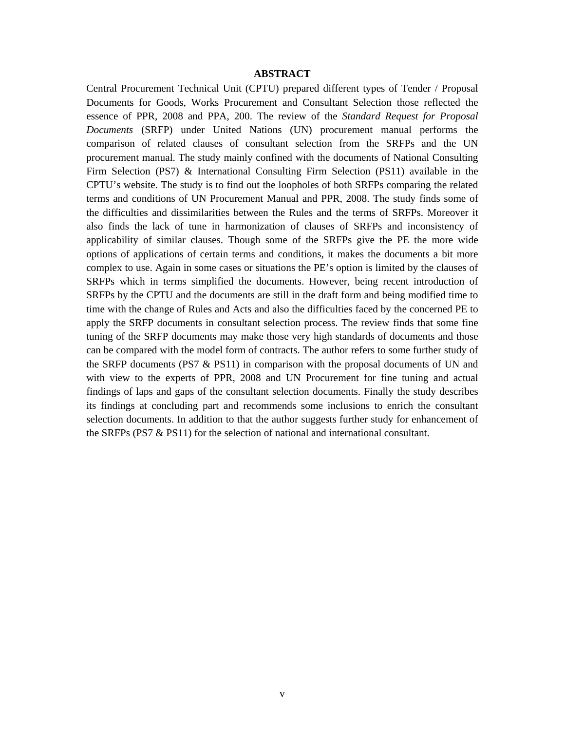# ABSTRACT

Central Procurement Technical Unit (CPTU) prepared different types of Tender / Proposal Documents for Goods, Works Procurement and Consultant Selection those reflected the essence of PPR, 2008 and PPA, 200. The review of the *Standard Request for Proposal Documents* (SRFP) under United Nations (UN) procurement manual performs the comparison of related clauses of consultant selection from the SRFPs and the UN procurement manual. The study mainly confined with the documents of National Consulting Firm Selection (PS7) & International Consulting Firm Selection (PS11) available in the CPTU's website. The study is to find out the loopholes of both SRFPs comparing the related terms and conditions of UN Procurement Manual and PPR, 2008. The study finds some of the difficulties and dissimilarities between the Rules and the terms of SRFPs. Moreover it also finds the lack of tune in harmonization of clauses of SRFPs and inconsistency of applicability of similar clauses. Though some of the SRFPs give the PE the more wide options of applications of certain terms and conditions, it makes the documents a bit more complex to use. Again in some cases or situations the PE's option is limited by the clauses of SRFPs which in terms simplified the documents. However, being recent introduction of SRFPs by the CPTU and the documents are still in the draft form and being modified time to time with the change of Rules and Acts and also the difficulties faced by the concerned PE to apply the SRFP documents in consultant selection process. The review finds that some fine tuning of the SRFP documents may make those very high standards of documents and those can be compared with the model form of contracts. The author refers to some further study of the SRFP documents (PS7 & PS11) in comparison with the proposal documents of UN and with view to the experts of PPR, 2008 and UN Procurement for fine tuning and actual findings of laps and gaps of the consultant selection documents. Finally the study describes its findings at concluding part and recommends some inclusions to enrich the consultant selection documents. In addition to that the author suggests further study for enhancement of the SRFPs (PS7 & PS11) for the selection of national and international consultant.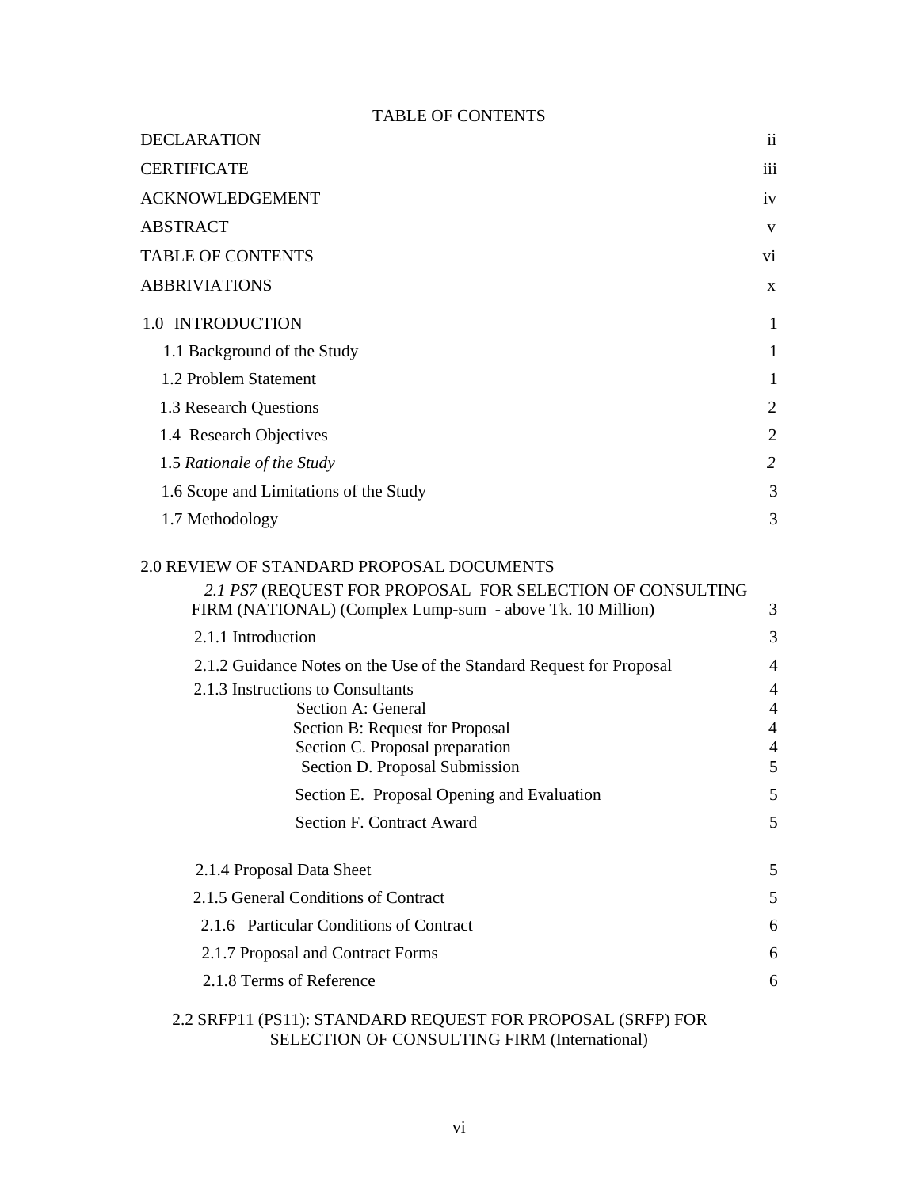# TABLE OF CONTENTS

| | |
|---|---|
| DECLARATION | ii |
| CERTIFICATE | iii |
| ACKNOWLEDGEMENT | iv |
| ABSTRACT | v |
| TABLE OF CONTENTS | vi |
| ABBRIVIATIONS | x |
| 1.0 INTRODUCTION | 1 |
| 1.1 Background of the Study | 1 |
| 1.2 Problem Statement | 1 |
| 1.3 Research Questions | 2 |
| 1.4 Research Objectives | 2 |
| 1.5 *Rationale of the Study* | *2* |
| 1.6 Scope and Limitations of the Study | 3 |
| 1.7 Methodology | 3 |
| 2.0 REVIEW OF STANDARD PROPOSAL DOCUMENTS | |
| *2.1 PS7* (REQUEST FOR PROPOSAL FOR SELECTION OF CONSULTING FIRM (NATIONAL) (Complex Lump-sum - above Tk. 10 Million) | 3 |
| 2.1.1 Introduction | 3 |
| 2.1.2 Guidance Notes on the Use of the Standard Request for Proposal | 4 |
| 2.1.3 Instructions to Consultants | 4 |
| Section A: General | 4 |
| Section B: Request for Proposal | 4 |
| Section C. Proposal preparation | 4 |
| Section D. Proposal Submission | 5 |
| Section E. Proposal Opening and Evaluation | 5 |
| Section F. Contract Award | 5 |
| 2.1.4 Proposal Data Sheet | 5 |
| 2.1.5 General Conditions of Contract | 5 |
| 2.1.6 Particular Conditions of Contract | 6 |
| 2.1.7 Proposal and Contract Forms | 6 |
| 2.1.8 Terms of Reference | 6 |
| 2.2 SRFP11 (PS11): STANDARD REQUEST FOR PROPOSAL (SRFP) FOR SELECTION OF CONSULTING FIRM (International) | |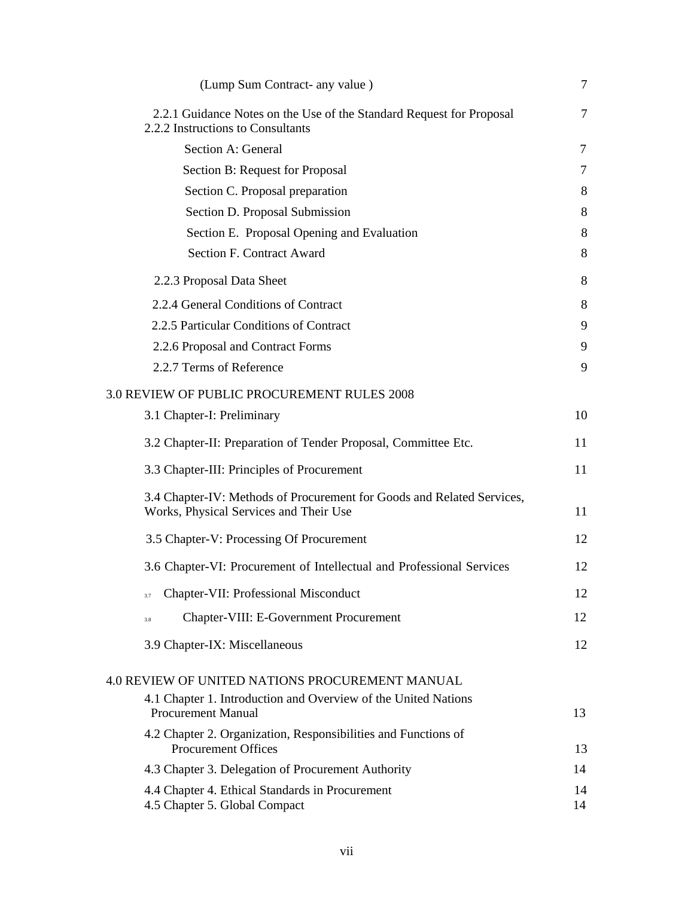(Lump Sum Contract- any value ) 7

2.2.1 Guidance Notes on the Use of the Standard Request for Proposal 7
2.2.2 Instructions to Consultants

Section A: General 7

Section B: Request for Proposal 7

Section C. Proposal preparation 8

Section D. Proposal Submission 8

Section E. Proposal Opening and Evaluation 8

Section F. Contract Award 8

2.2.3 Proposal Data Sheet 8

2.2.4 General Conditions of Contract 8

2.2.5 Particular Conditions of Contract 9

2.2.6 Proposal and Contract Forms 9

2.2.7 Terms of Reference 9

3.0 REVIEW OF PUBLIC PROCUREMENT RULES 2008

3.1 Chapter-I: Preliminary 10

3.2 Chapter-II: Preparation of Tender Proposal, Committee Etc. 11

3.3 Chapter-III: Principles of Procurement 11

3.4 Chapter-IV: Methods of Procurement for Goods and Related Services, Works, Physical Services and Their Use 11

3.5 Chapter-V: Processing Of Procurement 12

3.6 Chapter-VI: Procurement of Intellectual and Professional Services 12

3.7 Chapter-VII: Professional Misconduct 12

3.8 Chapter-VIII: E-Government Procurement 12

3.9 Chapter-IX: Miscellaneous 12

4.0 REVIEW OF UNITED NATIONS PROCUREMENT MANUAL

4.1 Chapter 1. Introduction and Overview of the United Nations Procurement Manual 13

4.2 Chapter 2. Organization, Responsibilities and Functions of Procurement Offices 13

4.3 Chapter 3. Delegation of Procurement Authority 14

4.4 Chapter 4. Ethical Standards in Procurement 14

4.5 Chapter 5. Global Compact 14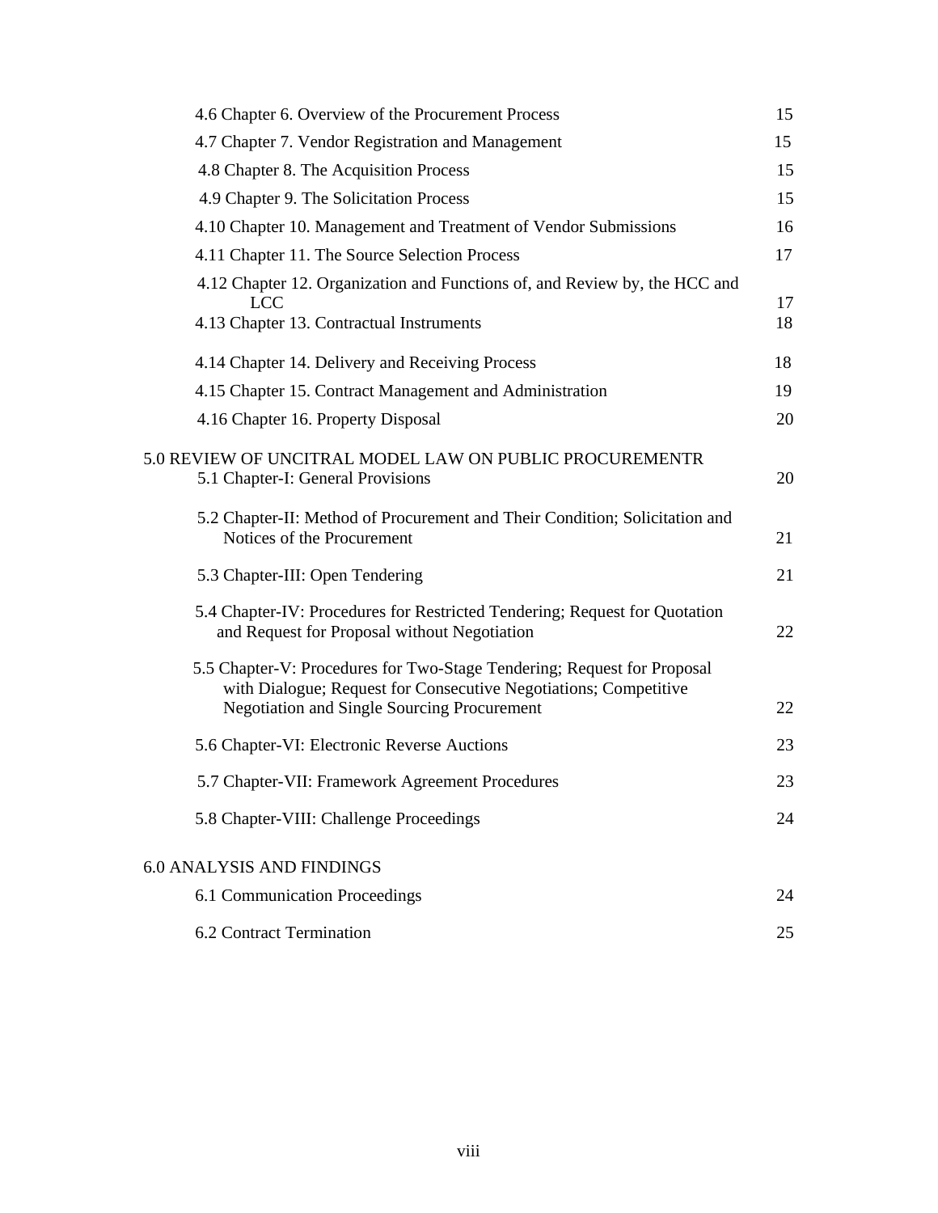4.6 Chapter 6. Overview of the Procurement Process 15

4.7 Chapter 7. Vendor Registration and Management 15

4.8 Chapter 8. The Acquisition Process 15

4.9 Chapter 9. The Solicitation Process 15

4.10 Chapter 10. Management and Treatment of Vendor Submissions 16

4.11 Chapter 11. The Source Selection Process 17

4.12 Chapter 12. Organization and Functions of, and Review by, the HCC and LCC 17

4.13 Chapter 13. Contractual Instruments 18

4.14 Chapter 14. Delivery and Receiving Process 18

4.15 Chapter 15. Contract Management and Administration 19

4.16 Chapter 16. Property Disposal 20

5.0 REVIEW OF UNCITRAL MODEL LAW ON PUBLIC PROCUREMENTR

5.1 Chapter-I: General Provisions 20

5.2 Chapter-II: Method of Procurement and Their Condition; Solicitation and Notices of the Procurement 21

5.3 Chapter-III: Open Tendering 21

5.4 Chapter-IV: Procedures for Restricted Tendering; Request for Quotation and Request for Proposal without Negotiation 22

5.5 Chapter-V: Procedures for Two-Stage Tendering; Request for Proposal with Dialogue; Request for Consecutive Negotiations; Competitive Negotiation and Single Sourcing Procurement 22

5.6 Chapter-VI: Electronic Reverse Auctions 23

5.7 Chapter-VII: Framework Agreement Procedures 23

5.8 Chapter-VIII: Challenge Proceedings 24

6.0 ANALYSIS AND FINDINGS

6.1 Communication Proceedings 24

6.2 Contract Termination 25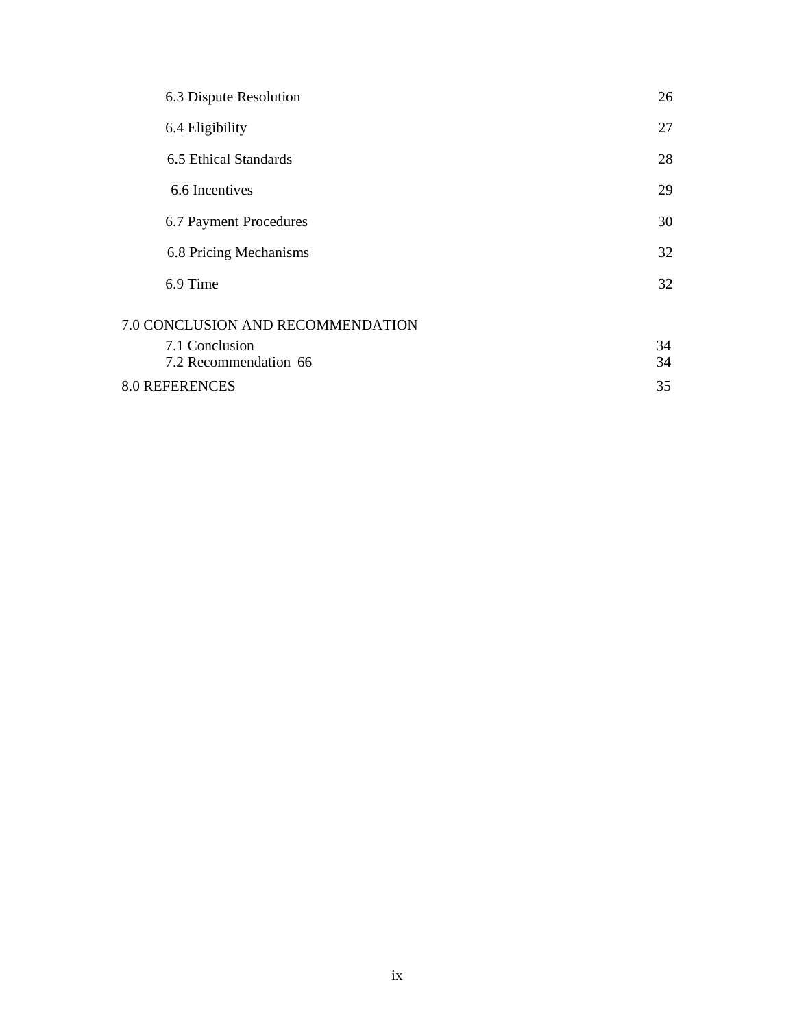| | |
|---|---|
| 6.3 Dispute Resolution | 26 |
| 6.4 Eligibility | 27 |
| 6.5 Ethical Standards | 28 |
| 6.6 Incentives | 29 |
| 6.7 Payment Procedures | 30 |
| 6.8 Pricing Mechanisms | 32 |
| 6.9 Time | 32 |
| 7.0 CONCLUSION AND RECOMMENDATION | |
| 7.1 Conclusion | 34 |
| 7.2 Recommendation 66 | 34 |
| 8.0 REFERENCES | 35 |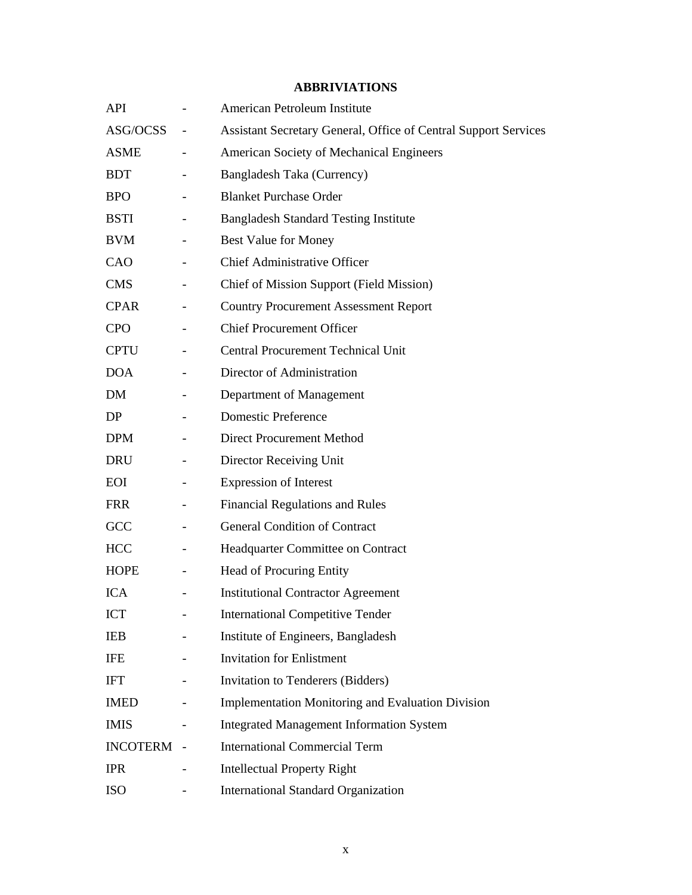## ABBRIVIATIONS

| | | |
|---|---|---|
| API | - | American Petroleum Institute |
| ASG/OCSS | - | Assistant Secretary General, Office of Central Support Services |
| ASME | - | American Society of Mechanical Engineers |
| BDT | - | Bangladesh Taka (Currency) |
| BPO | - | Blanket Purchase Order |
| BSTI | - | Bangladesh Standard Testing Institute |
| BVM | - | Best Value for Money |
| CAO | - | Chief Administrative Officer |
| CMS | - | Chief of Mission Support (Field Mission) |
| CPAR | - | Country Procurement Assessment Report |
| CPO | - | Chief Procurement Officer |
| CPTU | - | Central Procurement Technical Unit |
| DOA | - | Director of Administration |
| DM | - | Department of Management |
| DP | - | Domestic Preference |
| DPM | - | Direct Procurement Method |
| DRU | - | Director Receiving Unit |
| EOI | - | Expression of Interest |
| FRR | - | Financial Regulations and Rules |
| GCC | - | General Condition of Contract |
| HCC | - | Headquarter Committee on Contract |
| HOPE | - | Head of Procuring Entity |
| ICA | - | Institutional Contractor Agreement |
| ICT | - | International Competitive Tender |
| IEB | - | Institute of Engineers, Bangladesh |
| IFE | - | Invitation for Enlistment |
| IFT | - | Invitation to Tenderers (Bidders) |
| IMED | - | Implementation Monitoring and Evaluation Division |
| IMIS | - | Integrated Management Information System |
| INCOTERM | - | International Commercial Term |
| IPR | - | Intellectual Property Right |
| ISO | - | International Standard Organization |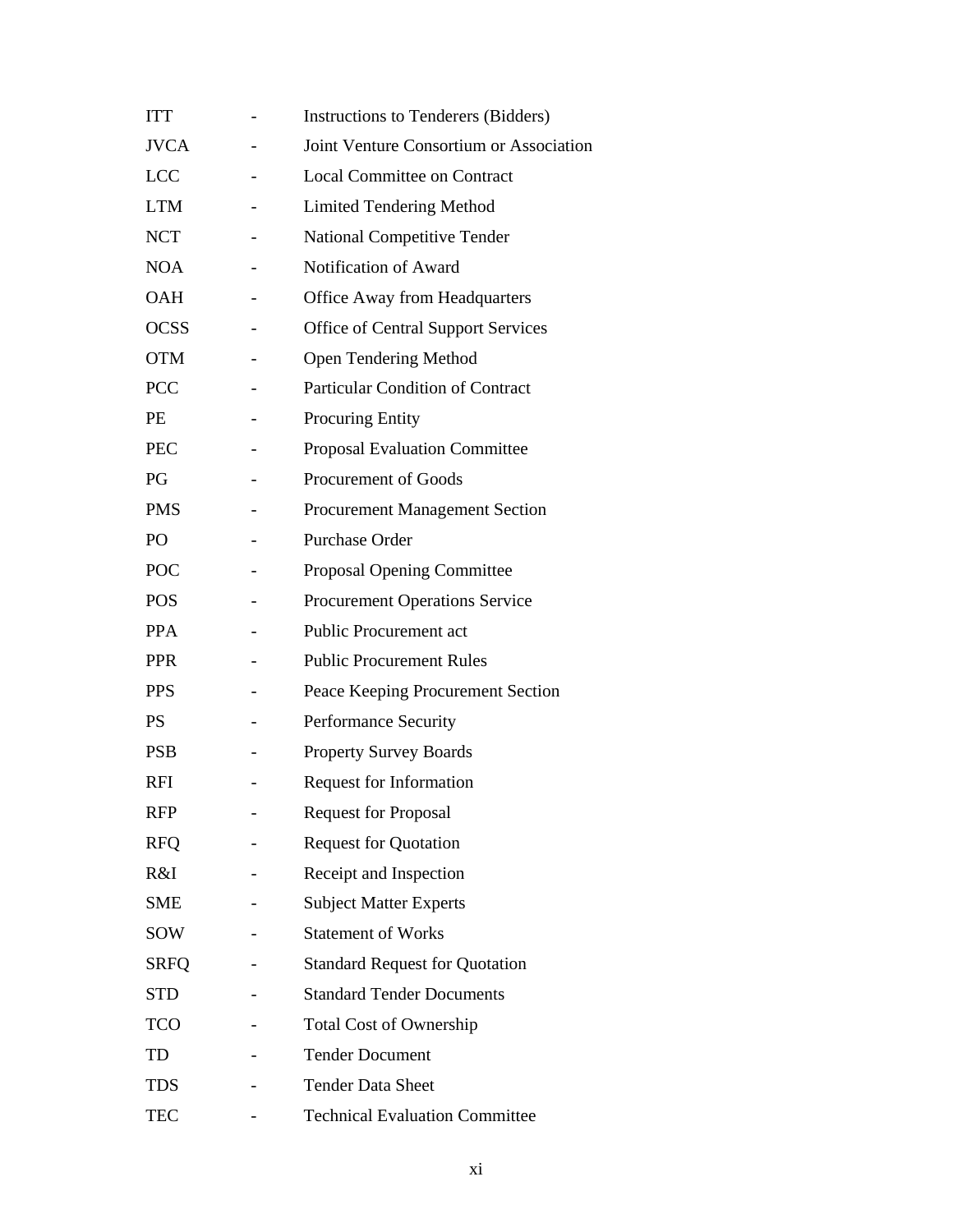ITT - Instructions to Tenderers (Bidders)

JVCA - Joint Venture Consortium or Association

LCC - Local Committee on Contract

LTM - Limited Tendering Method

NCT - National Competitive Tender

NOA - Notification of Award

OAH - Office Away from Headquarters

OCSS - Office of Central Support Services

OTM - Open Tendering Method

PCC - Particular Condition of Contract

PE - Procuring Entity

PEC - Proposal Evaluation Committee

PG - Procurement of Goods

PMS - Procurement Management Section

PO - Purchase Order

POC - Proposal Opening Committee

POS - Procurement Operations Service

PPA - Public Procurement act

PPR - Public Procurement Rules

PPS - Peace Keeping Procurement Section

PS - Performance Security

PSB - Property Survey Boards

RFI - Request for Information

RFP - Request for Proposal

RFQ - Request for Quotation

R&I - Receipt and Inspection

SME - Subject Matter Experts

SOW - Statement of Works

SRFQ - Standard Request for Quotation

STD - Standard Tender Documents

TCO - Total Cost of Ownership

TD - Tender Document

TDS - Tender Data Sheet

TEC - Technical Evaluation Committee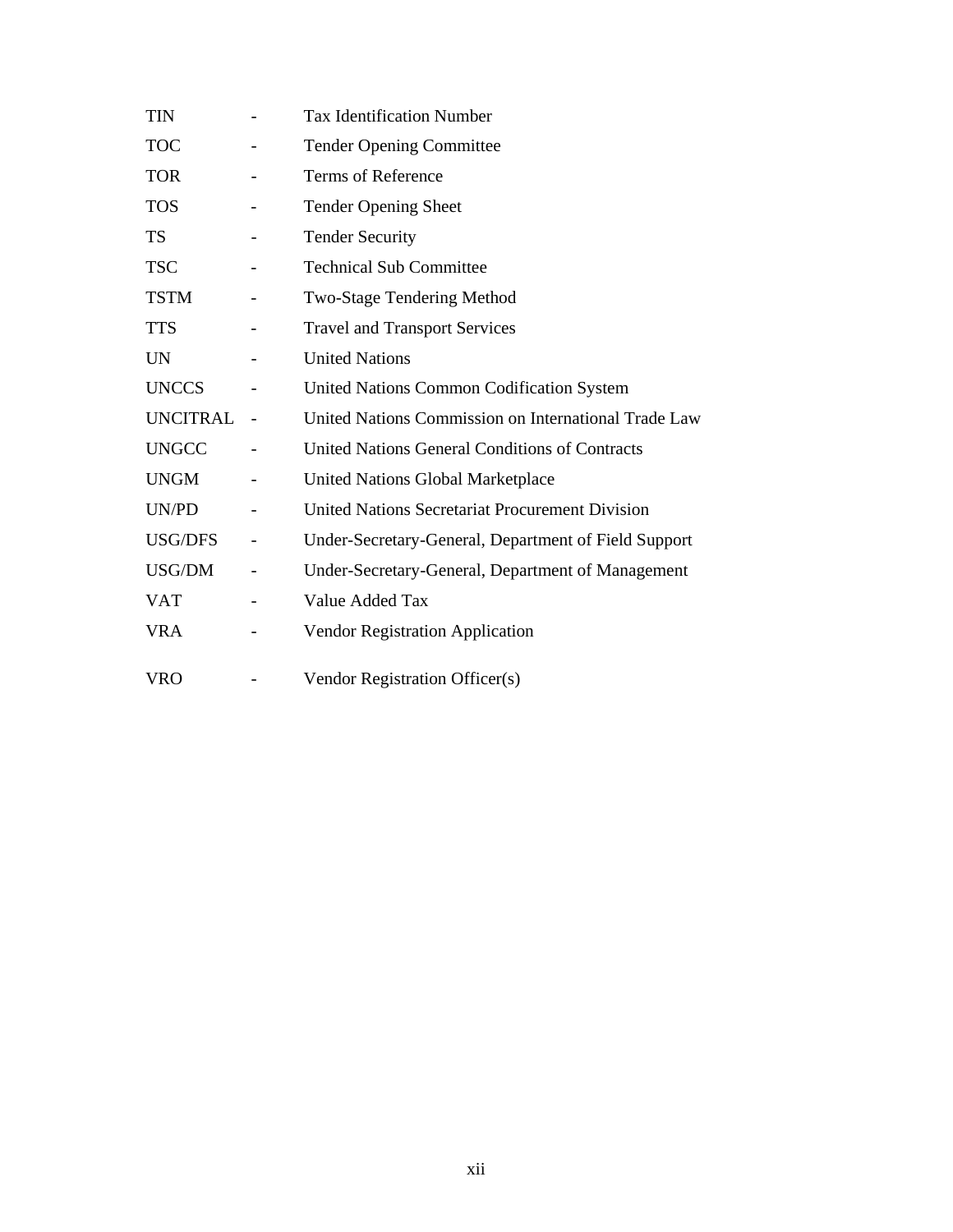TIN - Tax Identification Number

TOC - Tender Opening Committee

TOR - Terms of Reference

TOS - Tender Opening Sheet

TS - Tender Security

TSC - Technical Sub Committee

TSTM - Two-Stage Tendering Method

TTS - Travel and Transport Services

UN - United Nations

UNCCS - United Nations Common Codification System

UNCITRAL - United Nations Commission on International Trade Law

UNGCC - United Nations General Conditions of Contracts

UNGM - United Nations Global Marketplace

UN/PD - United Nations Secretariat Procurement Division

USG/DFS - Under-Secretary-General, Department of Field Support

USG/DM - Under-Secretary-General, Department of Management

VAT - Value Added Tax

VRA - Vendor Registration Application

VRO - Vendor Registration Officer(s)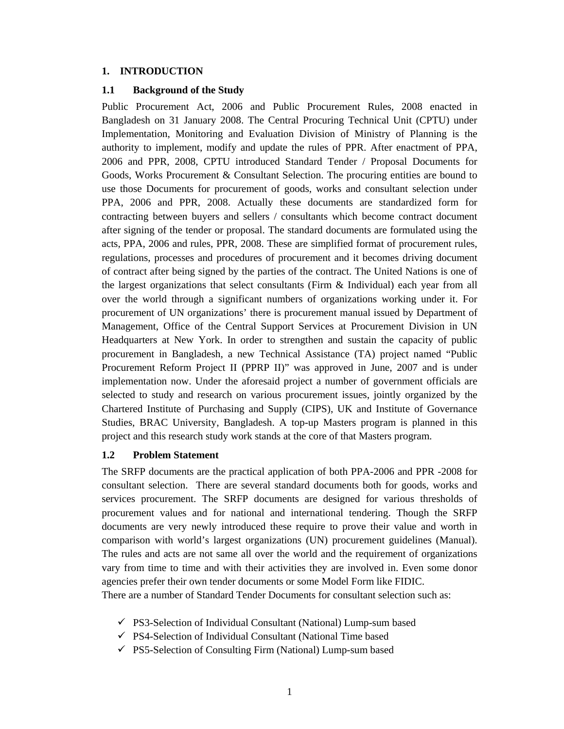# 1. INTRODUCTION

## 1.1 Background of the Study

Public Procurement Act, 2006 and Public Procurement Rules, 2008 enacted in Bangladesh on 31 January 2008. The Central Procuring Technical Unit (CPTU) under Implementation, Monitoring and Evaluation Division of Ministry of Planning is the authority to implement, modify and update the rules of PPR. After enactment of PPA, 2006 and PPR, 2008, CPTU introduced Standard Tender / Proposal Documents for Goods, Works Procurement & Consultant Selection. The procuring entities are bound to use those Documents for procurement of goods, works and consultant selection under PPA, 2006 and PPR, 2008. Actually these documents are standardized form for contracting between buyers and sellers / consultants which become contract document after signing of the tender or proposal. The standard documents are formulated using the acts, PPA, 2006 and rules, PPR, 2008. These are simplified format of procurement rules, regulations, processes and procedures of procurement and it becomes driving document of contract after being signed by the parties of the contract. The United Nations is one of the largest organizations that select consultants (Firm & Individual) each year from all over the world through a significant numbers of organizations working under it. For procurement of UN organizations' there is procurement manual issued by Department of Management, Office of the Central Support Services at Procurement Division in UN Headquarters at New York. In order to strengthen and sustain the capacity of public procurement in Bangladesh, a new Technical Assistance (TA) project named "Public Procurement Reform Project II (PPRP II)" was approved in June, 2007 and is under implementation now. Under the aforesaid project a number of government officials are selected to study and research on various procurement issues, jointly organized by the Chartered Institute of Purchasing and Supply (CIPS), UK and Institute of Governance Studies, BRAC University, Bangladesh. A top-up Masters program is planned in this project and this research study work stands at the core of that Masters program.

## 1.2 Problem Statement

The SRFP documents are the practical application of both PPA-2006 and PPR -2008 for consultant selection. There are several standard documents both for goods, works and services procurement. The SRFP documents are designed for various thresholds of procurement values and for national and international tendering. Though the SRFP documents are very newly introduced these require to prove their value and worth in comparison with world's largest organizations (UN) procurement guidelines (Manual). The rules and acts are not same all over the world and the requirement of organizations vary from time to time and with their activities they are involved in. Even some donor agencies prefer their own tender documents or some Model Form like FIDIC.

There are a number of Standard Tender Documents for consultant selection such as:

- ✓ PS3-Selection of Individual Consultant (National) Lump-sum based
- ✓ PS4-Selection of Individual Consultant (National Time based
- ✓ PS5-Selection of Consulting Firm (National) Lump-sum based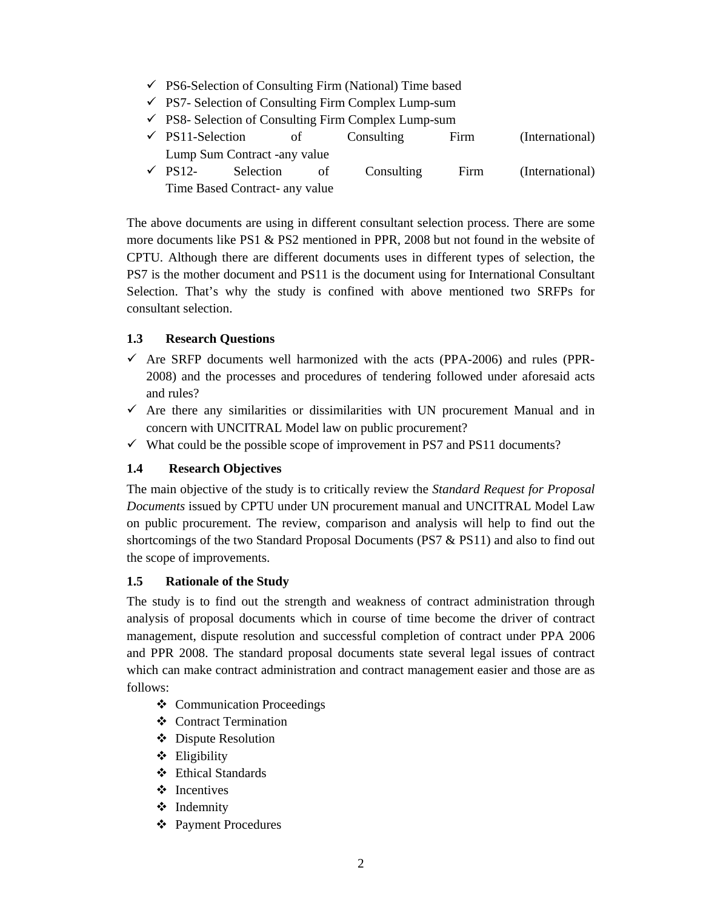- ✓ PS6-Selection of Consulting Firm (National) Time based
- ✓ PS7- Selection of Consulting Firm Complex Lump-sum
- ✓ PS8- Selection of Consulting Firm Complex Lump-sum
- ✓ PS11-Selection of Consulting Firm (International) Lump Sum Contract -any value
- ✓ PS12- Selection of Consulting Firm (International) Time Based Contract- any value

The above documents are using in different consultant selection process. There are some more documents like PS1 & PS2 mentioned in PPR, 2008 but not found in the website of CPTU. Although there are different documents uses in different types of selection, the PS7 is the mother document and PS11 is the document using for International Consultant Selection. That's why the study is confined with above mentioned two SRFPs for consultant selection.

### 1.3 Research Questions

- ✓ Are SRFP documents well harmonized with the acts (PPA-2006) and rules (PPR-2008) and the processes and procedures of tendering followed under aforesaid acts and rules?
- ✓ Are there any similarities or dissimilarities with UN procurement Manual and in concern with UNCITRAL Model law on public procurement?
- ✓ What could be the possible scope of improvement in PS7 and PS11 documents?

### 1.4 Research Objectives

The main objective of the study is to critically review the *Standard Request for Proposal Documents* issued by CPTU under UN procurement manual and UNCITRAL Model Law on public procurement. The review, comparison and analysis will help to find out the shortcomings of the two Standard Proposal Documents (PS7 & PS11) and also to find out the scope of improvements.

### 1.5 Rationale of the Study

The study is to find out the strength and weakness of contract administration through analysis of proposal documents which in course of time become the driver of contract management, dispute resolution and successful completion of contract under PPA 2006 and PPR 2008. The standard proposal documents state several legal issues of contract which can make contract administration and contract management easier and those are as follows:

- ❖ Communication Proceedings
- ❖ Contract Termination
- ❖ Dispute Resolution
- ❖ Eligibility
- ❖ Ethical Standards
- ❖ Incentives
- ❖ Indemnity
- ❖ Payment Procedures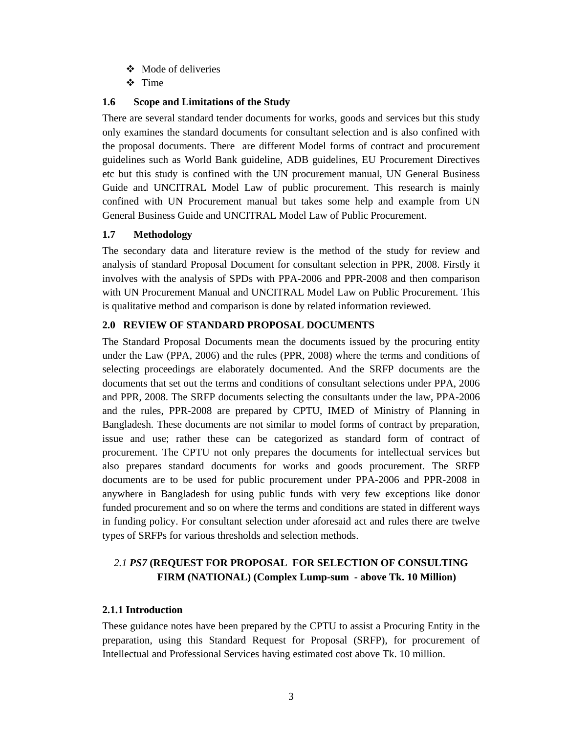- Mode of deliveries
- Time

### 1.6 Scope and Limitations of the Study

There are several standard tender documents for works, goods and services but this study only examines the standard documents for consultant selection and is also confined with the proposal documents. There are different Model forms of contract and procurement guidelines such as World Bank guideline, ADB guidelines, EU Procurement Directives etc but this study is confined with the UN procurement manual, UN General Business Guide and UNCITRAL Model Law of public procurement. This research is mainly confined with UN Procurement manual but takes some help and example from UN General Business Guide and UNCITRAL Model Law of Public Procurement.

### 1.7 Methodology

The secondary data and literature review is the method of the study for review and analysis of standard Proposal Document for consultant selection in PPR, 2008. Firstly it involves with the analysis of SPDs with PPA-2006 and PPR-2008 and then comparison with UN Procurement Manual and UNCITRAL Model Law on Public Procurement. This is qualitative method and comparison is done by related information reviewed.

## 2.0 REVIEW OF STANDARD PROPOSAL DOCUMENTS

The Standard Proposal Documents mean the documents issued by the procuring entity under the Law (PPA, 2006) and the rules (PPR, 2008) where the terms and conditions of selecting proceedings are elaborately documented. And the SRFP documents are the documents that set out the terms and conditions of consultant selections under PPA, 2006 and PPR, 2008. The SRFP documents selecting the consultants under the law, PPA-2006 and the rules, PPR-2008 are prepared by CPTU, IMED of Ministry of Planning in Bangladesh. These documents are not similar to model forms of contract by preparation, issue and use; rather these can be categorized as standard form of contract of procurement. The CPTU not only prepares the documents for intellectual services but also prepares standard documents for works and goods procurement. The SRFP documents are to be used for public procurement under PPA-2006 and PPR-2008 in anywhere in Bangladesh for using public funds with very few exceptions like donor funded procurement and so on where the terms and conditions are stated in different ways in funding policy. For consultant selection under aforesaid act and rules there are twelve types of SRFPs for various thresholds and selection methods.

### *2.1 **PS7*** **(REQUEST FOR PROPOSAL FOR SELECTION OF CONSULTING FIRM (NATIONAL) (Complex Lump-sum - above Tk. 10 Million)**

#### 2.1.1 Introduction

These guidance notes have been prepared by the CPTU to assist a Procuring Entity in the preparation, using this Standard Request for Proposal (SRFP), for procurement of Intellectual and Professional Services having estimated cost above Tk. 10 million.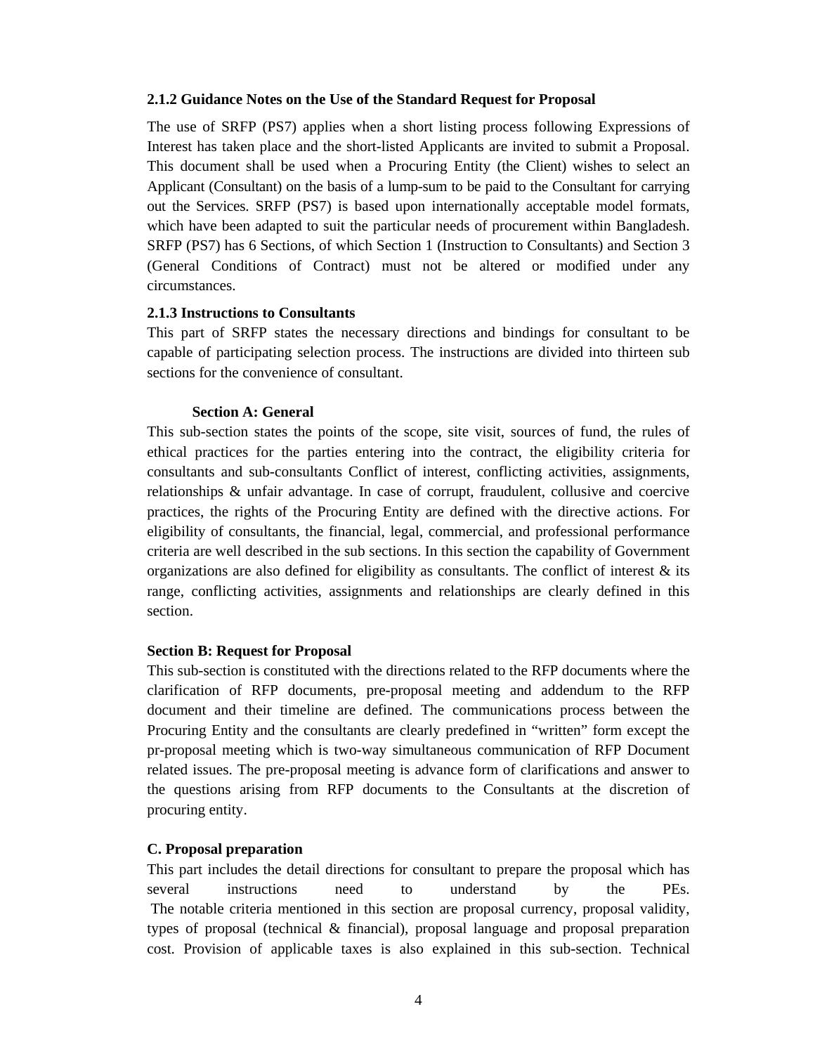### 2.1.2 Guidance Notes on the Use of the Standard Request for Proposal

The use of SRFP (PS7) applies when a short listing process following Expressions of Interest has taken place and the short-listed Applicants are invited to submit a Proposal. This document shall be used when a Procuring Entity (the Client) wishes to select an Applicant (Consultant) on the basis of a lump-sum to be paid to the Consultant for carrying out the Services. SRFP (PS7) is based upon internationally acceptable model formats, which have been adapted to suit the particular needs of procurement within Bangladesh. SRFP (PS7) has 6 Sections, of which Section 1 (Instruction to Consultants) and Section 3 (General Conditions of Contract) must not be altered or modified under any circumstances.

### 2.1.3 Instructions to Consultants

This part of SRFP states the necessary directions and bindings for consultant to be capable of participating selection process. The instructions are divided into thirteen sub sections for the convenience of consultant.

**Section A: General**

This sub-section states the points of the scope, site visit, sources of fund, the rules of ethical practices for the parties entering into the contract, the eligibility criteria for consultants and sub-consultants Conflict of interest, conflicting activities, assignments, relationships & unfair advantage. In case of corrupt, fraudulent, collusive and coercive practices, the rights of the Procuring Entity are defined with the directive actions. For eligibility of consultants, the financial, legal, commercial, and professional performance criteria are well described in the sub sections. In this section the capability of Government organizations are also defined for eligibility as consultants. The conflict of interest & its range, conflicting activities, assignments and relationships are clearly defined in this section.

**Section B: Request for Proposal**

This sub-section is constituted with the directions related to the RFP documents where the clarification of RFP documents, pre-proposal meeting and addendum to the RFP document and their timeline are defined. The communications process between the Procuring Entity and the consultants are clearly predefined in "written" form except the pr-proposal meeting which is two-way simultaneous communication of RFP Document related issues. The pre-proposal meeting is advance form of clarifications and answer to the questions arising from RFP documents to the Consultants at the discretion of procuring entity.

**C. Proposal preparation**

This part includes the detail directions for consultant to prepare the proposal which has several instructions need to understand by the PEs. The notable criteria mentioned in this section are proposal currency, proposal validity, types of proposal (technical & financial), proposal language and proposal preparation cost. Provision of applicable taxes is also explained in this sub-section. Technical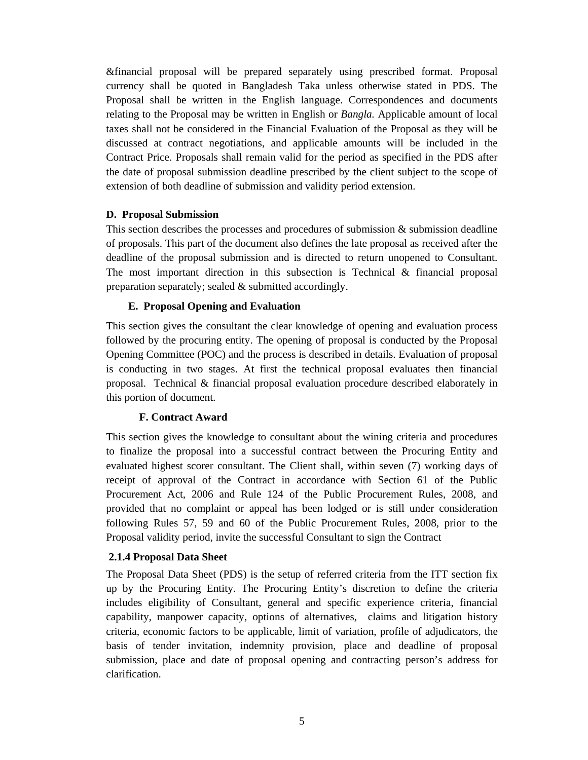&financial proposal will be prepared separately using prescribed format. Proposal currency shall be quoted in Bangladesh Taka unless otherwise stated in PDS. The Proposal shall be written in the English language. Correspondences and documents relating to the Proposal may be written in English or *Bangla.* Applicable amount of local taxes shall not be considered in the Financial Evaluation of the Proposal as they will be discussed at contract negotiations, and applicable amounts will be included in the Contract Price. Proposals shall remain valid for the period as specified in the PDS after the date of proposal submission deadline prescribed by the client subject to the scope of extension of both deadline of submission and validity period extension.

**D. Proposal Submission**

This section describes the processes and procedures of submission & submission deadline of proposals. This part of the document also defines the late proposal as received after the deadline of the proposal submission and is directed to return unopened to Consultant. The most important direction in this subsection is Technical & financial proposal preparation separately; sealed & submitted accordingly.

**E. Proposal Opening and Evaluation**

This section gives the consultant the clear knowledge of opening and evaluation process followed by the procuring entity. The opening of proposal is conducted by the Proposal Opening Committee (POC) and the process is described in details. Evaluation of proposal is conducting in two stages. At first the technical proposal evaluates then financial proposal. Technical & financial proposal evaluation procedure described elaborately in this portion of document.

**F. Contract Award**

This section gives the knowledge to consultant about the wining criteria and procedures to finalize the proposal into a successful contract between the Procuring Entity and evaluated highest scorer consultant. The Client shall, within seven (7) working days of receipt of approval of the Contract in accordance with Section 61 of the Public Procurement Act, 2006 and Rule 124 of the Public Procurement Rules, 2008, and provided that no complaint or appeal has been lodged or is still under consideration following Rules 57, 59 and 60 of the Public Procurement Rules, 2008, prior to the Proposal validity period, invite the successful Consultant to sign the Contract

### 2.1.4 Proposal Data Sheet

The Proposal Data Sheet (PDS) is the setup of referred criteria from the ITT section fix up by the Procuring Entity. The Procuring Entity's discretion to define the criteria includes eligibility of Consultant, general and specific experience criteria, financial capability, manpower capacity, options of alternatives, claims and litigation history criteria, economic factors to be applicable, limit of variation, profile of adjudicators, the basis of tender invitation, indemnity provision, place and deadline of proposal submission, place and date of proposal opening and contracting person's address for clarification.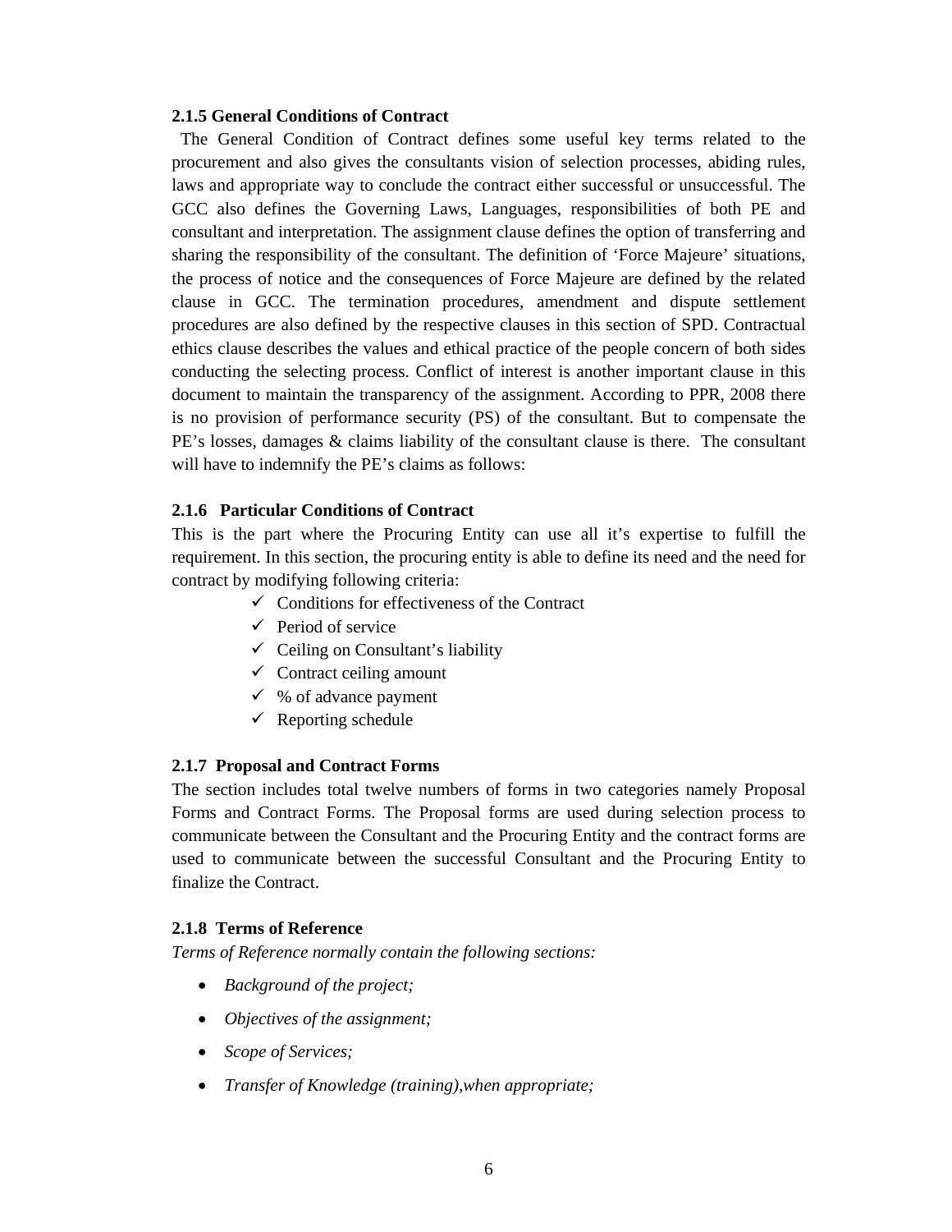### 2.1.5 General Conditions of Contract

The General Condition of Contract defines some useful key terms related to the procurement and also gives the consultants vision of selection processes, abiding rules, laws and appropriate way to conclude the contract either successful or unsuccessful. The GCC also defines the Governing Laws, Languages, responsibilities of both PE and consultant and interpretation. The assignment clause defines the option of transferring and sharing the responsibility of the consultant. The definition of 'Force Majeure' situations, the process of notice and the consequences of Force Majeure are defined by the related clause in GCC. The termination procedures, amendment and dispute settlement procedures are also defined by the respective clauses in this section of SPD. Contractual ethics clause describes the values and ethical practice of the people concern of both sides conducting the selecting process. Conflict of interest is another important clause in this document to maintain the transparency of the assignment. According to PPR, 2008 there is no provision of performance security (PS) of the consultant. But to compensate the PE's losses, damages & claims liability of the consultant clause is there. The consultant will have to indemnify the PE's claims as follows:

### 2.1.6 Particular Conditions of Contract

This is the part where the Procuring Entity can use all it's expertise to fulfill the requirement. In this section, the procuring entity is able to define its need and the need for contract by modifying following criteria:

- ✓ Conditions for effectiveness of the Contract
- ✓ Period of service
- ✓ Ceiling on Consultant's liability
- ✓ Contract ceiling amount
- ✓ % of advance payment
- ✓ Reporting schedule

### 2.1.7 Proposal and Contract Forms

The section includes total twelve numbers of forms in two categories namely Proposal Forms and Contract Forms. The Proposal forms are used during selection process to communicate between the Consultant and the Procuring Entity and the contract forms are used to communicate between the successful Consultant and the Procuring Entity to finalize the Contract.

### 2.1.8 Terms of Reference

*Terms of Reference normally contain the following sections:*

- *Background of the project;*
- *Objectives of the assignment;*
- *Scope of Services;*
- *Transfer of Knowledge (training),when appropriate;*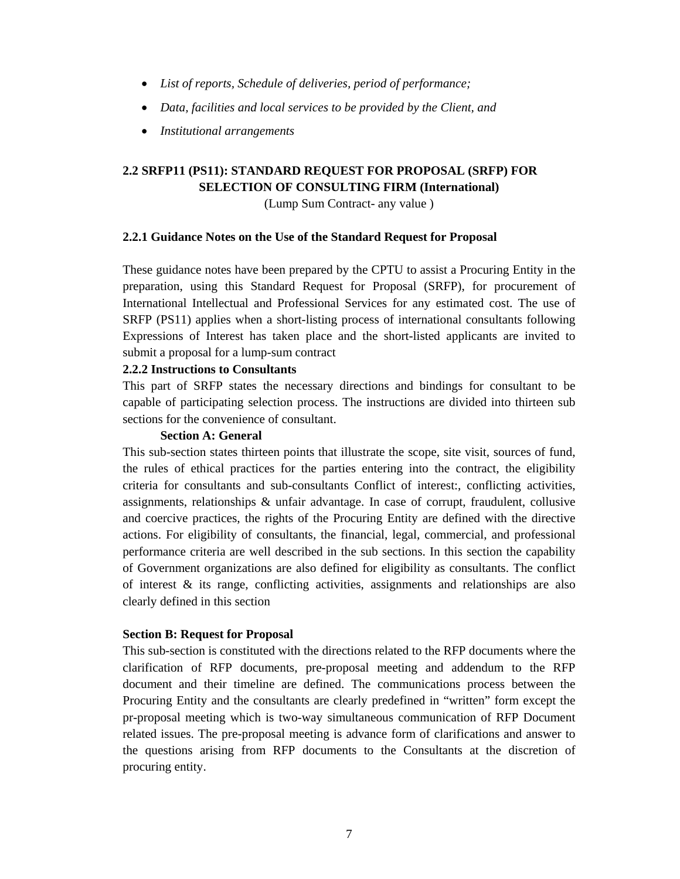- *List of reports, Schedule of deliveries, period of performance;*
- *Data, facilities and local services to be provided by the Client, and*
- *Institutional arrangements*

## 2.2 SRFP11 (PS11): STANDARD REQUEST FOR PROPOSAL (SRFP) FOR SELECTION OF CONSULTING FIRM (International)

(Lump Sum Contract- any value )

### 2.2.1 Guidance Notes on the Use of the Standard Request for Proposal

These guidance notes have been prepared by the CPTU to assist a Procuring Entity in the preparation, using this Standard Request for Proposal (SRFP), for procurement of International Intellectual and Professional Services for any estimated cost. The use of SRFP (PS11) applies when a short-listing process of international consultants following Expressions of Interest has taken place and the short-listed applicants are invited to submit a proposal for a lump-sum contract

### 2.2.2 Instructions to Consultants

This part of SRFP states the necessary directions and bindings for consultant to be capable of participating selection process. The instructions are divided into thirteen sub sections for the convenience of consultant.

**Section A: General**

This sub-section states thirteen points that illustrate the scope, site visit, sources of fund, the rules of ethical practices for the parties entering into the contract, the eligibility criteria for consultants and sub-consultants Conflict of interest:, conflicting activities, assignments, relationships & unfair advantage. In case of corrupt, fraudulent, collusive and coercive practices, the rights of the Procuring Entity are defined with the directive actions. For eligibility of consultants, the financial, legal, commercial, and professional performance criteria are well described in the sub sections. In this section the capability of Government organizations are also defined for eligibility as consultants. The conflict of interest & its range, conflicting activities, assignments and relationships are also clearly defined in this section

**Section B: Request for Proposal**

This sub-section is constituted with the directions related to the RFP documents where the clarification of RFP documents, pre-proposal meeting and addendum to the RFP document and their timeline are defined. The communications process between the Procuring Entity and the consultants are clearly predefined in "written" form except the pr-proposal meeting which is two-way simultaneous communication of RFP Document related issues. The pre-proposal meeting is advance form of clarifications and answer to the questions arising from RFP documents to the Consultants at the discretion of procuring entity.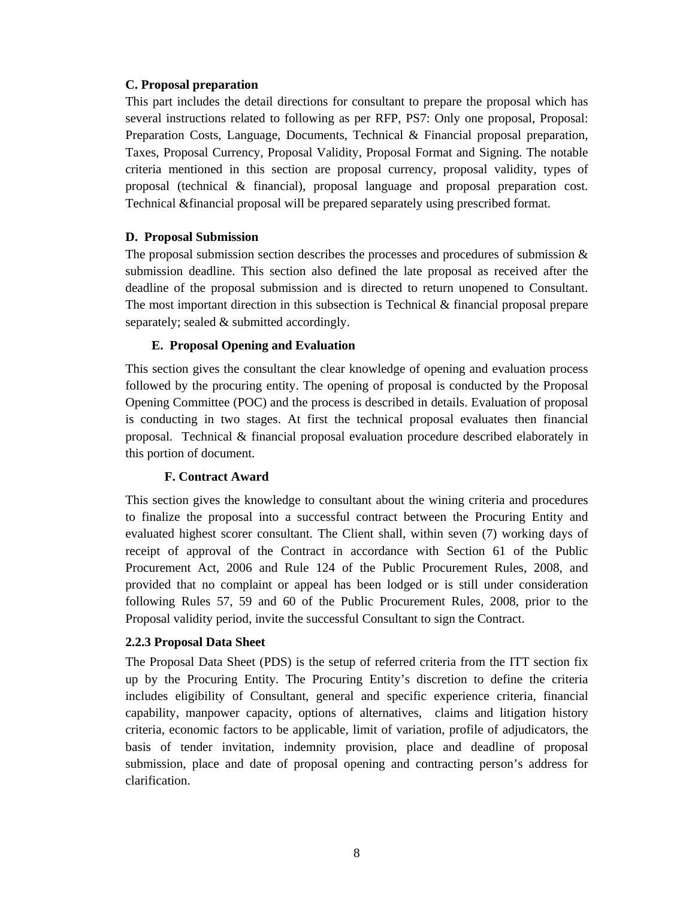**C. Proposal preparation**

This part includes the detail directions for consultant to prepare the proposal which has several instructions related to following as per RFP, PS7: Only one proposal, Proposal: Preparation Costs, Language, Documents, Technical & Financial proposal preparation, Taxes, Proposal Currency, Proposal Validity, Proposal Format and Signing. The notable criteria mentioned in this section are proposal currency, proposal validity, types of proposal (technical & financial), proposal language and proposal preparation cost. Technical &financial proposal will be prepared separately using prescribed format.

**D. Proposal Submission**

The proposal submission section describes the processes and procedures of submission & submission deadline. This section also defined the late proposal as received after the deadline of the proposal submission and is directed to return unopened to Consultant. The most important direction in this subsection is Technical & financial proposal prepare separately; sealed & submitted accordingly.

**E. Proposal Opening and Evaluation**

This section gives the consultant the clear knowledge of opening and evaluation process followed by the procuring entity. The opening of proposal is conducted by the Proposal Opening Committee (POC) and the process is described in details. Evaluation of proposal is conducting in two stages. At first the technical proposal evaluates then financial proposal. Technical & financial proposal evaluation procedure described elaborately in this portion of document.

**F. Contract Award**

This section gives the knowledge to consultant about the wining criteria and procedures to finalize the proposal into a successful contract between the Procuring Entity and evaluated highest scorer consultant. The Client shall, within seven (7) working days of receipt of approval of the Contract in accordance with Section 61 of the Public Procurement Act, 2006 and Rule 124 of the Public Procurement Rules, 2008, and provided that no complaint or appeal has been lodged or is still under consideration following Rules 57, 59 and 60 of the Public Procurement Rules, 2008, prior to the Proposal validity period, invite the successful Consultant to sign the Contract.

### 2.2.3 Proposal Data Sheet

The Proposal Data Sheet (PDS) is the setup of referred criteria from the ITT section fix up by the Procuring Entity. The Procuring Entity's discretion to define the criteria includes eligibility of Consultant, general and specific experience criteria, financial capability, manpower capacity, options of alternatives, claims and litigation history criteria, economic factors to be applicable, limit of variation, profile of adjudicators, the basis of tender invitation, indemnity provision, place and deadline of proposal submission, place and date of proposal opening and contracting person's address for clarification.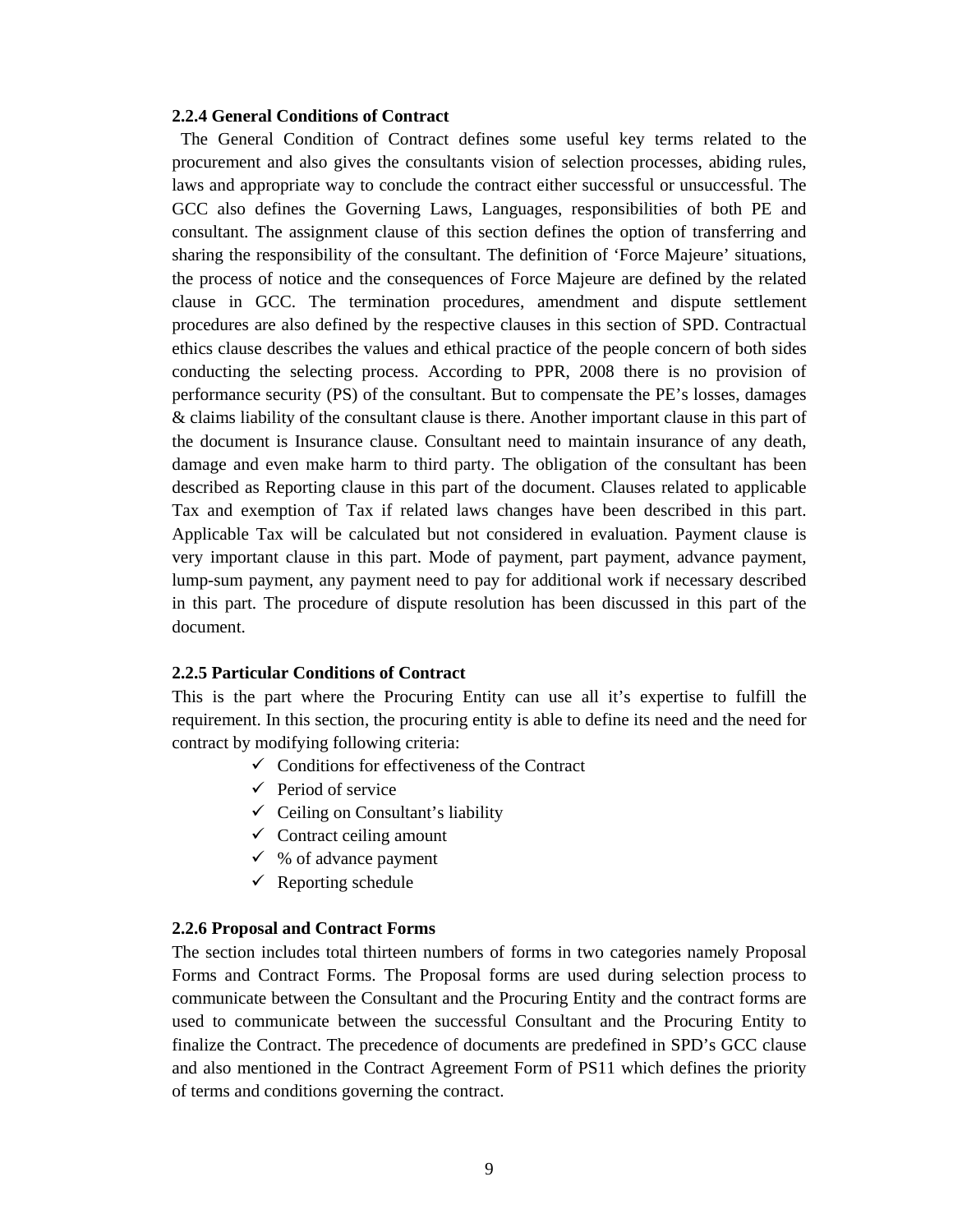### 2.2.4 General Conditions of Contract

The General Condition of Contract defines some useful key terms related to the procurement and also gives the consultants vision of selection processes, abiding rules, laws and appropriate way to conclude the contract either successful or unsuccessful. The GCC also defines the Governing Laws, Languages, responsibilities of both PE and consultant. The assignment clause of this section defines the option of transferring and sharing the responsibility of the consultant. The definition of 'Force Majeure' situations, the process of notice and the consequences of Force Majeure are defined by the related clause in GCC. The termination procedures, amendment and dispute settlement procedures are also defined by the respective clauses in this section of SPD. Contractual ethics clause describes the values and ethical practice of the people concern of both sides conducting the selecting process. According to PPR, 2008 there is no provision of performance security (PS) of the consultant. But to compensate the PE's losses, damages & claims liability of the consultant clause is there. Another important clause in this part of the document is Insurance clause. Consultant need to maintain insurance of any death, damage and even make harm to third party. The obligation of the consultant has been described as Reporting clause in this part of the document. Clauses related to applicable Tax and exemption of Tax if related laws changes have been described in this part. Applicable Tax will be calculated but not considered in evaluation. Payment clause is very important clause in this part. Mode of payment, part payment, advance payment, lump-sum payment, any payment need to pay for additional work if necessary described in this part. The procedure of dispute resolution has been discussed in this part of the document.

### 2.2.5 Particular Conditions of Contract

This is the part where the Procuring Entity can use all it's expertise to fulfill the requirement. In this section, the procuring entity is able to define its need and the need for contract by modifying following criteria:

- ✓ Conditions for effectiveness of the Contract
- ✓ Period of service
- ✓ Ceiling on Consultant's liability
- ✓ Contract ceiling amount
- ✓ % of advance payment
- ✓ Reporting schedule

### 2.2.6 Proposal and Contract Forms

The section includes total thirteen numbers of forms in two categories namely Proposal Forms and Contract Forms. The Proposal forms are used during selection process to communicate between the Consultant and the Procuring Entity and the contract forms are used to communicate between the successful Consultant and the Procuring Entity to finalize the Contract. The precedence of documents are predefined in SPD's GCC clause and also mentioned in the Contract Agreement Form of PS11 which defines the priority of terms and conditions governing the contract.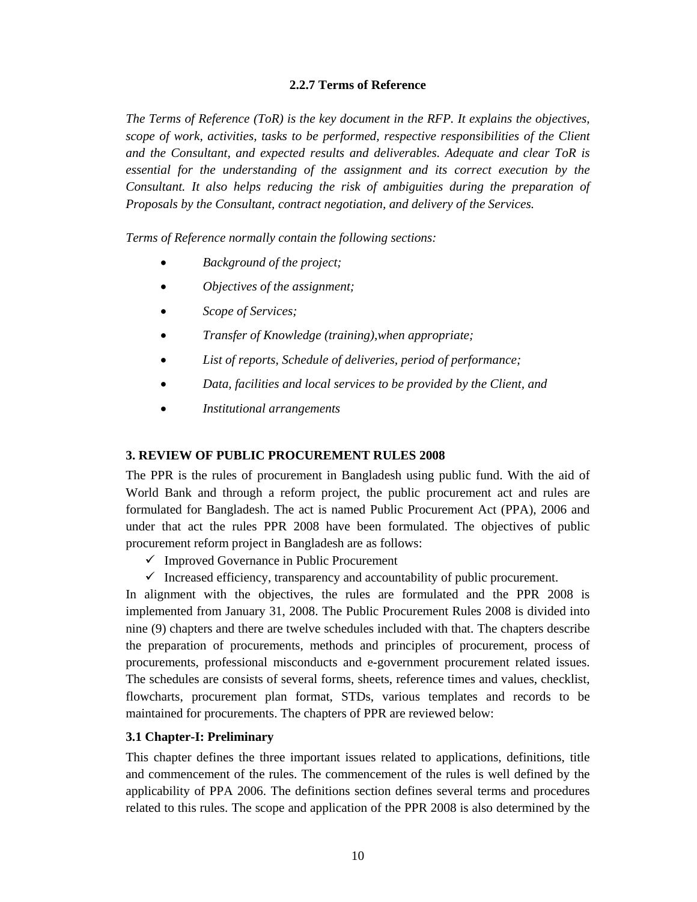### 2.2.7 Terms of Reference

*The Terms of Reference (ToR) is the key document in the RFP. It explains the objectives, scope of work, activities, tasks to be performed, respective responsibilities of the Client and the Consultant, and expected results and deliverables. Adequate and clear ToR is essential for the understanding of the assignment and its correct execution by the Consultant. It also helps reducing the risk of ambiguities during the preparation of Proposals by the Consultant, contract negotiation, and delivery of the Services.*

*Terms of Reference normally contain the following sections:*

- *Background of the project;*
- *Objectives of the assignment;*
- *Scope of Services;*
- *Transfer of Knowledge (training),when appropriate;*
- *List of reports, Schedule of deliveries, period of performance;*
- *Data, facilities and local services to be provided by the Client, and*
- *Institutional arrangements*

## 3. REVIEW OF PUBLIC PROCUREMENT RULES 2008

The PPR is the rules of procurement in Bangladesh using public fund. With the aid of World Bank and through a reform project, the public procurement act and rules are formulated for Bangladesh. The act is named Public Procurement Act (PPA), 2006 and under that act the rules PPR 2008 have been formulated. The objectives of public procurement reform project in Bangladesh are as follows:

- ✓ Improved Governance in Public Procurement
- ✓ Increased efficiency, transparency and accountability of public procurement.

In alignment with the objectives, the rules are formulated and the PPR 2008 is implemented from January 31, 2008. The Public Procurement Rules 2008 is divided into nine (9) chapters and there are twelve schedules included with that. The chapters describe the preparation of procurements, methods and principles of procurement, process of procurements, professional misconducts and e-government procurement related issues. The schedules are consists of several forms, sheets, reference times and values, checklist, flowcharts, procurement plan format, STDs, various templates and records to be maintained for procurements. The chapters of PPR are reviewed below:

### 3.1 Chapter-I: Preliminary

This chapter defines the three important issues related to applications, definitions, title and commencement of the rules. The commencement of the rules is well defined by the applicability of PPA 2006. The definitions section defines several terms and procedures related to this rules. The scope and application of the PPR 2008 is also determined by the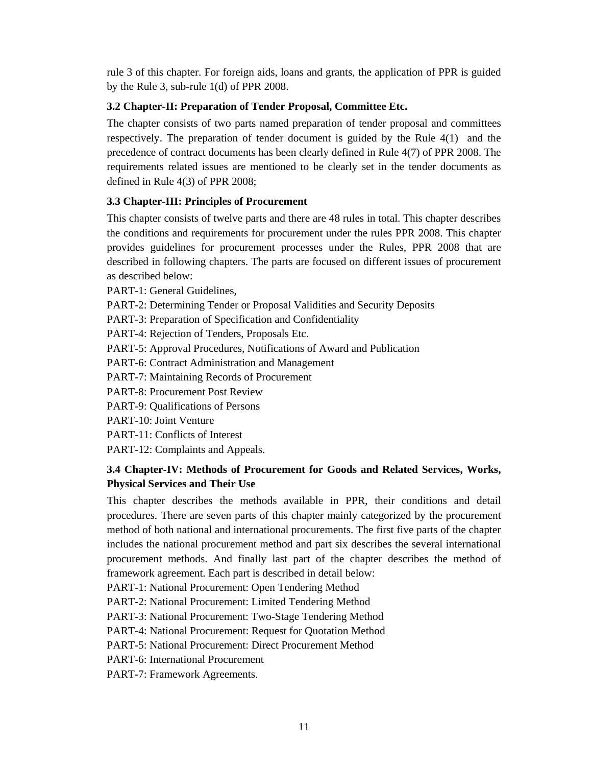rule 3 of this chapter. For foreign aids, loans and grants, the application of PPR is guided by the Rule 3, sub-rule 1(d) of PPR 2008.

### 3.2 Chapter-II: Preparation of Tender Proposal, Committee Etc.

The chapter consists of two parts named preparation of tender proposal and committees respectively. The preparation of tender document is guided by the Rule 4(1) and the precedence of contract documents has been clearly defined in Rule 4(7) of PPR 2008. The requirements related issues are mentioned to be clearly set in the tender documents as defined in Rule 4(3) of PPR 2008;

### 3.3 Chapter-III: Principles of Procurement

This chapter consists of twelve parts and there are 48 rules in total. This chapter describes the conditions and requirements for procurement under the rules PPR 2008. This chapter provides guidelines for procurement processes under the Rules, PPR 2008 that are described in following chapters. The parts are focused on different issues of procurement as described below:

PART-1: General Guidelines,

PART-2: Determining Tender or Proposal Validities and Security Deposits

PART-3: Preparation of Specification and Confidentiality

PART-4: Rejection of Tenders, Proposals Etc.

PART-5: Approval Procedures, Notifications of Award and Publication

PART-6: Contract Administration and Management

PART-7: Maintaining Records of Procurement

PART-8: Procurement Post Review

PART-9: Qualifications of Persons

PART-10: Joint Venture

PART-11: Conflicts of Interest

PART-12: Complaints and Appeals.

### 3.4 Chapter-IV: Methods of Procurement for Goods and Related Services, Works, Physical Services and Their Use

This chapter describes the methods available in PPR, their conditions and detail procedures. There are seven parts of this chapter mainly categorized by the procurement method of both national and international procurements. The first five parts of the chapter includes the national procurement method and part six describes the several international procurement methods. And finally last part of the chapter describes the method of framework agreement. Each part is described in detail below:

PART-1: National Procurement: Open Tendering Method

PART-2: National Procurement: Limited Tendering Method

PART-3: National Procurement: Two-Stage Tendering Method

PART-4: National Procurement: Request for Quotation Method

PART-5: National Procurement: Direct Procurement Method

PART-6: International Procurement

PART-7: Framework Agreements.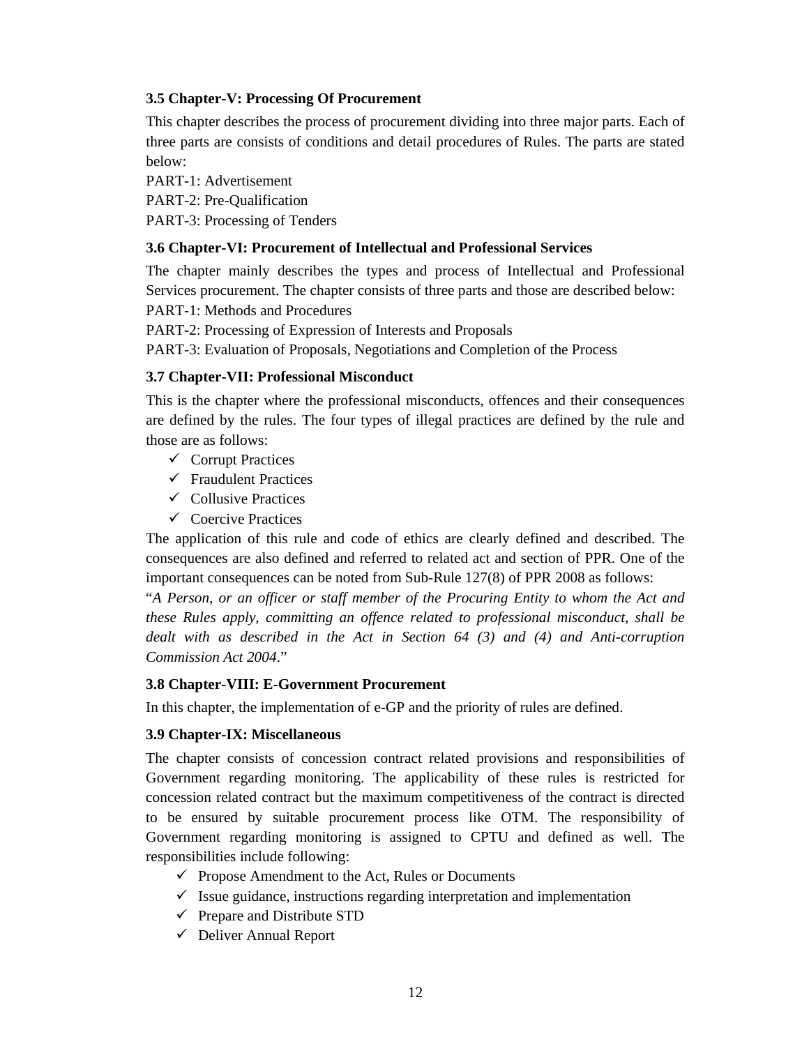### 3.5 Chapter-V: Processing Of Procurement

This chapter describes the process of procurement dividing into three major parts. Each of three parts are consists of conditions and detail procedures of Rules. The parts are stated below:

PART-1: Advertisement

PART-2: Pre-Qualification

PART-3: Processing of Tenders

### 3.6 Chapter-VI: Procurement of Intellectual and Professional Services

The chapter mainly describes the types and process of Intellectual and Professional Services procurement. The chapter consists of three parts and those are described below:

PART-1: Methods and Procedures

PART-2: Processing of Expression of Interests and Proposals

PART-3: Evaluation of Proposals, Negotiations and Completion of the Process

### 3.7 Chapter-VII: Professional Misconduct

This is the chapter where the professional misconducts, offences and their consequences are defined by the rules. The four types of illegal practices are defined by the rule and those are as follows:

- ✓ Corrupt Practices
- ✓ Fraudulent Practices
- ✓ Collusive Practices
- ✓ Coercive Practices

The application of this rule and code of ethics are clearly defined and described. The consequences are also defined and referred to related act and section of PPR. One of the important consequences can be noted from Sub-Rule 127(8) of PPR 2008 as follows:

"*A Person, or an officer or staff member of the Procuring Entity to whom the Act and these Rules apply, committing an offence related to professional misconduct, shall be dealt with as described in the Act in Section 64 (3) and (4) and Anti-corruption Commission Act 2004*."

### 3.8 Chapter-VIII: E-Government Procurement

In this chapter, the implementation of e-GP and the priority of rules are defined.

### 3.9 Chapter-IX: Miscellaneous

The chapter consists of concession contract related provisions and responsibilities of Government regarding monitoring. The applicability of these rules is restricted for concession related contract but the maximum competitiveness of the contract is directed to be ensured by suitable procurement process like OTM. The responsibility of Government regarding monitoring is assigned to CPTU and defined as well. The responsibilities include following:

- ✓ Propose Amendment to the Act, Rules or Documents
- ✓ Issue guidance, instructions regarding interpretation and implementation
- ✓ Prepare and Distribute STD
- ✓ Deliver Annual Report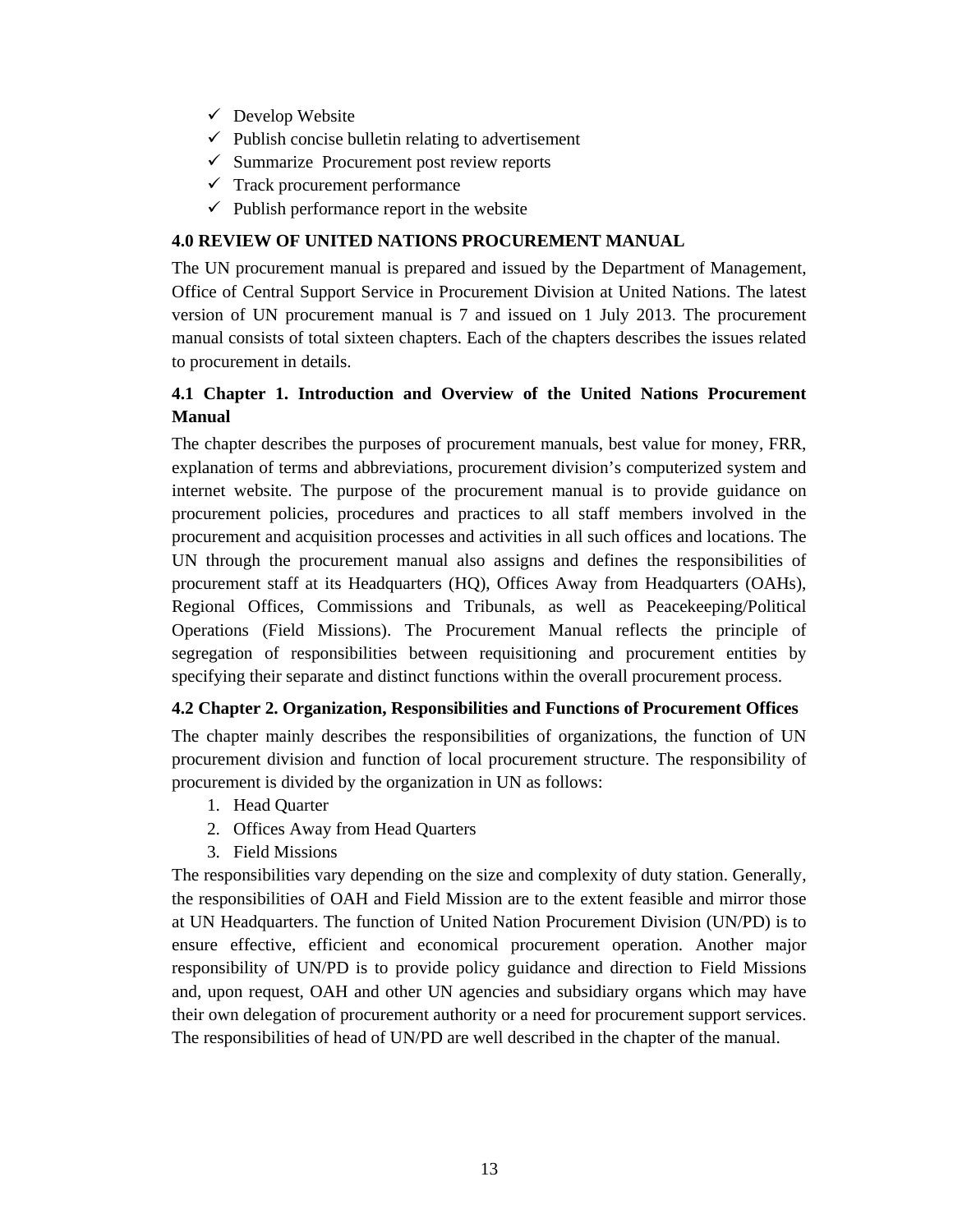- ✓ Develop Website
- ✓ Publish concise bulletin relating to advertisement
- ✓ Summarize Procurement post review reports
- ✓ Track procurement performance
- ✓ Publish performance report in the website

## 4.0 REVIEW OF UNITED NATIONS PROCUREMENT MANUAL

The UN procurement manual is prepared and issued by the Department of Management, Office of Central Support Service in Procurement Division at United Nations. The latest version of UN procurement manual is 7 and issued on 1 July 2013. The procurement manual consists of total sixteen chapters. Each of the chapters describes the issues related to procurement in details.

### 4.1 Chapter 1. Introduction and Overview of the United Nations Procurement Manual

The chapter describes the purposes of procurement manuals, best value for money, FRR, explanation of terms and abbreviations, procurement division's computerized system and internet website. The purpose of the procurement manual is to provide guidance on procurement policies, procedures and practices to all staff members involved in the procurement and acquisition processes and activities in all such offices and locations. The UN through the procurement manual also assigns and defines the responsibilities of procurement staff at its Headquarters (HQ), Offices Away from Headquarters (OAHs), Regional Offices, Commissions and Tribunals, as well as Peacekeeping/Political Operations (Field Missions). The Procurement Manual reflects the principle of segregation of responsibilities between requisitioning and procurement entities by specifying their separate and distinct functions within the overall procurement process.

### 4.2 Chapter 2. Organization, Responsibilities and Functions of Procurement Offices

The chapter mainly describes the responsibilities of organizations, the function of UN procurement division and function of local procurement structure. The responsibility of procurement is divided by the organization in UN as follows:

1. Head Quarter
2. Offices Away from Head Quarters
3. Field Missions

The responsibilities vary depending on the size and complexity of duty station. Generally, the responsibilities of OAH and Field Mission are to the extent feasible and mirror those at UN Headquarters. The function of United Nation Procurement Division (UN/PD) is to ensure effective, efficient and economical procurement operation. Another major responsibility of UN/PD is to provide policy guidance and direction to Field Missions and, upon request, OAH and other UN agencies and subsidiary organs which may have their own delegation of procurement authority or a need for procurement support services. The responsibilities of head of UN/PD are well described in the chapter of the manual.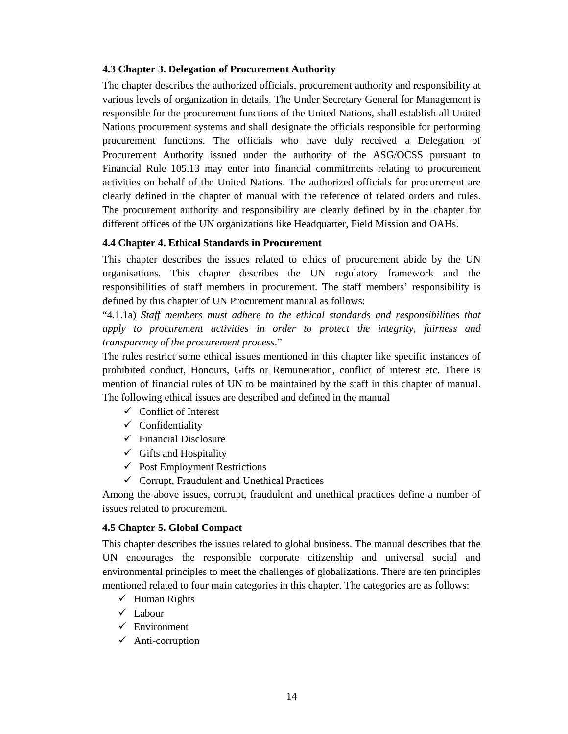### 4.3 Chapter 3. Delegation of Procurement Authority

The chapter describes the authorized officials, procurement authority and responsibility at various levels of organization in details. The Under Secretary General for Management is responsible for the procurement functions of the United Nations, shall establish all United Nations procurement systems and shall designate the officials responsible for performing procurement functions. The officials who have duly received a Delegation of Procurement Authority issued under the authority of the ASG/OCSS pursuant to Financial Rule 105.13 may enter into financial commitments relating to procurement activities on behalf of the United Nations. The authorized officials for procurement are clearly defined in the chapter of manual with the reference of related orders and rules. The procurement authority and responsibility are clearly defined by in the chapter for different offices of the UN organizations like Headquarter, Field Mission and OAHs.

### 4.4 Chapter 4. Ethical Standards in Procurement

This chapter describes the issues related to ethics of procurement abide by the UN organisations. This chapter describes the UN regulatory framework and the responsibilities of staff members in procurement. The staff members' responsibility is defined by this chapter of UN Procurement manual as follows:

"4.1.1a) *Staff members must adhere to the ethical standards and responsibilities that apply to procurement activities in order to protect the integrity, fairness and transparency of the procurement process*."

The rules restrict some ethical issues mentioned in this chapter like specific instances of prohibited conduct, Honours, Gifts or Remuneration, conflict of interest etc. There is mention of financial rules of UN to be maintained by the staff in this chapter of manual. The following ethical issues are described and defined in the manual

- ✓ Conflict of Interest
- ✓ Confidentiality
- ✓ Financial Disclosure
- ✓ Gifts and Hospitality
- ✓ Post Employment Restrictions
- ✓ Corrupt, Fraudulent and Unethical Practices

Among the above issues, corrupt, fraudulent and unethical practices define a number of issues related to procurement.

### 4.5 Chapter 5. Global Compact

This chapter describes the issues related to global business. The manual describes that the UN encourages the responsible corporate citizenship and universal social and environmental principles to meet the challenges of globalizations. There are ten principles mentioned related to four main categories in this chapter. The categories are as follows:

- ✓ Human Rights
- ✓ Labour
- ✓ Environment
- ✓ Anti-corruption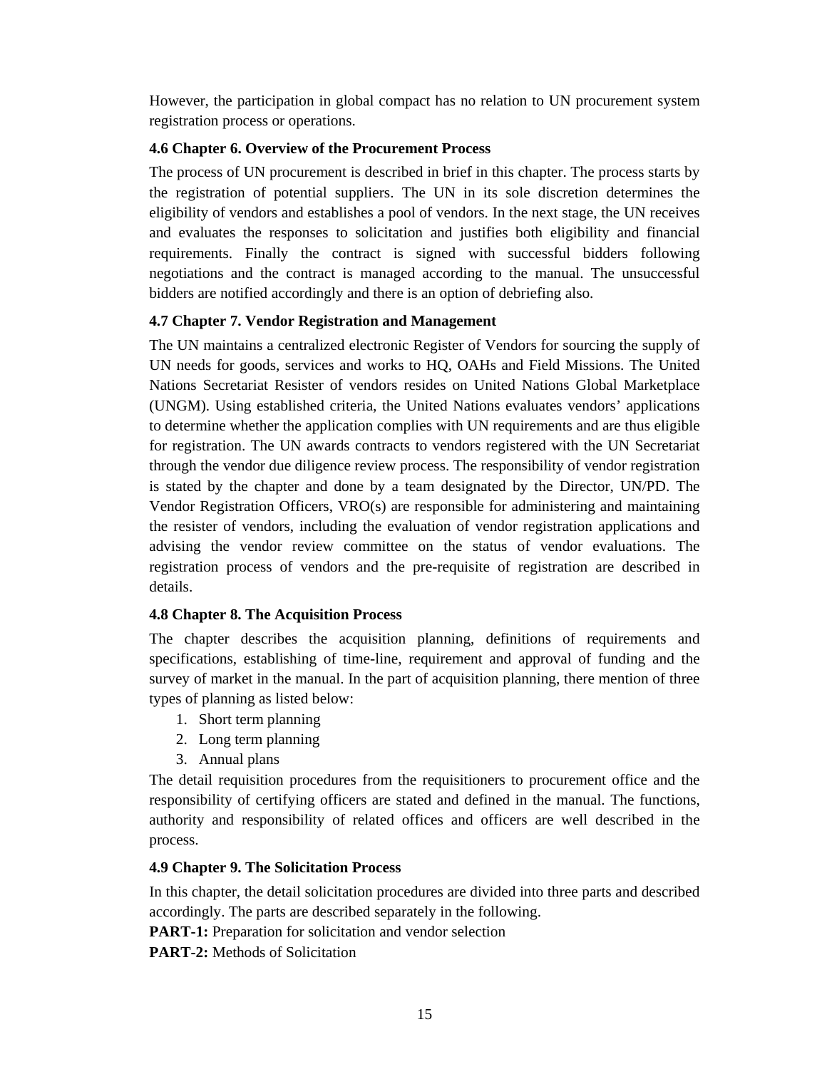However, the participation in global compact has no relation to UN procurement system registration process or operations.

### 4.6 Chapter 6. Overview of the Procurement Process

The process of UN procurement is described in brief in this chapter. The process starts by the registration of potential suppliers. The UN in its sole discretion determines the eligibility of vendors and establishes a pool of vendors. In the next stage, the UN receives and evaluates the responses to solicitation and justifies both eligibility and financial requirements. Finally the contract is signed with successful bidders following negotiations and the contract is managed according to the manual. The unsuccessful bidders are notified accordingly and there is an option of debriefing also.

### 4.7 Chapter 7. Vendor Registration and Management

The UN maintains a centralized electronic Register of Vendors for sourcing the supply of UN needs for goods, services and works to HQ, OAHs and Field Missions. The United Nations Secretariat Resister of vendors resides on United Nations Global Marketplace (UNGM). Using established criteria, the United Nations evaluates vendors' applications to determine whether the application complies with UN requirements and are thus eligible for registration. The UN awards contracts to vendors registered with the UN Secretariat through the vendor due diligence review process. The responsibility of vendor registration is stated by the chapter and done by a team designated by the Director, UN/PD. The Vendor Registration Officers, VRO(s) are responsible for administering and maintaining the resister of vendors, including the evaluation of vendor registration applications and advising the vendor review committee on the status of vendor evaluations. The registration process of vendors and the pre-requisite of registration are described in details.

### 4.8 Chapter 8. The Acquisition Process

The chapter describes the acquisition planning, definitions of requirements and specifications, establishing of time-line, requirement and approval of funding and the survey of market in the manual. In the part of acquisition planning, there mention of three types of planning as listed below:

1. Short term planning
2. Long term planning
3. Annual plans

The detail requisition procedures from the requisitioners to procurement office and the responsibility of certifying officers are stated and defined in the manual. The functions, authority and responsibility of related offices and officers are well described in the process.

### 4.9 Chapter 9. The Solicitation Process

In this chapter, the detail solicitation procedures are divided into three parts and described accordingly. The parts are described separately in the following.

**PART-1:** Preparation for solicitation and vendor selection

**PART-2:** Methods of Solicitation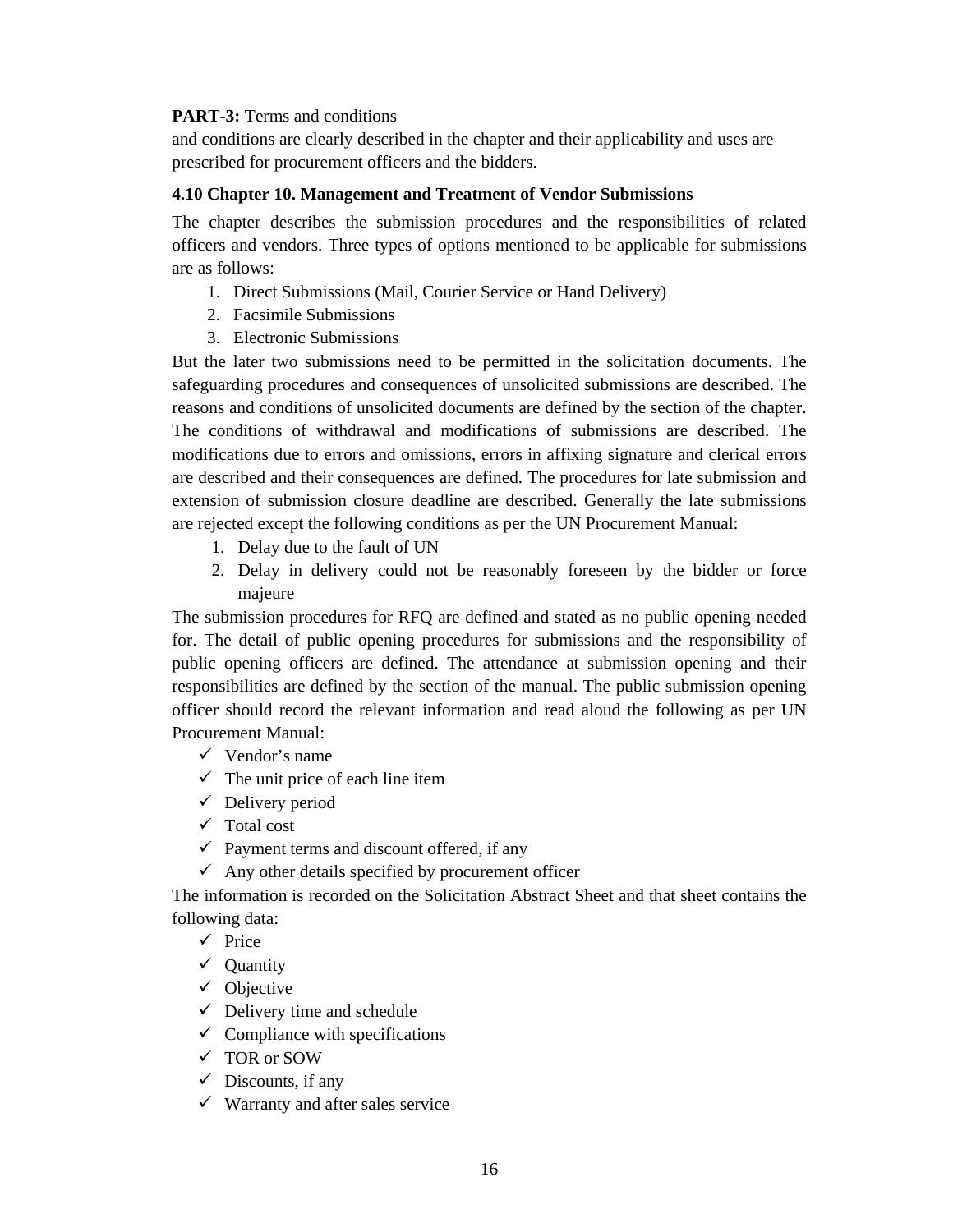**PART-3:** Terms and conditions
and conditions are clearly described in the chapter and their applicability and uses are prescribed for procurement officers and the bidders.

**4.10 Chapter 10. Management and Treatment of Vendor Submissions**

The chapter describes the submission procedures and the responsibilities of related officers and vendors. Three types of options mentioned to be applicable for submissions are as follows:

1. Direct Submissions (Mail, Courier Service or Hand Delivery)
2. Facsimile Submissions
3. Electronic Submissions

But the later two submissions need to be permitted in the solicitation documents. The safeguarding procedures and consequences of unsolicited submissions are described. The reasons and conditions of unsolicited documents are defined by the section of the chapter. The conditions of withdrawal and modifications of submissions are described. The modifications due to errors and omissions, errors in affixing signature and clerical errors are described and their consequences are defined. The procedures for late submission and extension of submission closure deadline are described. Generally the late submissions are rejected except the following conditions as per the UN Procurement Manual:

1. Delay due to the fault of UN
2. Delay in delivery could not be reasonably foreseen by the bidder or force majeure

The submission procedures for RFQ are defined and stated as no public opening needed for. The detail of public opening procedures for submissions and the responsibility of public opening officers are defined. The attendance at submission opening and their responsibilities are defined by the section of the manual. The public submission opening officer should record the relevant information and read aloud the following as per UN Procurement Manual:

- ✓ Vendor's name
- ✓ The unit price of each line item
- ✓ Delivery period
- ✓ Total cost
- ✓ Payment terms and discount offered, if any
- ✓ Any other details specified by procurement officer

The information is recorded on the Solicitation Abstract Sheet and that sheet contains the following data:

- ✓ Price
- ✓ Quantity
- ✓ Objective
- ✓ Delivery time and schedule
- ✓ Compliance with specifications
- ✓ TOR or SOW
- ✓ Discounts, if any
- ✓ Warranty and after sales service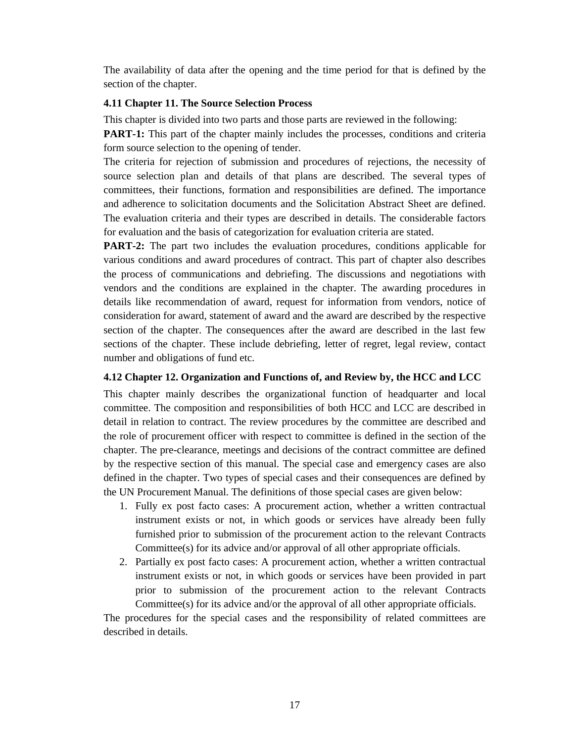The availability of data after the opening and the time period for that is defined by the section of the chapter.

### 4.11 Chapter 11. The Source Selection Process

This chapter is divided into two parts and those parts are reviewed in the following:

**PART-1:** This part of the chapter mainly includes the processes, conditions and criteria form source selection to the opening of tender.

The criteria for rejection of submission and procedures of rejections, the necessity of source selection plan and details of that plans are described. The several types of committees, their functions, formation and responsibilities are defined. The importance and adherence to solicitation documents and the Solicitation Abstract Sheet are defined. The evaluation criteria and their types are described in details. The considerable factors for evaluation and the basis of categorization for evaluation criteria are stated.

**PART-2:** The part two includes the evaluation procedures, conditions applicable for various conditions and award procedures of contract. This part of chapter also describes the process of communications and debriefing. The discussions and negotiations with vendors and the conditions are explained in the chapter. The awarding procedures in details like recommendation of award, request for information from vendors, notice of consideration for award, statement of award and the award are described by the respective section of the chapter. The consequences after the award are described in the last few sections of the chapter. These include debriefing, letter of regret, legal review, contact number and obligations of fund etc.

### 4.12 Chapter 12. Organization and Functions of, and Review by, the HCC and LCC

This chapter mainly describes the organizational function of headquarter and local committee. The composition and responsibilities of both HCC and LCC are described in detail in relation to contract. The review procedures by the committee are described and the role of procurement officer with respect to committee is defined in the section of the chapter. The pre-clearance, meetings and decisions of the contract committee are defined by the respective section of this manual. The special case and emergency cases are also defined in the chapter. Two types of special cases and their consequences are defined by the UN Procurement Manual. The definitions of those special cases are given below:

1. Fully ex post facto cases: A procurement action, whether a written contractual instrument exists or not, in which goods or services have already been fully furnished prior to submission of the procurement action to the relevant Contracts Committee(s) for its advice and/or approval of all other appropriate officials.
2. Partially ex post facto cases: A procurement action, whether a written contractual instrument exists or not, in which goods or services have been provided in part prior to submission of the procurement action to the relevant Contracts Committee(s) for its advice and/or the approval of all other appropriate officials.

The procedures for the special cases and the responsibility of related committees are described in details.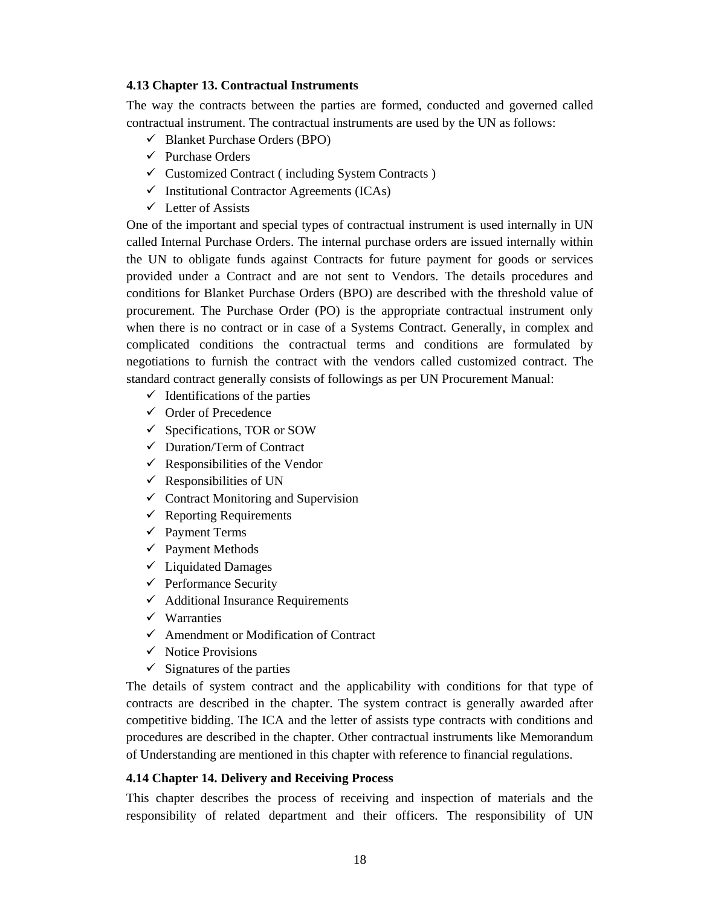### 4.13 Chapter 13. Contractual Instruments

The way the contracts between the parties are formed, conducted and governed called contractual instrument. The contractual instruments are used by the UN as follows:

- ✓ Blanket Purchase Orders (BPO)
- ✓ Purchase Orders
- ✓ Customized Contract ( including System Contracts )
- ✓ Institutional Contractor Agreements (ICAs)
- ✓ Letter of Assists

One of the important and special types of contractual instrument is used internally in UN called Internal Purchase Orders. The internal purchase orders are issued internally within the UN to obligate funds against Contracts for future payment for goods or services provided under a Contract and are not sent to Vendors. The details procedures and conditions for Blanket Purchase Orders (BPO) are described with the threshold value of procurement. The Purchase Order (PO) is the appropriate contractual instrument only when there is no contract or in case of a Systems Contract. Generally, in complex and complicated conditions the contractual terms and conditions are formulated by negotiations to furnish the contract with the vendors called customized contract. The standard contract generally consists of followings as per UN Procurement Manual:

- ✓ Identifications of the parties
- ✓ Order of Precedence
- ✓ Specifications, TOR or SOW
- ✓ Duration/Term of Contract
- ✓ Responsibilities of the Vendor
- ✓ Responsibilities of UN
- ✓ Contract Monitoring and Supervision
- ✓ Reporting Requirements
- ✓ Payment Terms
- ✓ Payment Methods
- ✓ Liquidated Damages
- ✓ Performance Security
- ✓ Additional Insurance Requirements
- ✓ Warranties
- ✓ Amendment or Modification of Contract
- ✓ Notice Provisions
- ✓ Signatures of the parties

The details of system contract and the applicability with conditions for that type of contracts are described in the chapter. The system contract is generally awarded after competitive bidding. The ICA and the letter of assists type contracts with conditions and procedures are described in the chapter. Other contractual instruments like Memorandum of Understanding are mentioned in this chapter with reference to financial regulations.

### 4.14 Chapter 14. Delivery and Receiving Process

This chapter describes the process of receiving and inspection of materials and the responsibility of related department and their officers. The responsibility of UN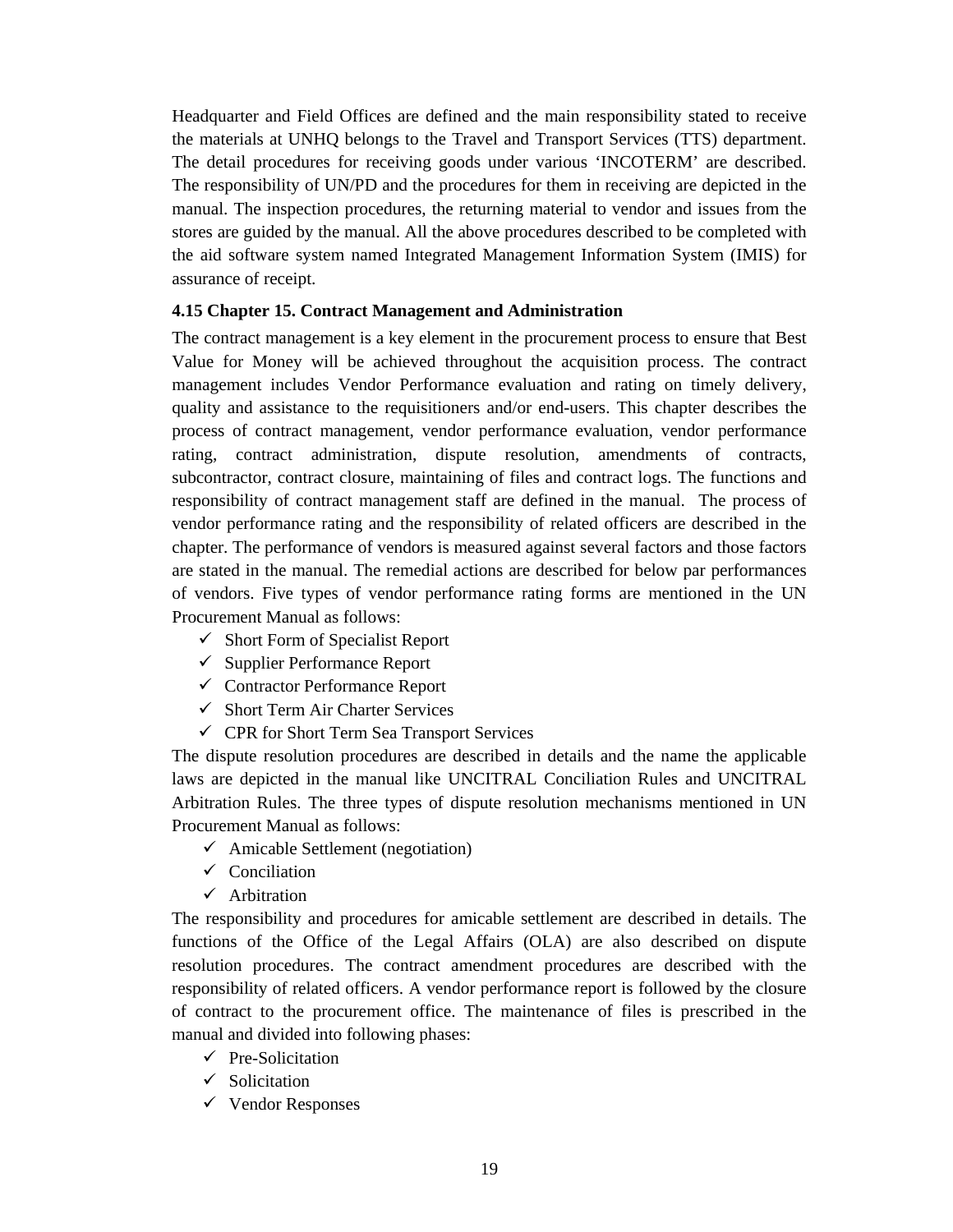Headquarter and Field Offices are defined and the main responsibility stated to receive the materials at UNHQ belongs to the Travel and Transport Services (TTS) department. The detail procedures for receiving goods under various 'INCOTERM' are described. The responsibility of UN/PD and the procedures for them in receiving are depicted in the manual. The inspection procedures, the returning material to vendor and issues from the stores are guided by the manual. All the above procedures described to be completed with the aid software system named Integrated Management Information System (IMIS) for assurance of receipt.

### 4.15 Chapter 15. Contract Management and Administration

The contract management is a key element in the procurement process to ensure that Best Value for Money will be achieved throughout the acquisition process. The contract management includes Vendor Performance evaluation and rating on timely delivery, quality and assistance to the requisitioners and/or end-users. This chapter describes the process of contract management, vendor performance evaluation, vendor performance rating, contract administration, dispute resolution, amendments of contracts, subcontractor, contract closure, maintaining of files and contract logs. The functions and responsibility of contract management staff are defined in the manual. The process of vendor performance rating and the responsibility of related officers are described in the chapter. The performance of vendors is measured against several factors and those factors are stated in the manual. The remedial actions are described for below par performances of vendors. Five types of vendor performance rating forms are mentioned in the UN Procurement Manual as follows:

- ✓ Short Form of Specialist Report
- ✓ Supplier Performance Report
- ✓ Contractor Performance Report
- ✓ Short Term Air Charter Services
- ✓ CPR for Short Term Sea Transport Services

The dispute resolution procedures are described in details and the name the applicable laws are depicted in the manual like UNCITRAL Conciliation Rules and UNCITRAL Arbitration Rules. The three types of dispute resolution mechanisms mentioned in UN Procurement Manual as follows:

- ✓ Amicable Settlement (negotiation)
- ✓ Conciliation
- ✓ Arbitration

The responsibility and procedures for amicable settlement are described in details. The functions of the Office of the Legal Affairs (OLA) are also described on dispute resolution procedures. The contract amendment procedures are described with the responsibility of related officers. A vendor performance report is followed by the closure of contract to the procurement office. The maintenance of files is prescribed in the manual and divided into following phases:

- ✓ Pre-Solicitation
- ✓ Solicitation
- ✓ Vendor Responses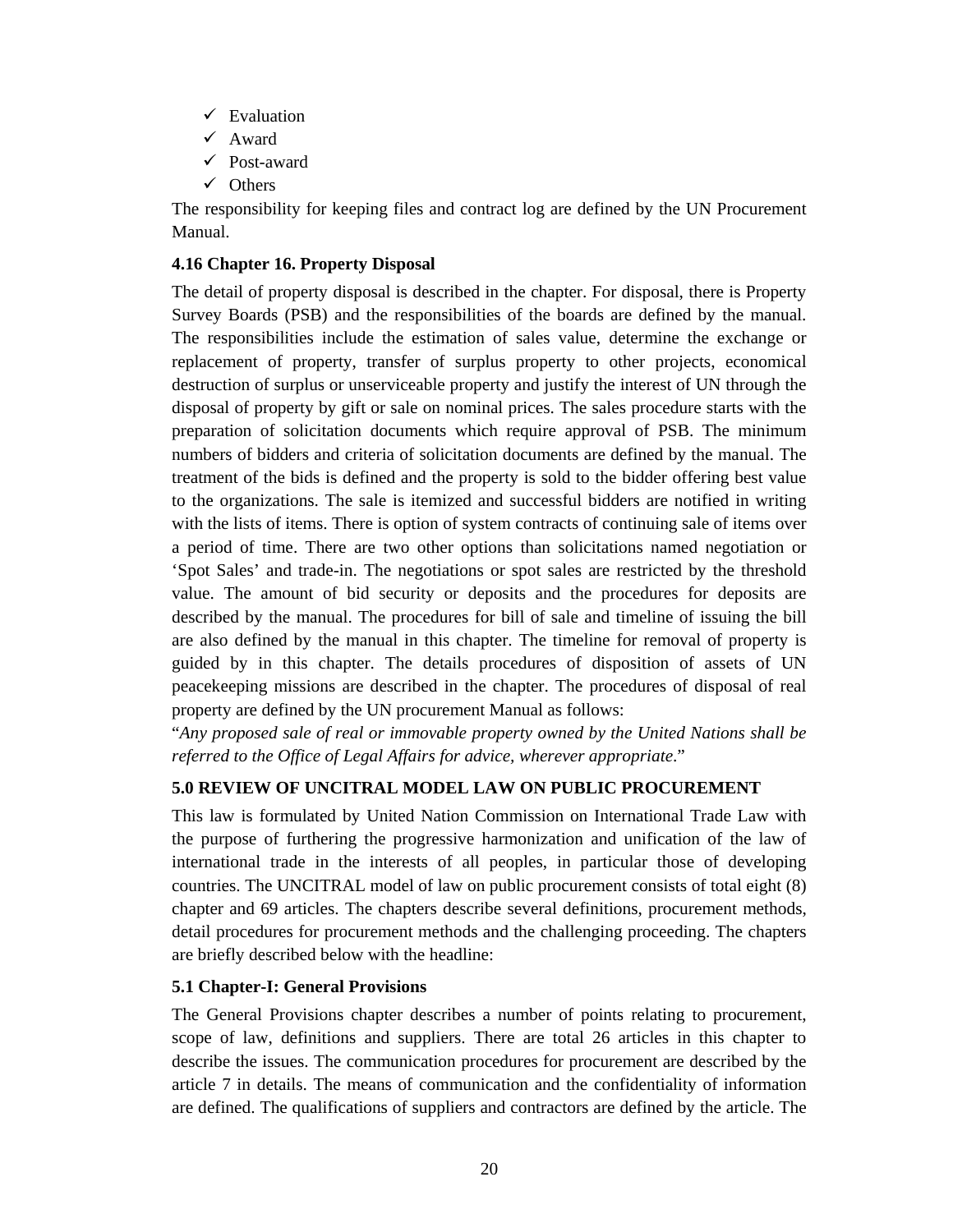- ✓ Evaluation
- ✓ Award
- ✓ Post-award
- ✓ Others

The responsibility for keeping files and contract log are defined by the UN Procurement Manual.

### 4.16 Chapter 16. Property Disposal

The detail of property disposal is described in the chapter. For disposal, there is Property Survey Boards (PSB) and the responsibilities of the boards are defined by the manual. The responsibilities include the estimation of sales value, determine the exchange or replacement of property, transfer of surplus property to other projects, economical destruction of surplus or unserviceable property and justify the interest of UN through the disposal of property by gift or sale on nominal prices. The sales procedure starts with the preparation of solicitation documents which require approval of PSB. The minimum numbers of bidders and criteria of solicitation documents are defined by the manual. The treatment of the bids is defined and the property is sold to the bidder offering best value to the organizations. The sale is itemized and successful bidders are notified in writing with the lists of items. There is option of system contracts of continuing sale of items over a period of time. There are two other options than solicitations named negotiation or 'Spot Sales' and trade-in. The negotiations or spot sales are restricted by the threshold value. The amount of bid security or deposits and the procedures for deposits are described by the manual. The procedures for bill of sale and timeline of issuing the bill are also defined by the manual in this chapter. The timeline for removal of property is guided by in this chapter. The details procedures of disposition of assets of UN peacekeeping missions are described in the chapter. The procedures of disposal of real property are defined by the UN procurement Manual as follows:

"*Any proposed sale of real or immovable property owned by the United Nations shall be referred to the Office of Legal Affairs for advice, wherever appropriate*."

## 5.0 REVIEW OF UNCITRAL MODEL LAW ON PUBLIC PROCUREMENT

This law is formulated by United Nation Commission on International Trade Law with the purpose of furthering the progressive harmonization and unification of the law of international trade in the interests of all peoples, in particular those of developing countries. The UNCITRAL model of law on public procurement consists of total eight (8) chapter and 69 articles. The chapters describe several definitions, procurement methods, detail procedures for procurement methods and the challenging proceeding. The chapters are briefly described below with the headline:

### 5.1 Chapter-I: General Provisions

The General Provisions chapter describes a number of points relating to procurement, scope of law, definitions and suppliers. There are total 26 articles in this chapter to describe the issues. The communication procedures for procurement are described by the article 7 in details. The means of communication and the confidentiality of information are defined. The qualifications of suppliers and contractors are defined by the article. The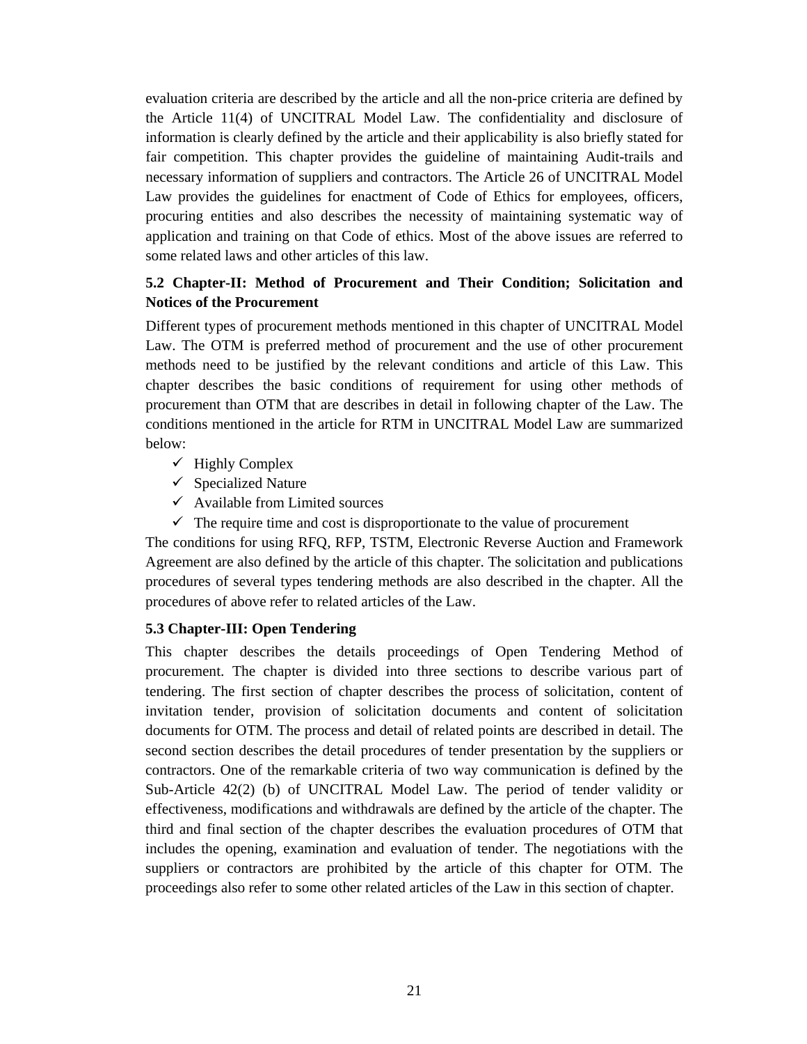evaluation criteria are described by the article and all the non-price criteria are defined by the Article 11(4) of UNCITRAL Model Law. The confidentiality and disclosure of information is clearly defined by the article and their applicability is also briefly stated for fair competition. This chapter provides the guideline of maintaining Audit-trails and necessary information of suppliers and contractors. The Article 26 of UNCITRAL Model Law provides the guidelines for enactment of Code of Ethics for employees, officers, procuring entities and also describes the necessity of maintaining systematic way of application and training on that Code of ethics. Most of the above issues are referred to some related laws and other articles of this law.

### 5.2 Chapter-II: Method of Procurement and Their Condition; Solicitation and Notices of the Procurement

Different types of procurement methods mentioned in this chapter of UNCITRAL Model Law. The OTM is preferred method of procurement and the use of other procurement methods need to be justified by the relevant conditions and article of this Law. This chapter describes the basic conditions of requirement for using other methods of procurement than OTM that are describes in detail in following chapter of the Law. The conditions mentioned in the article for RTM in UNCITRAL Model Law are summarized below:

- ✓ Highly Complex
- ✓ Specialized Nature
- ✓ Available from Limited sources
- ✓ The require time and cost is disproportionate to the value of procurement

The conditions for using RFQ, RFP, TSTM, Electronic Reverse Auction and Framework Agreement are also defined by the article of this chapter. The solicitation and publications procedures of several types tendering methods are also described in the chapter. All the procedures of above refer to related articles of the Law.

### 5.3 Chapter-III: Open Tendering

This chapter describes the details proceedings of Open Tendering Method of procurement. The chapter is divided into three sections to describe various part of tendering. The first section of chapter describes the process of solicitation, content of invitation tender, provision of solicitation documents and content of solicitation documents for OTM. The process and detail of related points are described in detail. The second section describes the detail procedures of tender presentation by the suppliers or contractors. One of the remarkable criteria of two way communication is defined by the Sub-Article 42(2) (b) of UNCITRAL Model Law. The period of tender validity or effectiveness, modifications and withdrawals are defined by the article of the chapter. The third and final section of the chapter describes the evaluation procedures of OTM that includes the opening, examination and evaluation of tender. The negotiations with the suppliers or contractors are prohibited by the article of this chapter for OTM. The proceedings also refer to some other related articles of the Law in this section of chapter.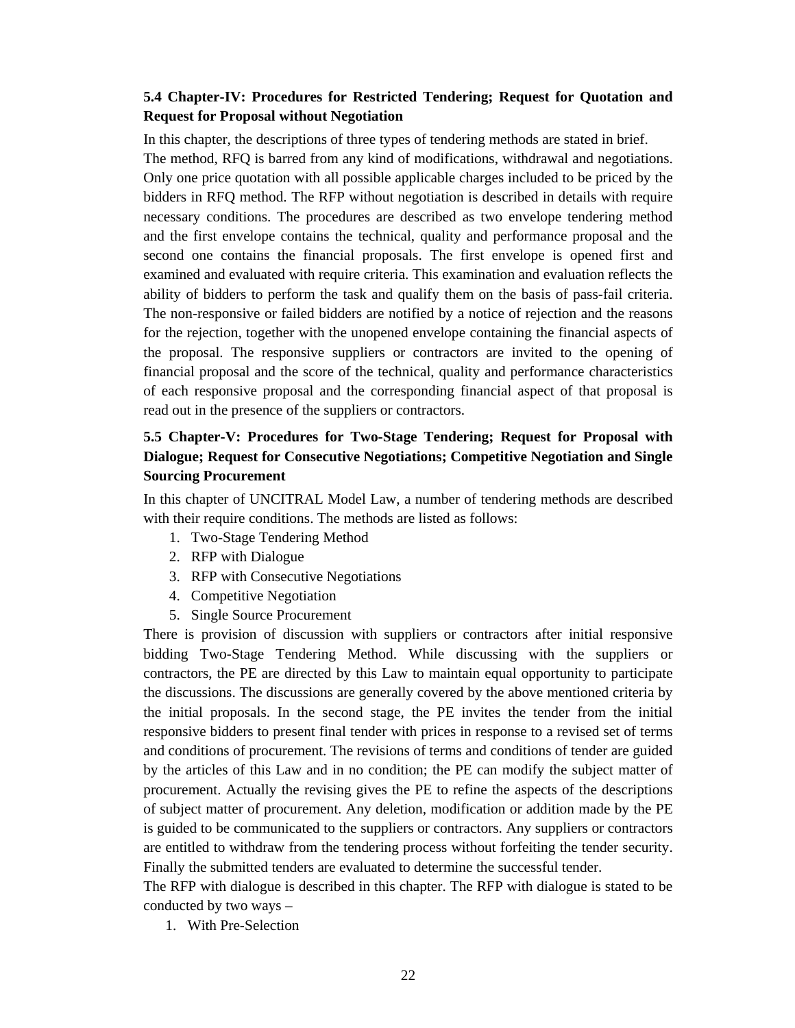### 5.4 Chapter-IV: Procedures for Restricted Tendering; Request for Quotation and Request for Proposal without Negotiation

In this chapter, the descriptions of three types of tendering methods are stated in brief.
The method, RFQ is barred from any kind of modifications, withdrawal and negotiations. Only one price quotation with all possible applicable charges included to be priced by the bidders in RFQ method. The RFP without negotiation is described in details with require necessary conditions. The procedures are described as two envelope tendering method and the first envelope contains the technical, quality and performance proposal and the second one contains the financial proposals. The first envelope is opened first and examined and evaluated with require criteria. This examination and evaluation reflects the ability of bidders to perform the task and qualify them on the basis of pass-fail criteria. The non-responsive or failed bidders are notified by a notice of rejection and the reasons for the rejection, together with the unopened envelope containing the financial aspects of the proposal. The responsive suppliers or contractors are invited to the opening of financial proposal and the score of the technical, quality and performance characteristics of each responsive proposal and the corresponding financial aspect of that proposal is read out in the presence of the suppliers or contractors.

### 5.5 Chapter-V: Procedures for Two-Stage Tendering; Request for Proposal with Dialogue; Request for Consecutive Negotiations; Competitive Negotiation and Single Sourcing Procurement

In this chapter of UNCITRAL Model Law, a number of tendering methods are described with their require conditions. The methods are listed as follows:

1. Two-Stage Tendering Method
2. RFP with Dialogue
3. RFP with Consecutive Negotiations
4. Competitive Negotiation
5. Single Source Procurement

There is provision of discussion with suppliers or contractors after initial responsive bidding Two-Stage Tendering Method. While discussing with the suppliers or contractors, the PE are directed by this Law to maintain equal opportunity to participate the discussions. The discussions are generally covered by the above mentioned criteria by the initial proposals. In the second stage, the PE invites the tender from the initial responsive bidders to present final tender with prices in response to a revised set of terms and conditions of procurement. The revisions of terms and conditions of tender are guided by the articles of this Law and in no condition; the PE can modify the subject matter of procurement. Actually the revising gives the PE to refine the aspects of the descriptions of subject matter of procurement. Any deletion, modification or addition made by the PE is guided to be communicated to the suppliers or contractors. Any suppliers or contractors are entitled to withdraw from the tendering process without forfeiting the tender security. Finally the submitted tenders are evaluated to determine the successful tender.
The RFP with dialogue is described in this chapter. The RFP with dialogue is stated to be conducted by two ways –

1. With Pre-Selection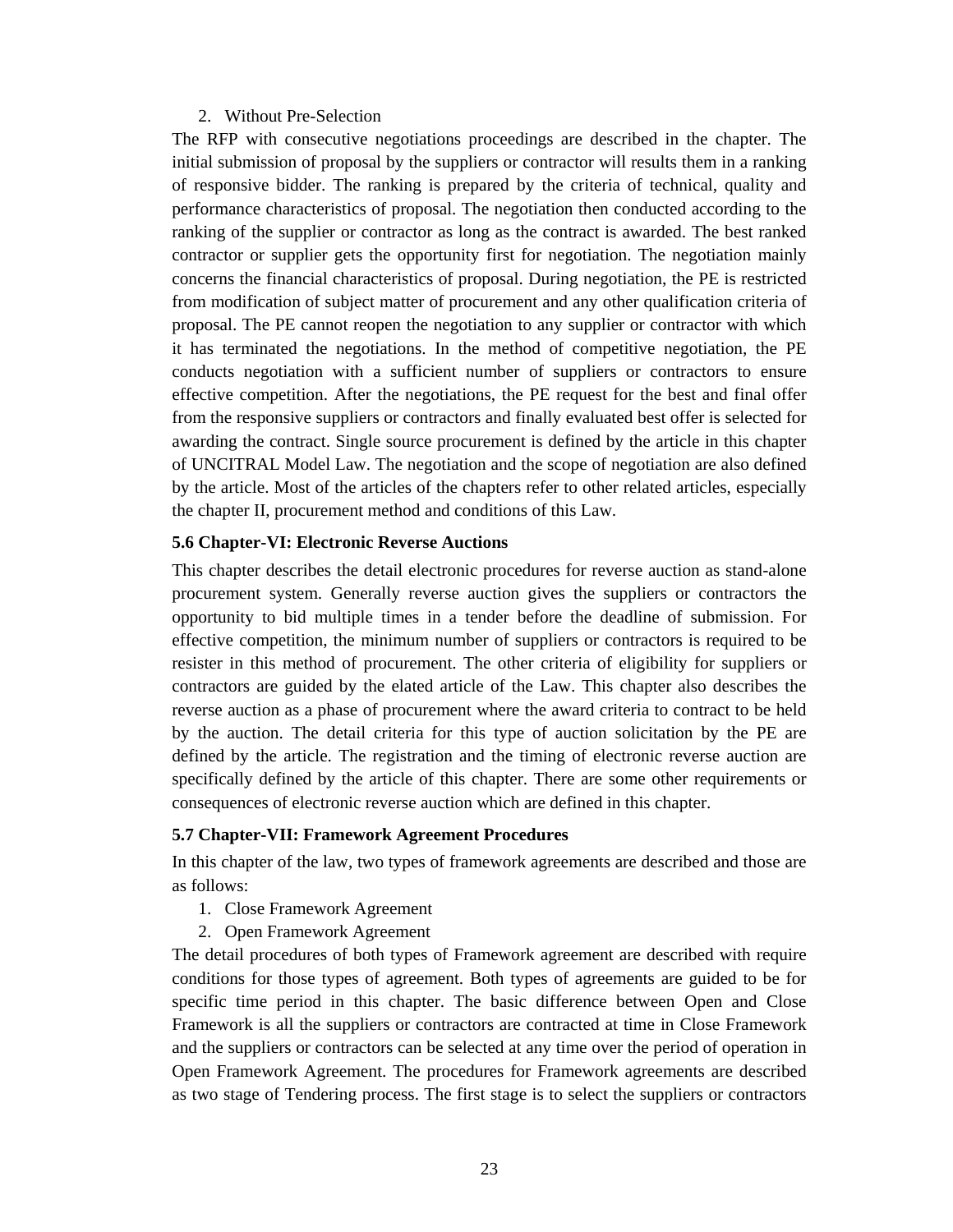2. Without Pre-Selection

The RFP with consecutive negotiations proceedings are described in the chapter. The initial submission of proposal by the suppliers or contractor will results them in a ranking of responsive bidder. The ranking is prepared by the criteria of technical, quality and performance characteristics of proposal. The negotiation then conducted according to the ranking of the supplier or contractor as long as the contract is awarded. The best ranked contractor or supplier gets the opportunity first for negotiation. The negotiation mainly concerns the financial characteristics of proposal. During negotiation, the PE is restricted from modification of subject matter of procurement and any other qualification criteria of proposal. The PE cannot reopen the negotiation to any supplier or contractor with which it has terminated the negotiations. In the method of competitive negotiation, the PE conducts negotiation with a sufficient number of suppliers or contractors to ensure effective competition. After the negotiations, the PE request for the best and final offer from the responsive suppliers or contractors and finally evaluated best offer is selected for awarding the contract. Single source procurement is defined by the article in this chapter of UNCITRAL Model Law. The negotiation and the scope of negotiation are also defined by the article. Most of the articles of the chapters refer to other related articles, especially the chapter II, procurement method and conditions of this Law.

### 5.6 Chapter-VI: Electronic Reverse Auctions

This chapter describes the detail electronic procedures for reverse auction as stand-alone procurement system. Generally reverse auction gives the suppliers or contractors the opportunity to bid multiple times in a tender before the deadline of submission. For effective competition, the minimum number of suppliers or contractors is required to be resister in this method of procurement. The other criteria of eligibility for suppliers or contractors are guided by the elated article of the Law. This chapter also describes the reverse auction as a phase of procurement where the award criteria to contract to be held by the auction. The detail criteria for this type of auction solicitation by the PE are defined by the article. The registration and the timing of electronic reverse auction are specifically defined by the article of this chapter. There are some other requirements or consequences of electronic reverse auction which are defined in this chapter.

### 5.7 Chapter-VII: Framework Agreement Procedures

In this chapter of the law, two types of framework agreements are described and those are as follows:

1. Close Framework Agreement
2. Open Framework Agreement

The detail procedures of both types of Framework agreement are described with require conditions for those types of agreement. Both types of agreements are guided to be for specific time period in this chapter. The basic difference between Open and Close Framework is all the suppliers or contractors are contracted at time in Close Framework and the suppliers or contractors can be selected at any time over the period of operation in Open Framework Agreement. The procedures for Framework agreements are described as two stage of Tendering process. The first stage is to select the suppliers or contractors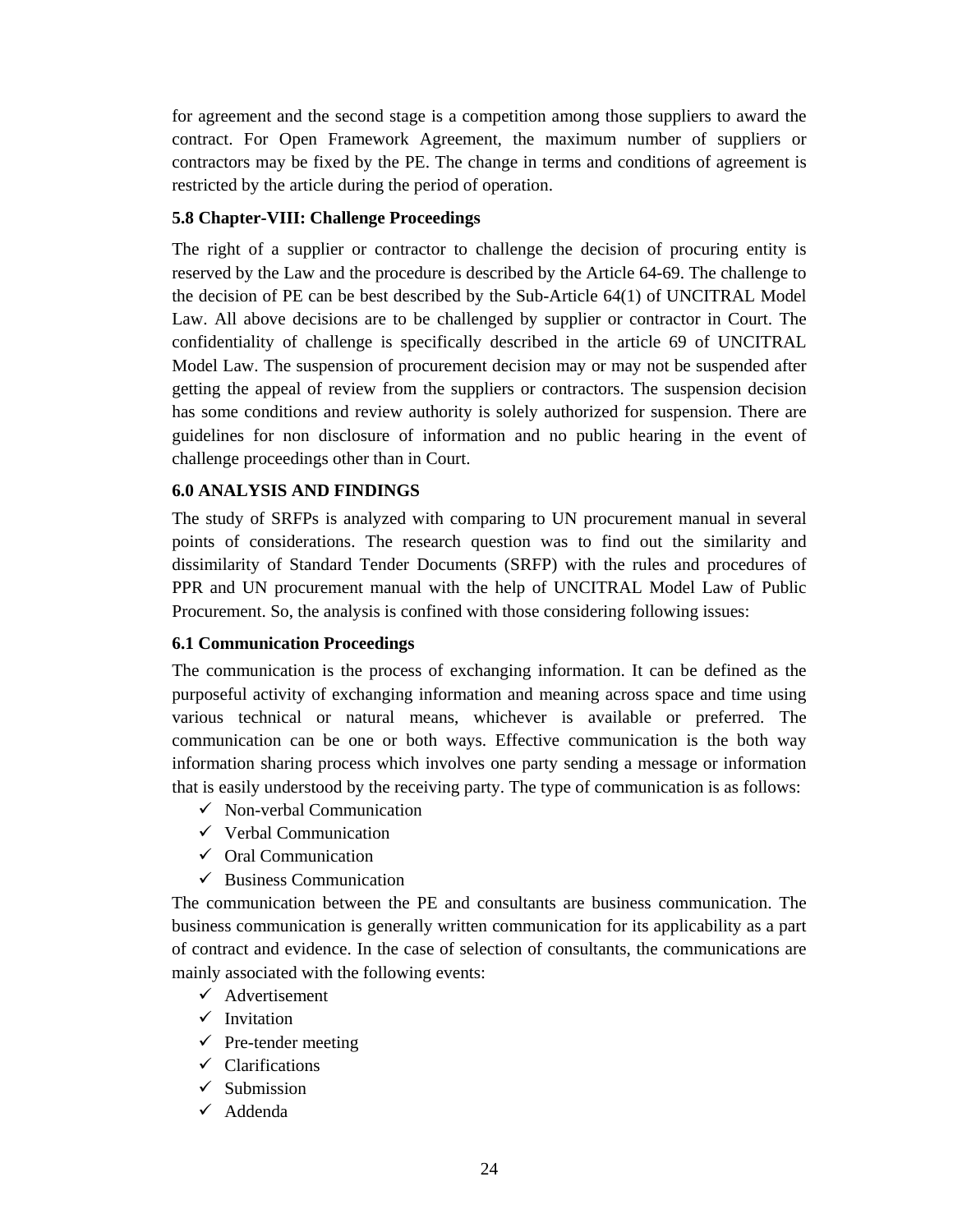for agreement and the second stage is a competition among those suppliers to award the contract. For Open Framework Agreement, the maximum number of suppliers or contractors may be fixed by the PE. The change in terms and conditions of agreement is restricted by the article during the period of operation.

### 5.8 Chapter-VIII: Challenge Proceedings

The right of a supplier or contractor to challenge the decision of procuring entity is reserved by the Law and the procedure is described by the Article 64-69. The challenge to the decision of PE can be best described by the Sub-Article 64(1) of UNCITRAL Model Law. All above decisions are to be challenged by supplier or contractor in Court. The confidentiality of challenge is specifically described in the article 69 of UNCITRAL Model Law. The suspension of procurement decision may or may not be suspended after getting the appeal of review from the suppliers or contractors. The suspension decision has some conditions and review authority is solely authorized for suspension. There are guidelines for non disclosure of information and no public hearing in the event of challenge proceedings other than in Court.

## 6.0 ANALYSIS AND FINDINGS

The study of SRFPs is analyzed with comparing to UN procurement manual in several points of considerations. The research question was to find out the similarity and dissimilarity of Standard Tender Documents (SRFP) with the rules and procedures of PPR and UN procurement manual with the help of UNCITRAL Model Law of Public Procurement. So, the analysis is confined with those considering following issues:

### 6.1 Communication Proceedings

The communication is the process of exchanging information. It can be defined as the purposeful activity of exchanging information and meaning across space and time using various technical or natural means, whichever is available or preferred. The communication can be one or both ways. Effective communication is the both way information sharing process which involves one party sending a message or information that is easily understood by the receiving party. The type of communication is as follows:

- ✓ Non-verbal Communication
- ✓ Verbal Communication
- ✓ Oral Communication
- ✓ Business Communication

The communication between the PE and consultants are business communication. The business communication is generally written communication for its applicability as a part of contract and evidence. In the case of selection of consultants, the communications are mainly associated with the following events:

- ✓ Advertisement
- ✓ Invitation
- ✓ Pre-tender meeting
- ✓ Clarifications
- ✓ Submission
- ✓ Addenda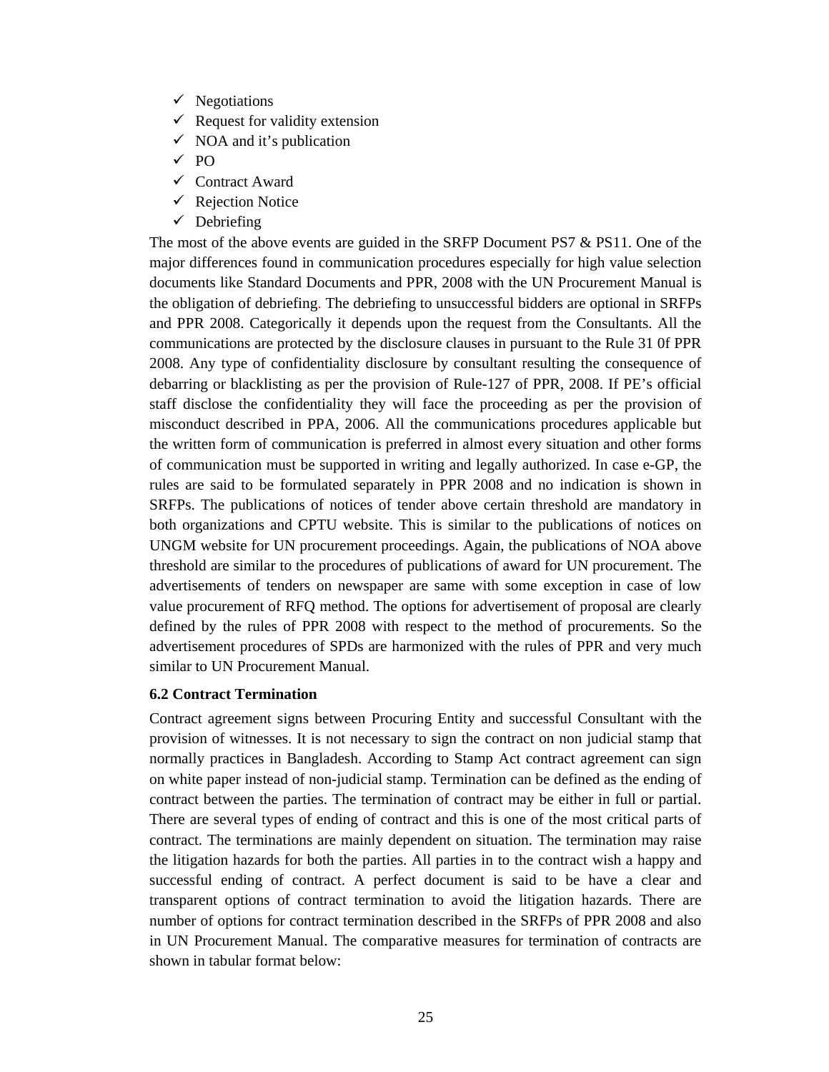- ✓ Negotiations
- ✓ Request for validity extension
- ✓ NOA and it's publication
- ✓ PO
- ✓ Contract Award
- ✓ Rejection Notice
- ✓ Debriefing

The most of the above events are guided in the SRFP Document PS7 & PS11. One of the major differences found in communication procedures especially for high value selection documents like Standard Documents and PPR, 2008 with the UN Procurement Manual is the obligation of debriefing. The debriefing to unsuccessful bidders are optional in SRFPs and PPR 2008. Categorically it depends upon the request from the Consultants. All the communications are protected by the disclosure clauses in pursuant to the Rule 31 0f PPR 2008. Any type of confidentiality disclosure by consultant resulting the consequence of debarring or blacklisting as per the provision of Rule-127 of PPR, 2008. If PE's official staff disclose the confidentiality they will face the proceeding as per the provision of misconduct described in PPA, 2006. All the communications procedures applicable but the written form of communication is preferred in almost every situation and other forms of communication must be supported in writing and legally authorized. In case e-GP, the rules are said to be formulated separately in PPR 2008 and no indication is shown in SRFPs. The publications of notices of tender above certain threshold are mandatory in both organizations and CPTU website. This is similar to the publications of notices on UNGM website for UN procurement proceedings. Again, the publications of NOA above threshold are similar to the procedures of publications of award for UN procurement. The advertisements of tenders on newspaper are same with some exception in case of low value procurement of RFQ method. The options for advertisement of proposal are clearly defined by the rules of PPR 2008 with respect to the method of procurements. So the advertisement procedures of SPDs are harmonized with the rules of PPR and very much similar to UN Procurement Manual.

### 6.2 Contract Termination

Contract agreement signs between Procuring Entity and successful Consultant with the provision of witnesses. It is not necessary to sign the contract on non judicial stamp that normally practices in Bangladesh. According to Stamp Act contract agreement can sign on white paper instead of non-judicial stamp. Termination can be defined as the ending of contract between the parties. The termination of contract may be either in full or partial. There are several types of ending of contract and this is one of the most critical parts of contract. The terminations are mainly dependent on situation. The termination may raise the litigation hazards for both the parties. All parties in to the contract wish a happy and successful ending of contract. A perfect document is said to be have a clear and transparent options of contract termination to avoid the litigation hazards. There are number of options for contract termination described in the SRFPs of PPR 2008 and also in UN Procurement Manual. The comparative measures for termination of contracts are shown in tabular format below: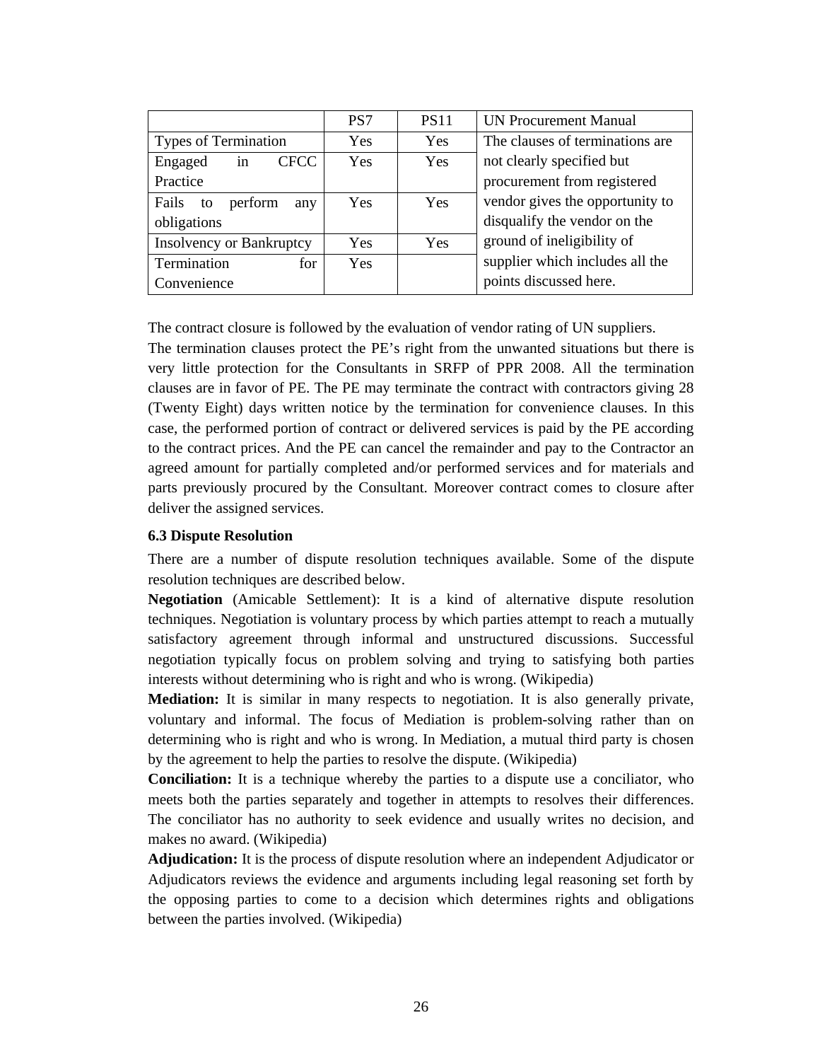| | PS7 | PS11 | UN Procurement Manual |
|---|---|---|---|
| Types of Termination | Yes | Yes | The clauses of terminations are not clearly specified but procurement from registered vendor gives the opportunity to disqualify the vendor on the ground of ineligibility of supplier which includes all the points discussed here. |
| Engaged in CFCC Practice | Yes | Yes | |
| Fails to perform any obligations | Yes | Yes | |
| Insolvency or Bankruptcy | Yes | Yes | |
| Termination for Convenience | Yes | | |

The contract closure is followed by the evaluation of vendor rating of UN suppliers.

The termination clauses protect the PE's right from the unwanted situations but there is very little protection for the Consultants in SRFP of PPR 2008. All the termination clauses are in favor of PE. The PE may terminate the contract with contractors giving 28 (Twenty Eight) days written notice by the termination for convenience clauses. In this case, the performed portion of contract or delivered services is paid by the PE according to the contract prices. And the PE can cancel the remainder and pay to the Contractor an agreed amount for partially completed and/or performed services and for materials and parts previously procured by the Consultant. Moreover contract comes to closure after deliver the assigned services.

### 6.3 Dispute Resolution

There are a number of dispute resolution techniques available. Some of the dispute resolution techniques are described below.

**Negotiation** (Amicable Settlement): It is a kind of alternative dispute resolution techniques. Negotiation is voluntary process by which parties attempt to reach a mutually satisfactory agreement through informal and unstructured discussions. Successful negotiation typically focus on problem solving and trying to satisfying both parties interests without determining who is right and who is wrong. (Wikipedia)

**Mediation:** It is similar in many respects to negotiation. It is also generally private, voluntary and informal. The focus of Mediation is problem-solving rather than on determining who is right and who is wrong. In Mediation, a mutual third party is chosen by the agreement to help the parties to resolve the dispute. (Wikipedia)

**Conciliation:** It is a technique whereby the parties to a dispute use a conciliator, who meets both the parties separately and together in attempts to resolves their differences. The conciliator has no authority to seek evidence and usually writes no decision, and makes no award. (Wikipedia)

**Adjudication:** It is the process of dispute resolution where an independent Adjudicator or Adjudicators reviews the evidence and arguments including legal reasoning set forth by the opposing parties to come to a decision which determines rights and obligations between the parties involved. (Wikipedia)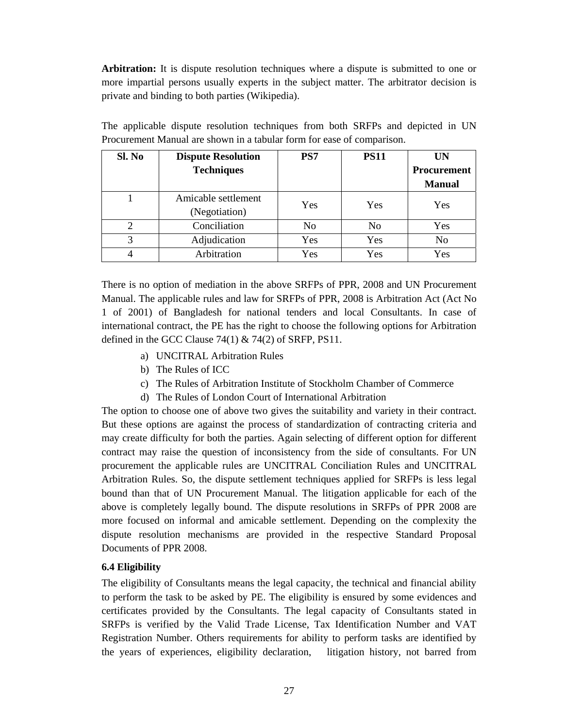**Arbitration:** It is dispute resolution techniques where a dispute is submitted to one or more impartial persons usually experts in the subject matter. The arbitrator decision is private and binding to both parties (Wikipedia).

The applicable dispute resolution techniques from both SRFPs and depicted in UN Procurement Manual are shown in a tabular form for ease of comparison.

| Sl. No | Dispute Resolution Techniques | PS7 | PS11 | UN Procurement Manual |
|---|---|---|---|---|
| 1 | Amicable settlement (Negotiation) | Yes | Yes | Yes |
| 2 | Conciliation | No | No | Yes |
| 3 | Adjudication | Yes | Yes | No |
| 4 | Arbitration | Yes | Yes | Yes |

There is no option of mediation in the above SRFPs of PPR, 2008 and UN Procurement Manual. The applicable rules and law for SRFPs of PPR, 2008 is Arbitration Act (Act No 1 of 2001) of Bangladesh for national tenders and local Consultants. In case of international contract, the PE has the right to choose the following options for Arbitration defined in the GCC Clause 74(1) & 74(2) of SRFP, PS11.

a) UNCITRAL Arbitration Rules
b) The Rules of ICC
c) The Rules of Arbitration Institute of Stockholm Chamber of Commerce
d) The Rules of London Court of International Arbitration

The option to choose one of above two gives the suitability and variety in their contract. But these options are against the process of standardization of contracting criteria and may create difficulty for both the parties. Again selecting of different option for different contract may raise the question of inconsistency from the side of consultants. For UN procurement the applicable rules are UNCITRAL Conciliation Rules and UNCITRAL Arbitration Rules. So, the dispute settlement techniques applied for SRFPs is less legal bound than that of UN Procurement Manual. The litigation applicable for each of the above is completely legally bound. The dispute resolutions in SRFPs of PPR 2008 are more focused on informal and amicable settlement. Depending on the complexity the dispute resolution mechanisms are provided in the respective Standard Proposal Documents of PPR 2008.

### 6.4 Eligibility

The eligibility of Consultants means the legal capacity, the technical and financial ability to perform the task to be asked by PE. The eligibility is ensured by some evidences and certificates provided by the Consultants. The legal capacity of Consultants stated in SRFPs is verified by the Valid Trade License, Tax Identification Number and VAT Registration Number. Others requirements for ability to perform tasks are identified by the years of experiences, eligibility declaration, litigation history, not barred from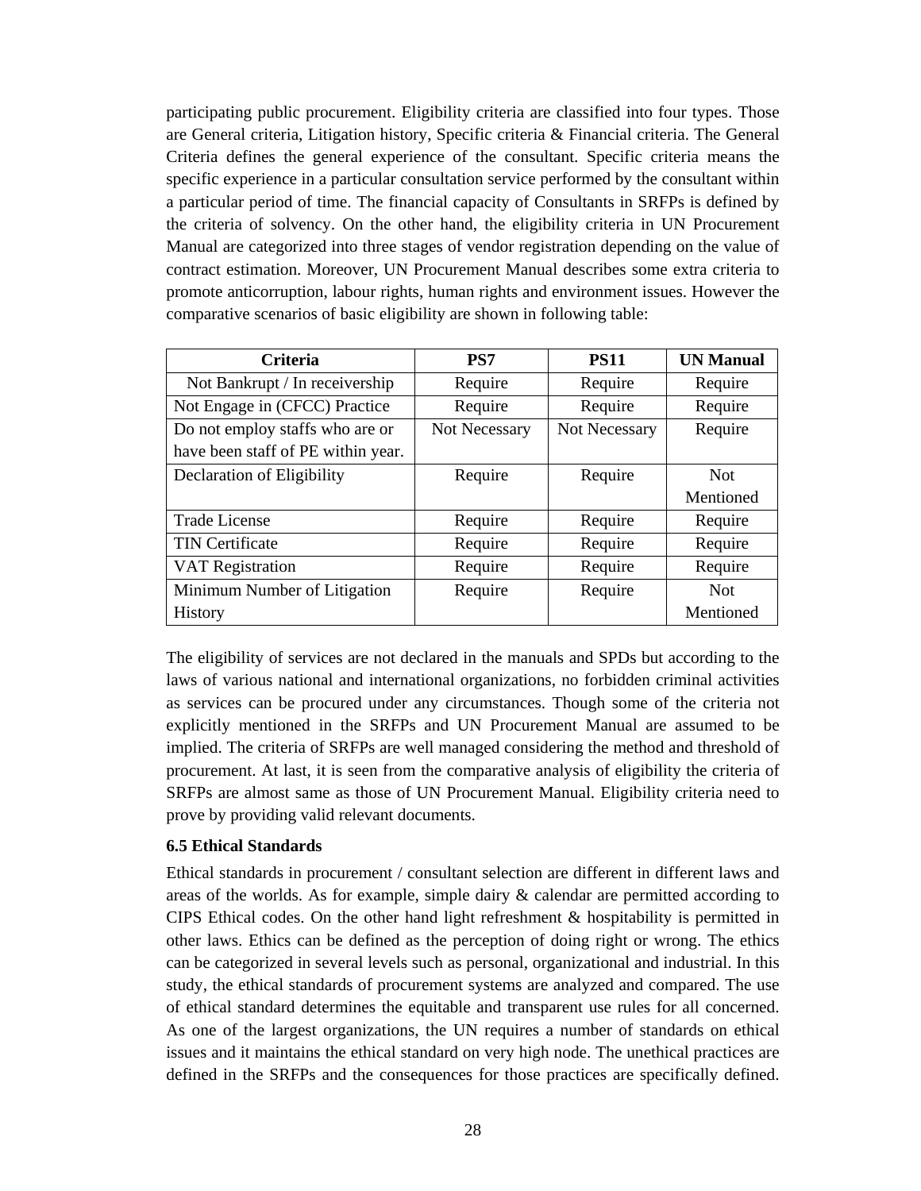participating public procurement. Eligibility criteria are classified into four types. Those are General criteria, Litigation history, Specific criteria & Financial criteria. The General Criteria defines the general experience of the consultant. Specific criteria means the specific experience in a particular consultation service performed by the consultant within a particular period of time. The financial capacity of Consultants in SRFPs is defined by the criteria of solvency. On the other hand, the eligibility criteria in UN Procurement Manual are categorized into three stages of vendor registration depending on the value of contract estimation. Moreover, UN Procurement Manual describes some extra criteria to promote anticorruption, labour rights, human rights and environment issues. However the comparative scenarios of basic eligibility are shown in following table:

| Criteria | PS7 | PS11 | UN Manual |
|---|---|---|---|
| Not Bankrupt / In receivership | Require | Require | Require |
| Not Engage in (CFCC) Practice | Require | Require | Require |
| Do not employ staffs who are or have been staff of PE within year. | Not Necessary | Not Necessary | Require |
| Declaration of Eligibility | Require | Require | Not Mentioned |
| Trade License | Require | Require | Require |
| TIN Certificate | Require | Require | Require |
| VAT Registration | Require | Require | Require |
| Minimum Number of Litigation History | Require | Require | Not Mentioned |

The eligibility of services are not declared in the manuals and SPDs but according to the laws of various national and international organizations, no forbidden criminal activities as services can be procured under any circumstances. Though some of the criteria not explicitly mentioned in the SRFPs and UN Procurement Manual are assumed to be implied. The criteria of SRFPs are well managed considering the method and threshold of procurement. At last, it is seen from the comparative analysis of eligibility the criteria of SRFPs are almost same as those of UN Procurement Manual. Eligibility criteria need to prove by providing valid relevant documents.

### 6.5 Ethical Standards

Ethical standards in procurement / consultant selection are different in different laws and areas of the worlds. As for example, simple dairy & calendar are permitted according to CIPS Ethical codes. On the other hand light refreshment & hospitability is permitted in other laws. Ethics can be defined as the perception of doing right or wrong. The ethics can be categorized in several levels such as personal, organizational and industrial. In this study, the ethical standards of procurement systems are analyzed and compared. The use of ethical standard determines the equitable and transparent use rules for all concerned. As one of the largest organizations, the UN requires a number of standards on ethical issues and it maintains the ethical standard on very high node. The unethical practices are defined in the SRFPs and the consequences for those practices are specifically defined.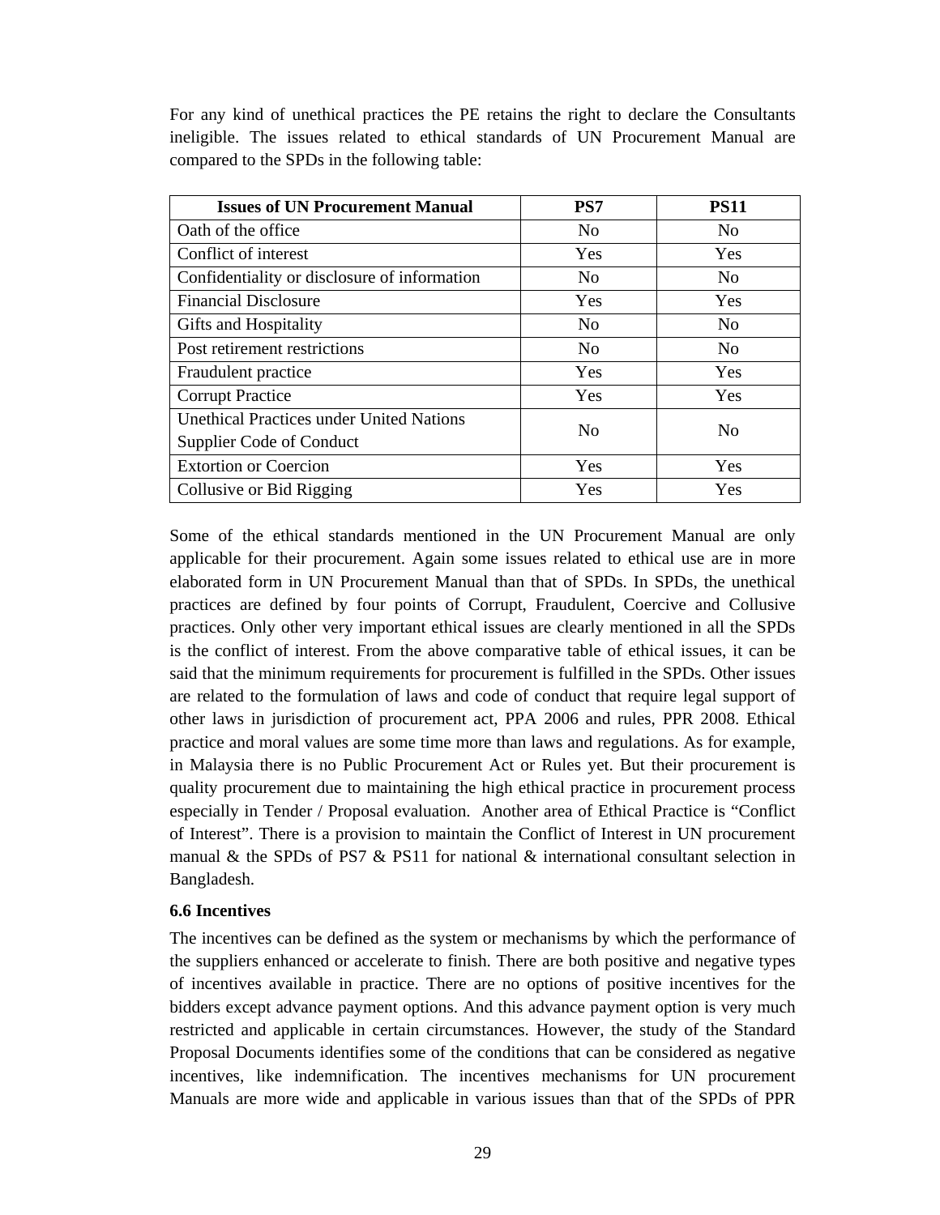For any kind of unethical practices the PE retains the right to declare the Consultants ineligible. The issues related to ethical standards of UN Procurement Manual are compared to the SPDs in the following table:

| Issues of UN Procurement Manual | PS7 | PS11 |
|---|---|---|
| Oath of the office | No | No |
| Conflict of interest | Yes | Yes |
| Confidentiality or disclosure of information | No | No |
| Financial Disclosure | Yes | Yes |
| Gifts and Hospitality | No | No |
| Post retirement restrictions | No | No |
| Fraudulent practice | Yes | Yes |
| Corrupt Practice | Yes | Yes |
| Unethical Practices under United Nations Supplier Code of Conduct | No | No |
| Extortion or Coercion | Yes | Yes |
| Collusive or Bid Rigging | Yes | Yes |

Some of the ethical standards mentioned in the UN Procurement Manual are only applicable for their procurement. Again some issues related to ethical use are in more elaborated form in UN Procurement Manual than that of SPDs. In SPDs, the unethical practices are defined by four points of Corrupt, Fraudulent, Coercive and Collusive practices. Only other very important ethical issues are clearly mentioned in all the SPDs is the conflict of interest. From the above comparative table of ethical issues, it can be said that the minimum requirements for procurement is fulfilled in the SPDs. Other issues are related to the formulation of laws and code of conduct that require legal support of other laws in jurisdiction of procurement act, PPA 2006 and rules, PPR 2008. Ethical practice and moral values are some time more than laws and regulations. As for example, in Malaysia there is no Public Procurement Act or Rules yet. But their procurement is quality procurement due to maintaining the high ethical practice in procurement process especially in Tender / Proposal evaluation. Another area of Ethical Practice is "Conflict of Interest". There is a provision to maintain the Conflict of Interest in UN procurement manual & the SPDs of PS7 & PS11 for national & international consultant selection in Bangladesh.

### 6.6 Incentives

The incentives can be defined as the system or mechanisms by which the performance of the suppliers enhanced or accelerate to finish. There are both positive and negative types of incentives available in practice. There are no options of positive incentives for the bidders except advance payment options. And this advance payment option is very much restricted and applicable in certain circumstances. However, the study of the Standard Proposal Documents identifies some of the conditions that can be considered as negative incentives, like indemnification. The incentives mechanisms for UN procurement Manuals are more wide and applicable in various issues than that of the SPDs of PPR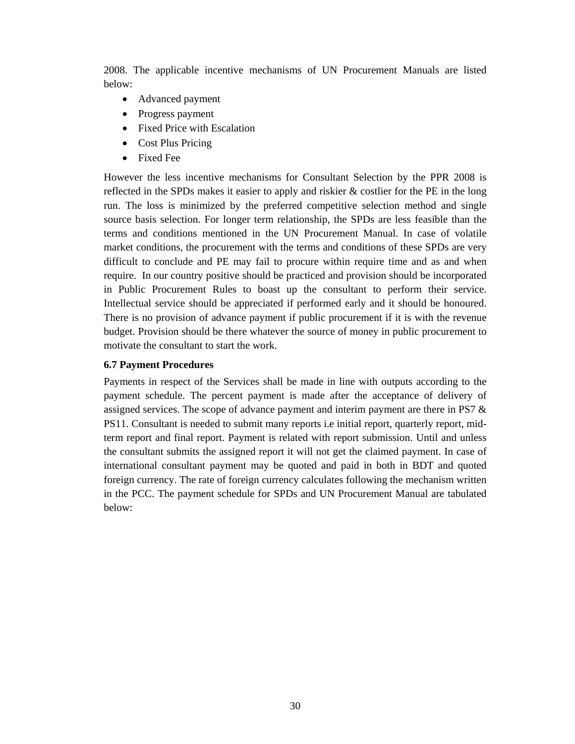2008. The applicable incentive mechanisms of UN Procurement Manuals are listed below:

- Advanced payment
- Progress payment
- Fixed Price with Escalation
- Cost Plus Pricing
- Fixed Fee

However the less incentive mechanisms for Consultant Selection by the PPR 2008 is reflected in the SPDs makes it easier to apply and riskier & costlier for the PE in the long run. The loss is minimized by the preferred competitive selection method and single source basis selection. For longer term relationship, the SPDs are less feasible than the terms and conditions mentioned in the UN Procurement Manual. In case of volatile market conditions, the procurement with the terms and conditions of these SPDs are very difficult to conclude and PE may fail to procure within require time and as and when require. In our country positive should be practiced and provision should be incorporated in Public Procurement Rules to boast up the consultant to perform their service. Intellectual service should be appreciated if performed early and it should be honoured. There is no provision of advance payment if public procurement if it is with the revenue budget. Provision should be there whatever the source of money in public procurement to motivate the consultant to start the work.

**6.7 Payment Procedures**

Payments in respect of the Services shall be made in line with outputs according to the payment schedule. The percent payment is made after the acceptance of delivery of assigned services. The scope of advance payment and interim payment are there in PS7 & PS11. Consultant is needed to submit many reports i.e initial report, quarterly report, mid-term report and final report. Payment is related with report submission. Until and unless the consultant submits the assigned report it will not get the claimed payment. In case of international consultant payment may be quoted and paid in both in BDT and quoted foreign currency. The rate of foreign currency calculates following the mechanism written in the PCC. The payment schedule for SPDs and UN Procurement Manual are tabulated below: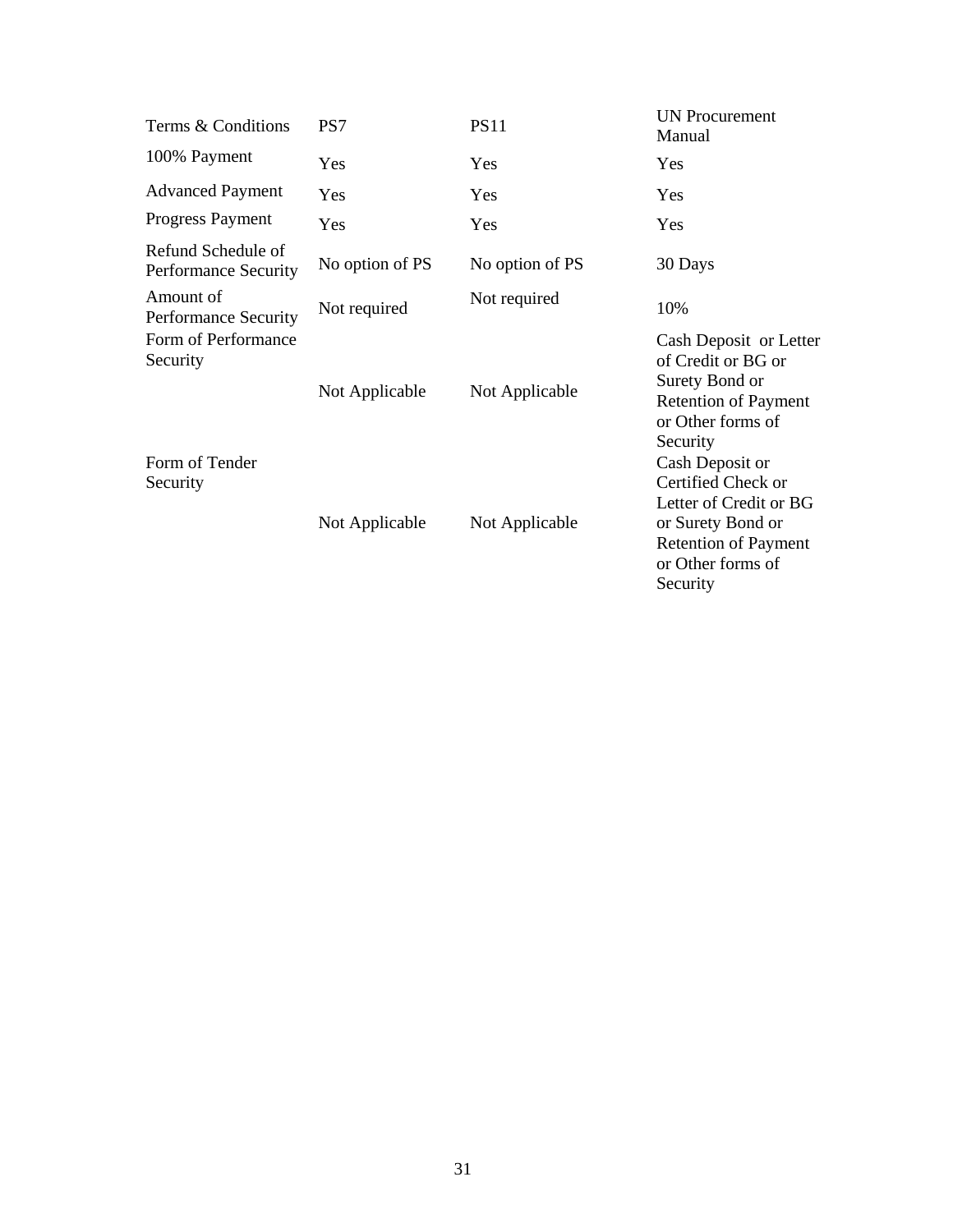| Terms & Conditions | PS7 | PS11 | UN Procurement Manual |
|---|---|---|---|
| 100% Payment | Yes | Yes | Yes |
| Advanced Payment | Yes | Yes | Yes |
| Progress Payment | Yes | Yes | Yes |
| Refund Schedule of Performance Security | No option of PS | No option of PS | 30 Days |
| Amount of Performance Security | Not required | Not required | 10% |
| Form of Performance Security | Not Applicable | Not Applicable | Cash Deposit or Letter of Credit or BG or Surety Bond or Retention of Payment or Other forms of Security |
| Form of Tender Security | Not Applicable | Not Applicable | Cash Deposit or Certified Check or Letter of Credit or BG or Surety Bond or Retention of Payment or Other forms of Security |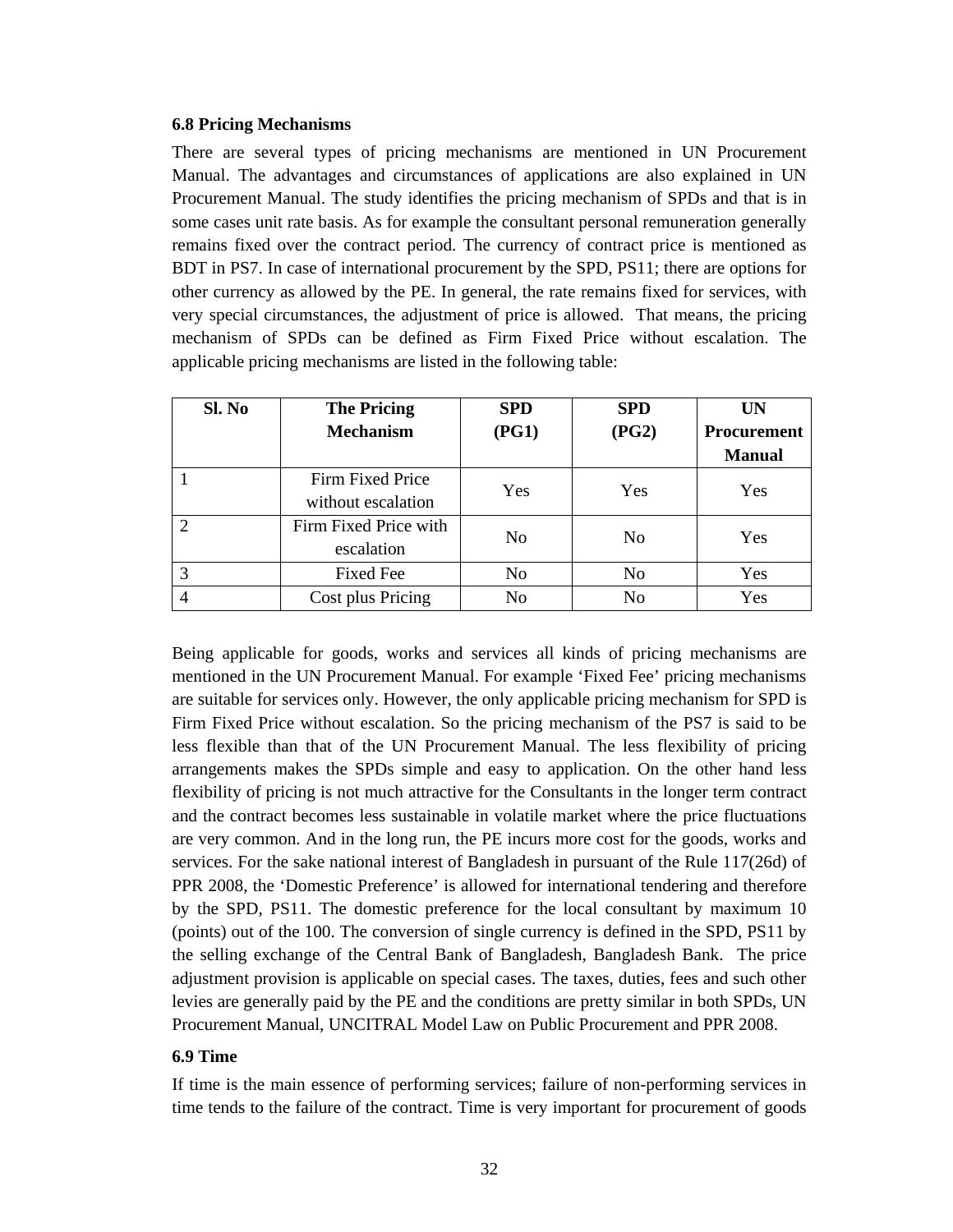### 6.8 Pricing Mechanisms

There are several types of pricing mechanisms are mentioned in UN Procurement Manual. The advantages and circumstances of applications are also explained in UN Procurement Manual. The study identifies the pricing mechanism of SPDs and that is in some cases unit rate basis. As for example the consultant personal remuneration generally remains fixed over the contract period. The currency of contract price is mentioned as BDT in PS7. In case of international procurement by the SPD, PS11; there are options for other currency as allowed by the PE. In general, the rate remains fixed for services, with very special circumstances, the adjustment of price is allowed. That means, the pricing mechanism of SPDs can be defined as Firm Fixed Price without escalation. The applicable pricing mechanisms are listed in the following table:

| Sl. No | The Pricing Mechanism | SPD (PG1) | SPD (PG2) | UN Procurement Manual |
|---|---|---|---|---|
| 1 | Firm Fixed Price without escalation | Yes | Yes | Yes |
| 2 | Firm Fixed Price with escalation | No | No | Yes |
| 3 | Fixed Fee | No | No | Yes |
| 4 | Cost plus Pricing | No | No | Yes |

Being applicable for goods, works and services all kinds of pricing mechanisms are mentioned in the UN Procurement Manual. For example 'Fixed Fee' pricing mechanisms are suitable for services only. However, the only applicable pricing mechanism for SPD is Firm Fixed Price without escalation. So the pricing mechanism of the PS7 is said to be less flexible than that of the UN Procurement Manual. The less flexibility of pricing arrangements makes the SPDs simple and easy to application. On the other hand less flexibility of pricing is not much attractive for the Consultants in the longer term contract and the contract becomes less sustainable in volatile market where the price fluctuations are very common. And in the long run, the PE incurs more cost for the goods, works and services. For the sake national interest of Bangladesh in pursuant of the Rule 117(26d) of PPR 2008, the 'Domestic Preference' is allowed for international tendering and therefore by the SPD, PS11. The domestic preference for the local consultant by maximum 10 (points) out of the 100. The conversion of single currency is defined in the SPD, PS11 by the selling exchange of the Central Bank of Bangladesh, Bangladesh Bank. The price adjustment provision is applicable on special cases. The taxes, duties, fees and such other levies are generally paid by the PE and the conditions are pretty similar in both SPDs, UN Procurement Manual, UNCITRAL Model Law on Public Procurement and PPR 2008.

### 6.9 Time

If time is the main essence of performing services; failure of non-performing services in time tends to the failure of the contract. Time is very important for procurement of goods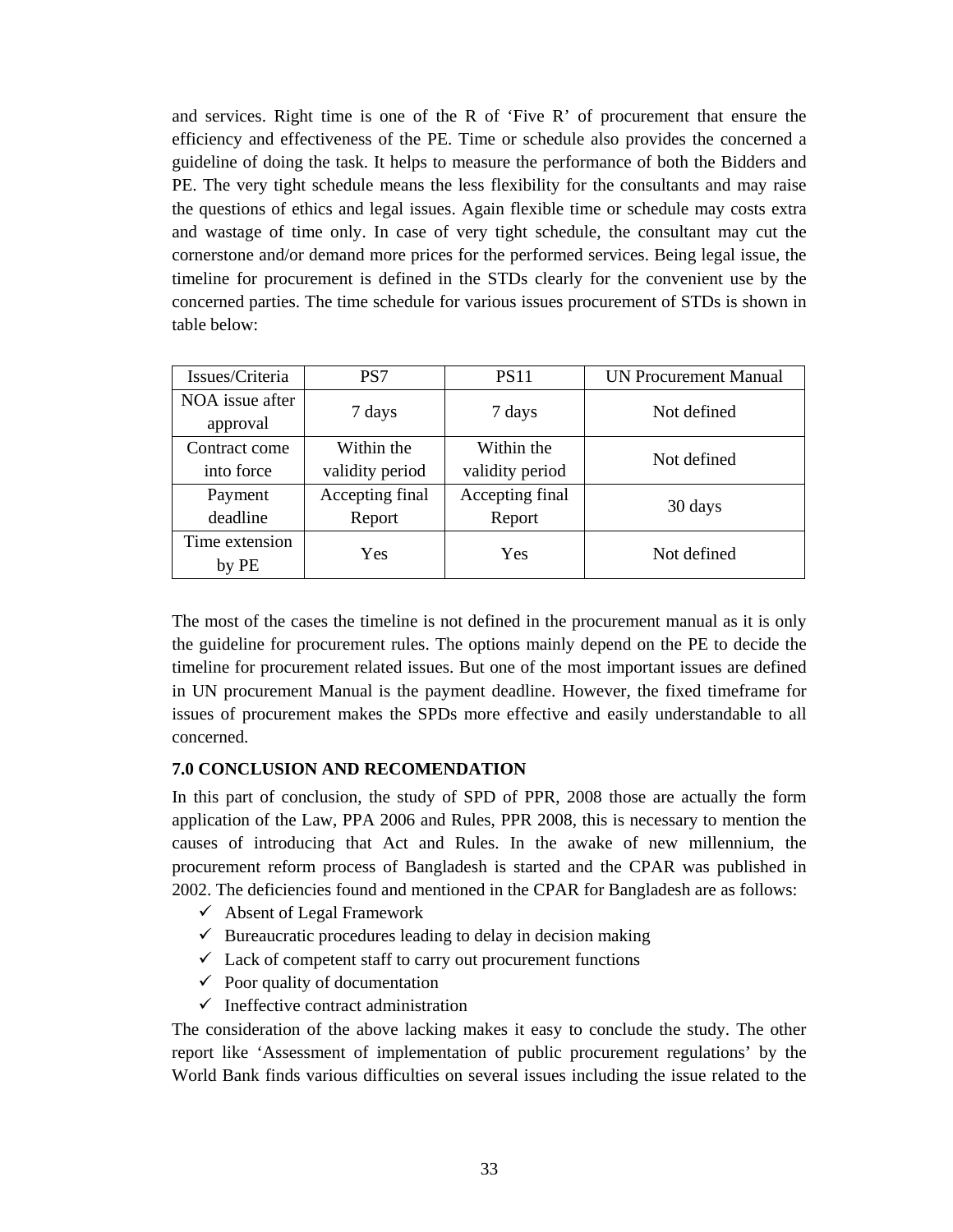and services. Right time is one of the R of 'Five R' of procurement that ensure the efficiency and effectiveness of the PE. Time or schedule also provides the concerned a guideline of doing the task. It helps to measure the performance of both the Bidders and PE. The very tight schedule means the less flexibility for the consultants and may raise the questions of ethics and legal issues. Again flexible time or schedule may costs extra and wastage of time only. In case of very tight schedule, the consultant may cut the cornerstone and/or demand more prices for the performed services. Being legal issue, the timeline for procurement is defined in the STDs clearly for the convenient use by the concerned parties. The time schedule for various issues procurement of STDs is shown in table below:

| Issues/Criteria | PS7 | PS11 | UN Procurement Manual |
|---|---|---|---|
| NOA issue after approval | 7 days | 7 days | Not defined |
| Contract come into force | Within the validity period | Within the validity period | Not defined |
| Payment deadline | Accepting final Report | Accepting final Report | 30 days |
| Time extension by PE | Yes | Yes | Not defined |

The most of the cases the timeline is not defined in the procurement manual as it is only the guideline for procurement rules. The options mainly depend on the PE to decide the timeline for procurement related issues. But one of the most important issues are defined in UN procurement Manual is the payment deadline. However, the fixed timeframe for issues of procurement makes the SPDs more effective and easily understandable to all concerned.

**7.0 CONCLUSION AND RECOMENDATION**

In this part of conclusion, the study of SPD of PPR, 2008 those are actually the form application of the Law, PPA 2006 and Rules, PPR 2008, this is necessary to mention the causes of introducing that Act and Rules. In the awake of new millennium, the procurement reform process of Bangladesh is started and the CPAR was published in 2002. The deficiencies found and mentioned in the CPAR for Bangladesh are as follows:

- ✓ Absent of Legal Framework
- ✓ Bureaucratic procedures leading to delay in decision making
- ✓ Lack of competent staff to carry out procurement functions
- ✓ Poor quality of documentation
- ✓ Ineffective contract administration

The consideration of the above lacking makes it easy to conclude the study. The other report like 'Assessment of implementation of public procurement regulations' by the World Bank finds various difficulties on several issues including the issue related to the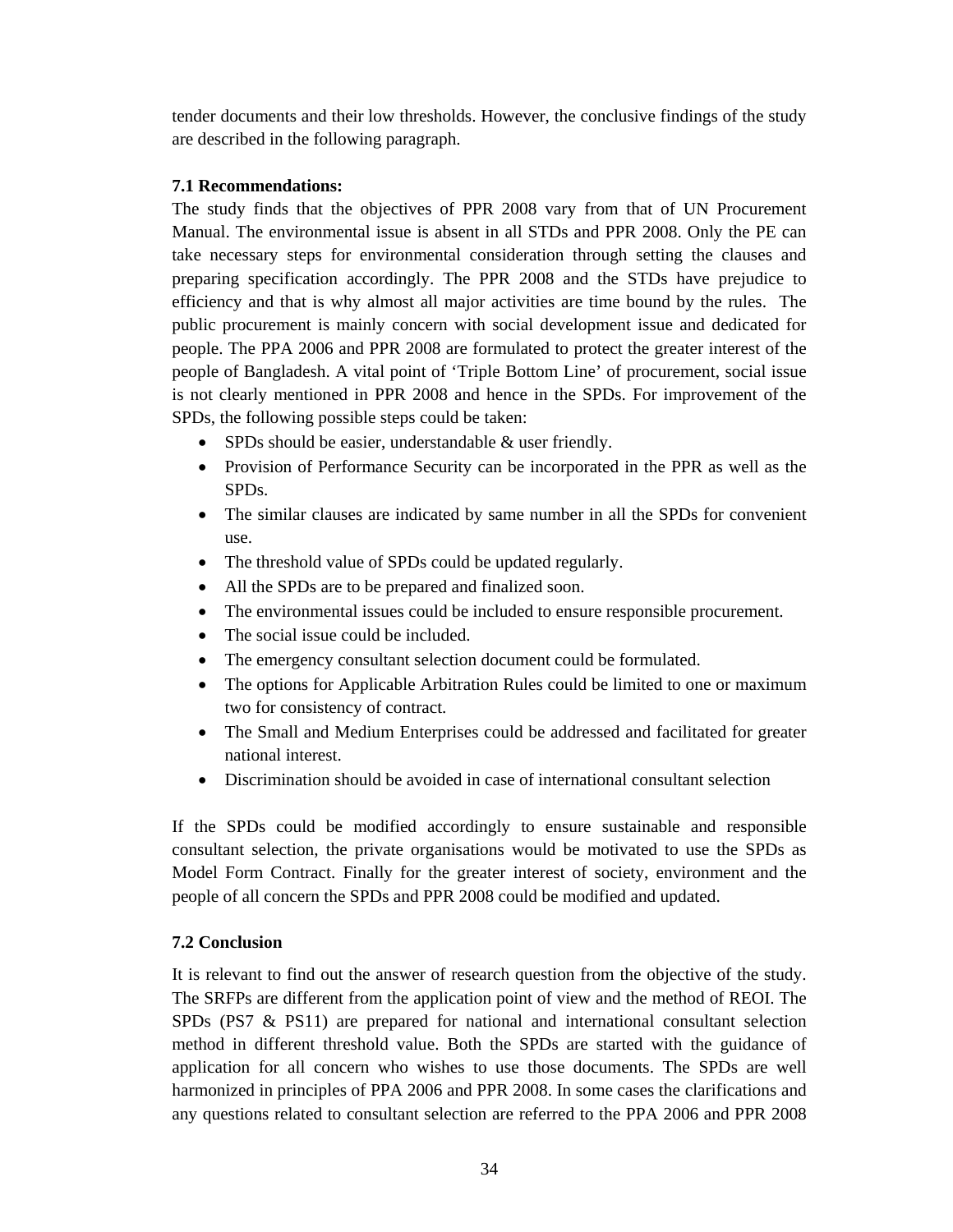tender documents and their low thresholds. However, the conclusive findings of the study are described in the following paragraph.

### 7.1 Recommendations:

The study finds that the objectives of PPR 2008 vary from that of UN Procurement Manual. The environmental issue is absent in all STDs and PPR 2008. Only the PE can take necessary steps for environmental consideration through setting the clauses and preparing specification accordingly. The PPR 2008 and the STDs have prejudice to efficiency and that is why almost all major activities are time bound by the rules. The public procurement is mainly concern with social development issue and dedicated for people. The PPA 2006 and PPR 2008 are formulated to protect the greater interest of the people of Bangladesh. A vital point of 'Triple Bottom Line' of procurement, social issue is not clearly mentioned in PPR 2008 and hence in the SPDs. For improvement of the SPDs, the following possible steps could be taken:

- SPDs should be easier, understandable & user friendly.
- Provision of Performance Security can be incorporated in the PPR as well as the SPDs.
- The similar clauses are indicated by same number in all the SPDs for convenient use.
- The threshold value of SPDs could be updated regularly.
- All the SPDs are to be prepared and finalized soon.
- The environmental issues could be included to ensure responsible procurement.
- The social issue could be included.
- The emergency consultant selection document could be formulated.
- The options for Applicable Arbitration Rules could be limited to one or maximum two for consistency of contract.
- The Small and Medium Enterprises could be addressed and facilitated for greater national interest.
- Discrimination should be avoided in case of international consultant selection

If the SPDs could be modified accordingly to ensure sustainable and responsible consultant selection, the private organisations would be motivated to use the SPDs as Model Form Contract. Finally for the greater interest of society, environment and the people of all concern the SPDs and PPR 2008 could be modified and updated.

### 7.2 Conclusion

It is relevant to find out the answer of research question from the objective of the study. The SRFPs are different from the application point of view and the method of REOI. The SPDs (PS7 & PS11) are prepared for national and international consultant selection method in different threshold value. Both the SPDs are started with the guidance of application for all concern who wishes to use those documents. The SPDs are well harmonized in principles of PPA 2006 and PPR 2008. In some cases the clarifications and any questions related to consultant selection are referred to the PPA 2006 and PPR 2008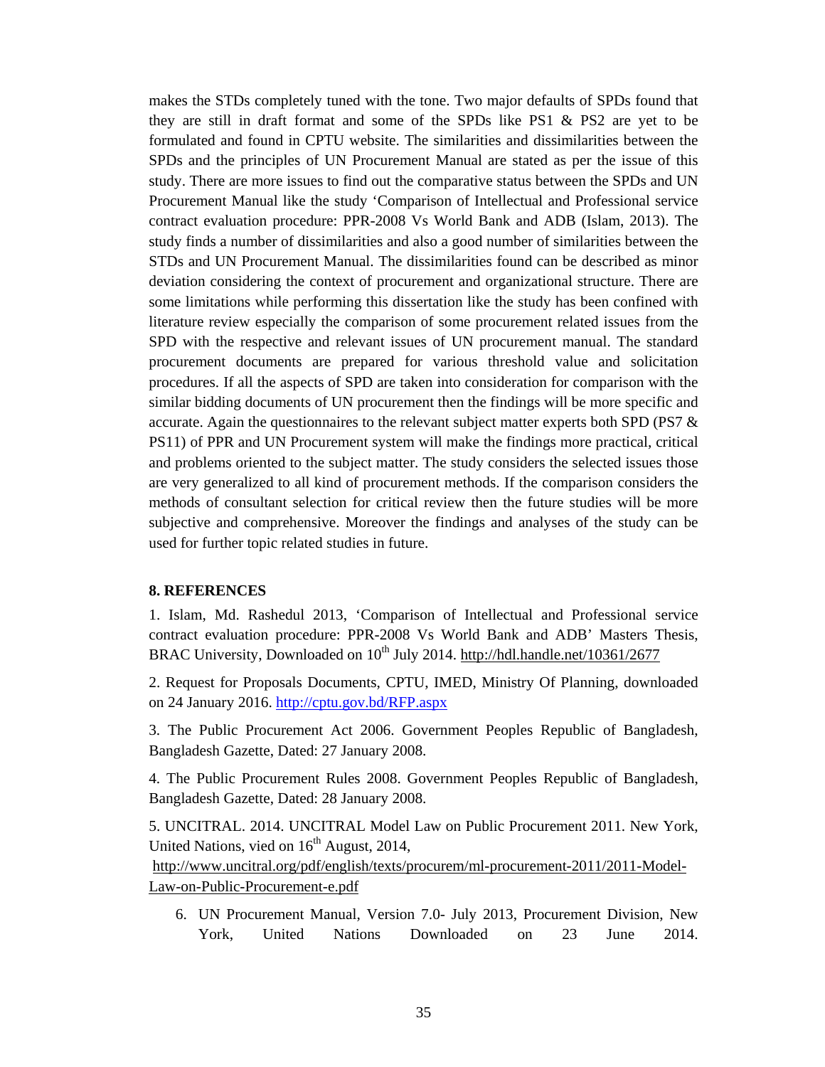makes the STDs completely tuned with the tone. Two major defaults of SPDs found that they are still in draft format and some of the SPDs like PS1 & PS2 are yet to be formulated and found in CPTU website. The similarities and dissimilarities between the SPDs and the principles of UN Procurement Manual are stated as per the issue of this study. There are more issues to find out the comparative status between the SPDs and UN Procurement Manual like the study 'Comparison of Intellectual and Professional service contract evaluation procedure: PPR-2008 Vs World Bank and ADB (Islam, 2013). The study finds a number of dissimilarities and also a good number of similarities between the STDs and UN Procurement Manual. The dissimilarities found can be described as minor deviation considering the context of procurement and organizational structure. There are some limitations while performing this dissertation like the study has been confined with literature review especially the comparison of some procurement related issues from the SPD with the respective and relevant issues of UN procurement manual. The standard procurement documents are prepared for various threshold value and solicitation procedures. If all the aspects of SPD are taken into consideration for comparison with the similar bidding documents of UN procurement then the findings will be more specific and accurate. Again the questionnaires to the relevant subject matter experts both SPD (PS7 & PS11) of PPR and UN Procurement system will make the findings more practical, critical and problems oriented to the subject matter. The study considers the selected issues those are very generalized to all kind of procurement methods. If the comparison considers the methods of consultant selection for critical review then the future studies will be more subjective and comprehensive. Moreover the findings and analyses of the study can be used for further topic related studies in future.

## 8. REFERENCES

1. Islam, Md. Rashedul 2013, 'Comparison of Intellectual and Professional service contract evaluation procedure: PPR-2008 Vs World Bank and ADB' Masters Thesis, BRAC University, Downloaded on 10th July 2014. http://hdl.handle.net/10361/2677

2. Request for Proposals Documents, CPTU, IMED, Ministry Of Planning, downloaded on 24 January 2016. http://cptu.gov.bd/RFP.aspx

3. The Public Procurement Act 2006. Government Peoples Republic of Bangladesh, Bangladesh Gazette, Dated: 27 January 2008.

4. The Public Procurement Rules 2008. Government Peoples Republic of Bangladesh, Bangladesh Gazette, Dated: 28 January 2008.

5. UNCITRAL. 2014. UNCITRAL Model Law on Public Procurement 2011. New York, United Nations, vied on 16th August, 2014, http://www.uncitral.org/pdf/english/texts/procurem/ml-procurement-2011/2011-Model-Law-on-Public-Procurement-e.pdf

6. UN Procurement Manual, Version 7.0- July 2013, Procurement Division, New York, United Nations Downloaded on 23 June 2014.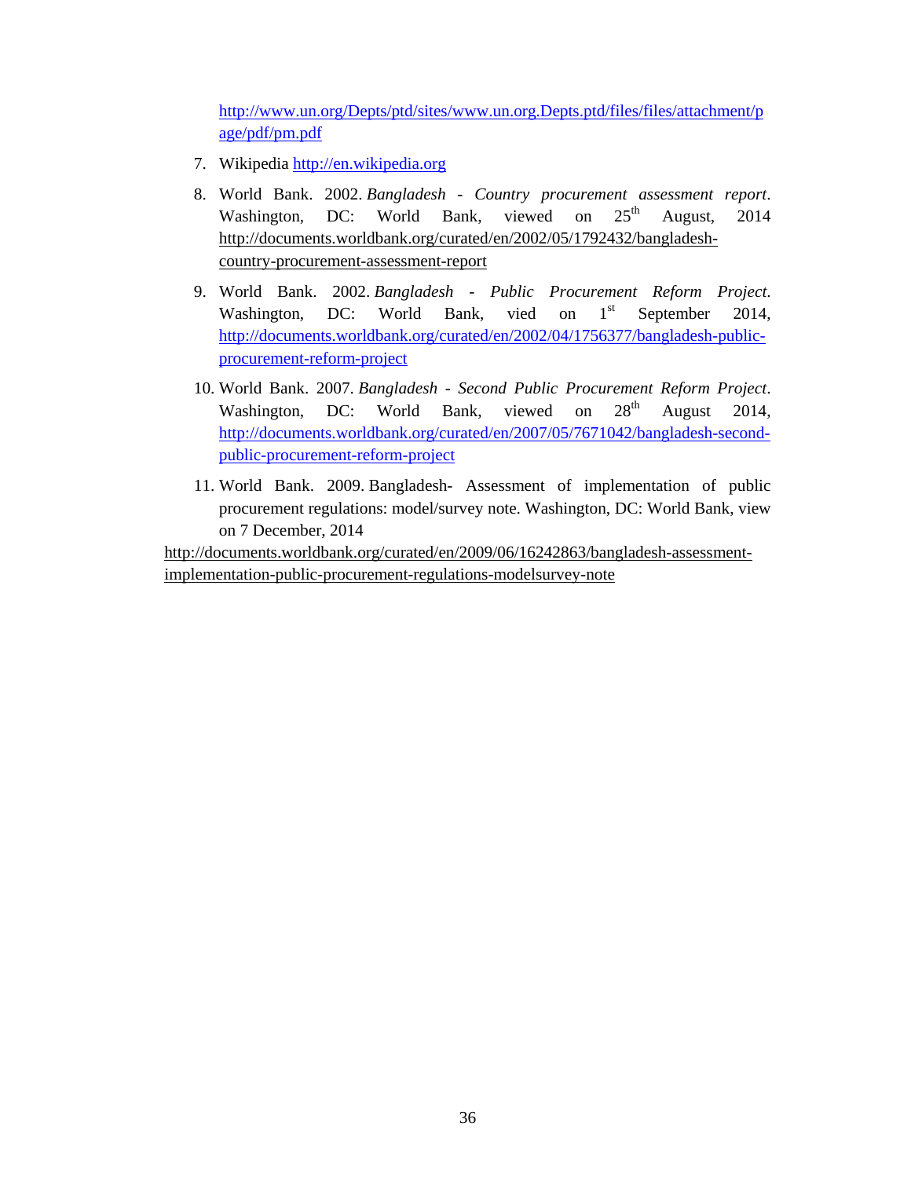http://www.un.org/Depts/ptd/sites/www.un.org.Depts.ptd/files/files/attachment/page/pdf/pm.pdf

7. Wikipedia http://en.wikipedia.org

8. World Bank. 2002. *Bangladesh - Country procurement assessment report*. Washington, DC: World Bank, viewed on 25th August, 2014 http://documents.worldbank.org/curated/en/2002/05/1792432/bangladesh-country-procurement-assessment-report

9. World Bank. 2002. *Bangladesh - Public Procurement Reform Project*. Washington, DC: World Bank, vied on 1st September 2014, http://documents.worldbank.org/curated/en/2002/04/1756377/bangladesh-public-procurement-reform-project

10. World Bank. 2007. *Bangladesh - Second Public Procurement Reform Project*. Washington, DC: World Bank, viewed on 28th August 2014, http://documents.worldbank.org/curated/en/2007/05/7671042/bangladesh-second-public-procurement-reform-project

11. World Bank. 2009. Bangladesh- Assessment of implementation of public procurement regulations: model/survey note. Washington, DC: World Bank, view on 7 December, 2014

http://documents.worldbank.org/curated/en/2009/06/16242863/bangladesh-assessment-implementation-public-procurement-regulations-modelsurvey-note